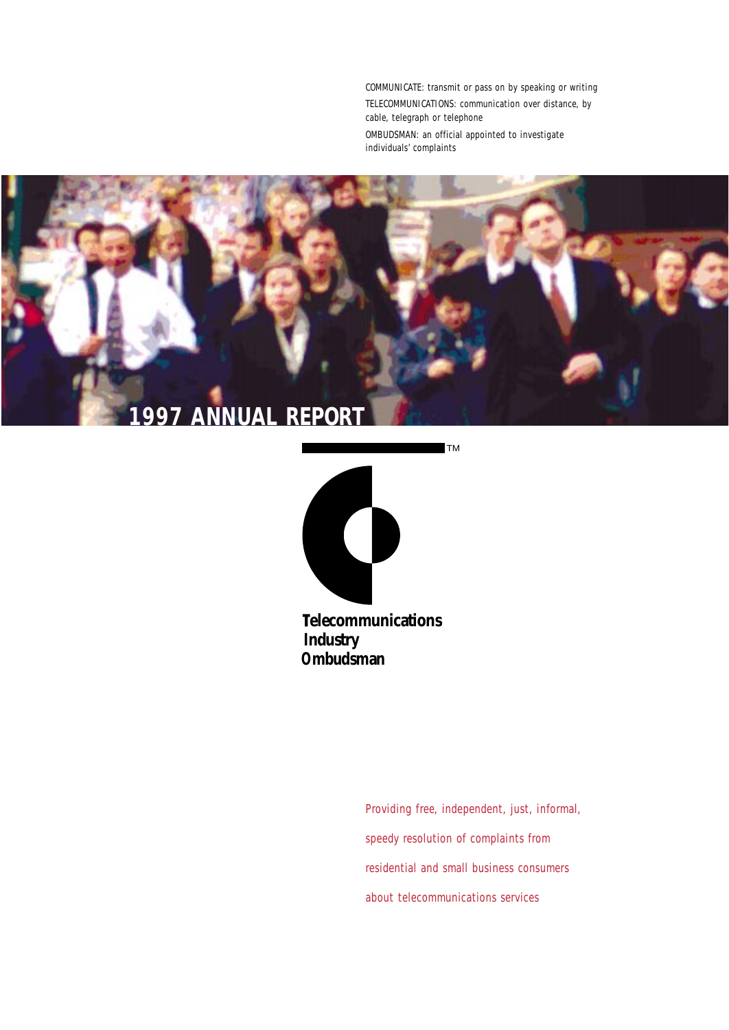COMMUNICATE: transmit or pass on by speaking or writing

TELECOMMUNICATIONS: communication over distance, by cable, telegraph or telephone

OMBUDSMAN: an official appointed to investigate individuals' complaints

# 1997 ANNUAL REPORT

**Telecommunications Industry Ombudsman**

Providing free, independent, just, informal, speedy resolution of complaints from residential and small business consumers about telecommunications services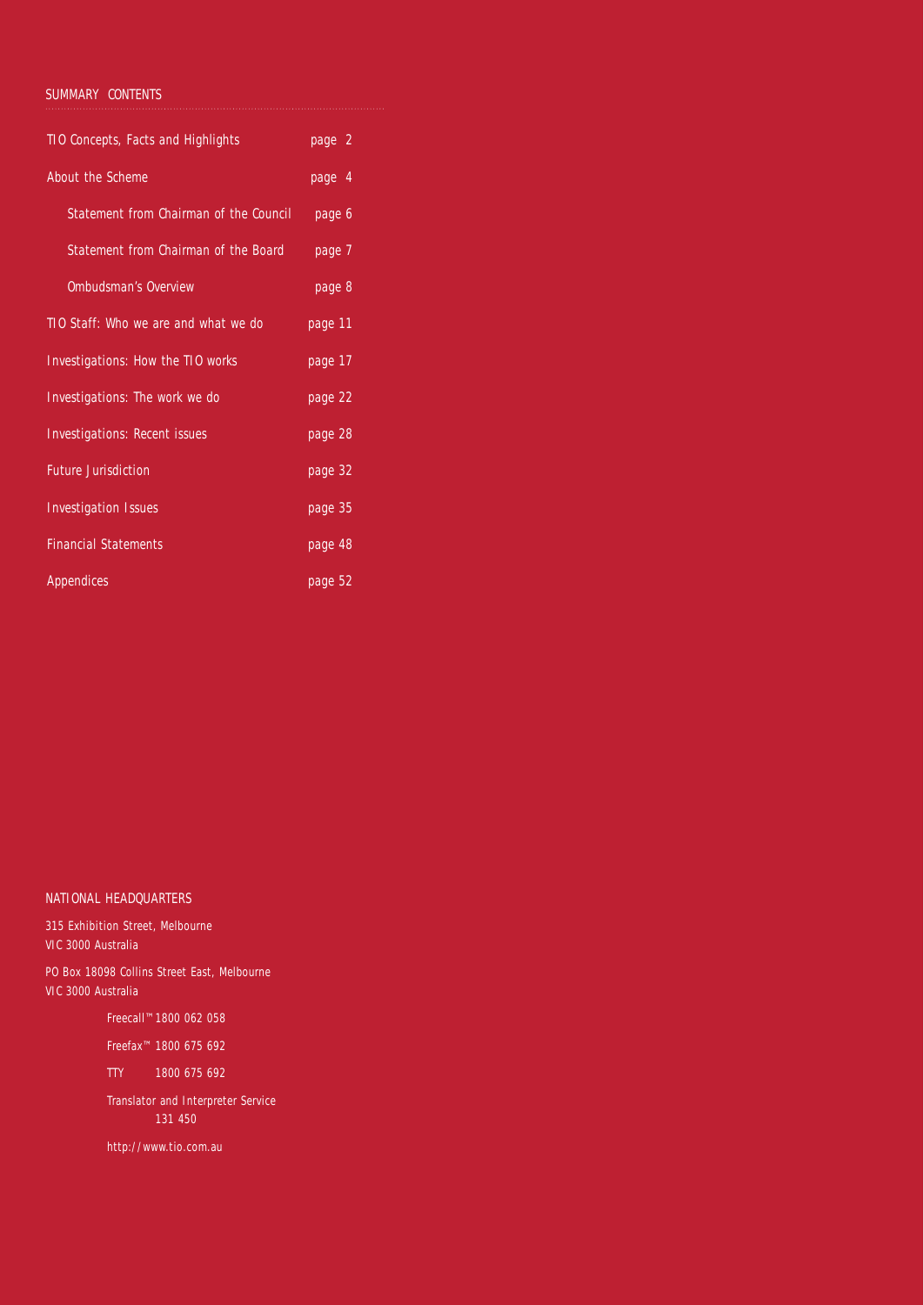## SUMMARY CONTENTS

| | |
|---|---|
| TIO Concepts, Facts and Highlights | page 2 |
| About the Scheme | page 4 |
| Statement from Chairman of the Council | page 6 |
| Statement from Chairman of the Board | page 7 |
| Ombudsman's Overview | page 8 |
| TIO Staff: Who we are and what we do | page 11 |
| Investigations: How the TIO works | page 17 |
| Investigations: The work we do | page 22 |
| Investigations: Recent issues | page 28 |
| Future Jurisdiction | page 32 |
| Investigation Issues | page 35 |
| Financial Statements | page 48 |
| Appendices | page 52 |

## NATIONAL HEADQUARTERS

315 Exhibition Street, Melbourne
VIC 3000 Australia

PO Box 18098 Collins Street East, Melbourne
VIC 3000 Australia

Freecall™ 1800 062 058

Freefax™ 1800 675 692

TTY 1800 675 692

Translator and Interpreter Service
131 450

http://www.tio.com.au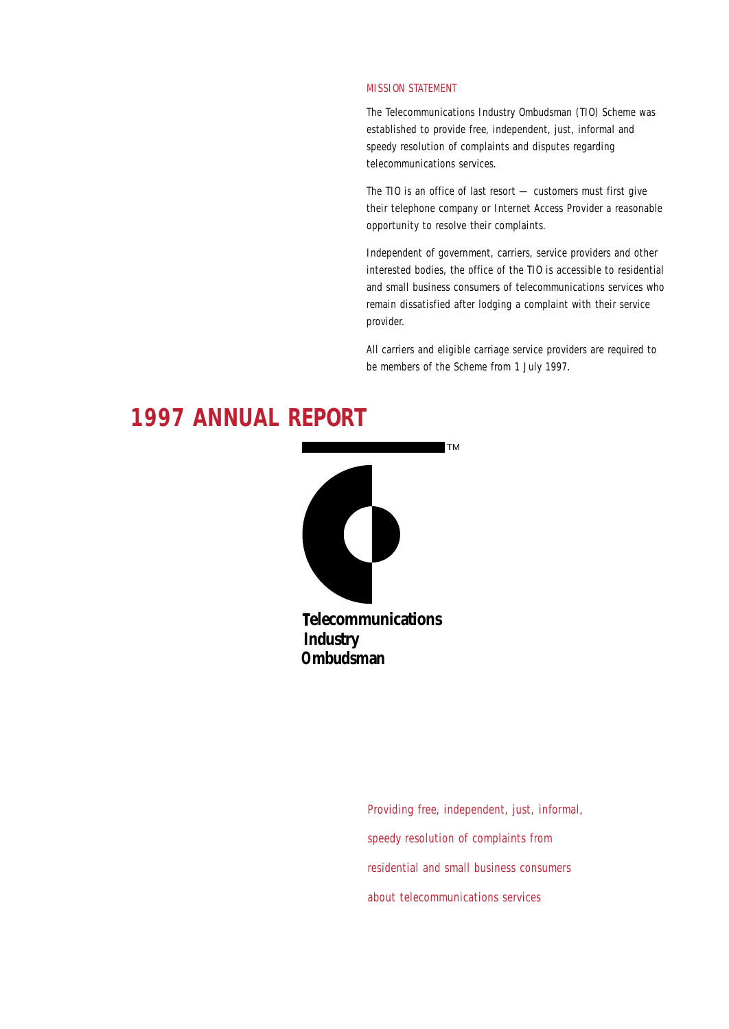MISSION STATEMENT

The Telecommunications Industry Ombudsman (TIO) Scheme was established to provide free, independent, just, informal and speedy resolution of complaints and disputes regarding telecommunications services.

The TIO is an office of last resort — customers must first give their telephone company or Internet Access Provider a reasonable opportunity to resolve their complaints.

Independent of government, carriers, service providers and other interested bodies, the office of the TIO is accessible to residential and small business consumers of telecommunications services who remain dissatisfied after lodging a complaint with their service provider.

All carriers and eligible carriage service providers are required to be members of the Scheme from 1 July 1997.

# 1997 ANNUAL REPORT

**Telecommunications Industry Ombudsman**™

Providing free, independent, just, informal, speedy resolution of complaints from residential and small business consumers about telecommunications services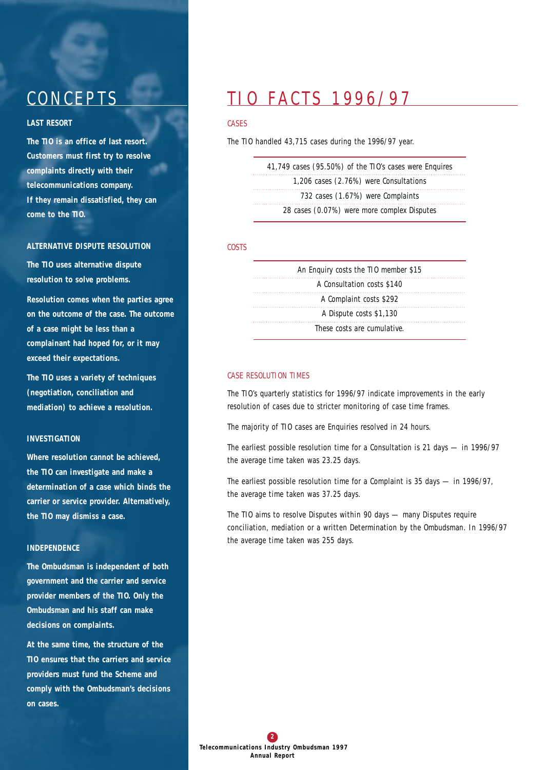# CONCEPTS

**LAST RESORT**

**The TIO is an office of last resort. Customers must first try to resolve complaints directly with their telecommunications company. If they remain dissatisfied, they can come to the TIO.**

**ALTERNATIVE DISPUTE RESOLUTION**

**The TIO uses alternative dispute resolution to solve problems.**

**Resolution comes when the parties agree on the outcome of the case. The outcome of a case might be less than a complainant had hoped for, or it may exceed their expectations.**

**The TIO uses a variety of techniques (negotiation, conciliation and mediation) to achieve a resolution.**

**INVESTIGATION**

**Where resolution cannot be achieved, the TIO can investigate and make a determination of a case which binds the carrier or service provider. Alternatively, the TIO may dismiss a case.**

**INDEPENDENCE**

**The Ombudsman is independent of both government and the carrier and service provider members of the TIO. Only the Ombudsman and his staff can make decisions on complaints.**

**At the same time, the structure of the TIO ensures that the carriers and service providers must fund the Scheme and comply with the Ombudsman's decisions on cases.**

# TIO FACTS 1996/97

## CASES

The TIO handled 43,715 cases during the 1996/97 year.

| |
|---|
| 41,749 cases (95.50%) of the TIO's cases were Enquires |
| 1,206 cases (2.76%) were Consultations |
| 732 cases (1.67%) were Complaints |
| 28 cases (0.07%) were more complex Disputes |

## COSTS

| |
|---|
| An Enquiry costs the TIO member $15 |
| A Consultation costs $140 |
| A Complaint costs $292 |
| A Dispute costs $1,130 |
| These costs are cumulative. |

## CASE RESOLUTION TIMES

The TIO's quarterly statistics for 1996/97 indicate improvements in the early resolution of cases due to stricter monitoring of case time frames.

The majority of TIO cases are Enquiries resolved in 24 hours.

The earliest possible resolution time for a Consultation is 21 days — in 1996/97 the average time taken was 23.25 days.

The earliest possible resolution time for a Complaint is 35 days — in 1996/97, the average time taken was 37.25 days.

The TIO aims to resolve Disputes within 90 days — many Disputes require conciliation, mediation or a written Determination by the Ombudsman. In 1996/97 the average time taken was 255 days.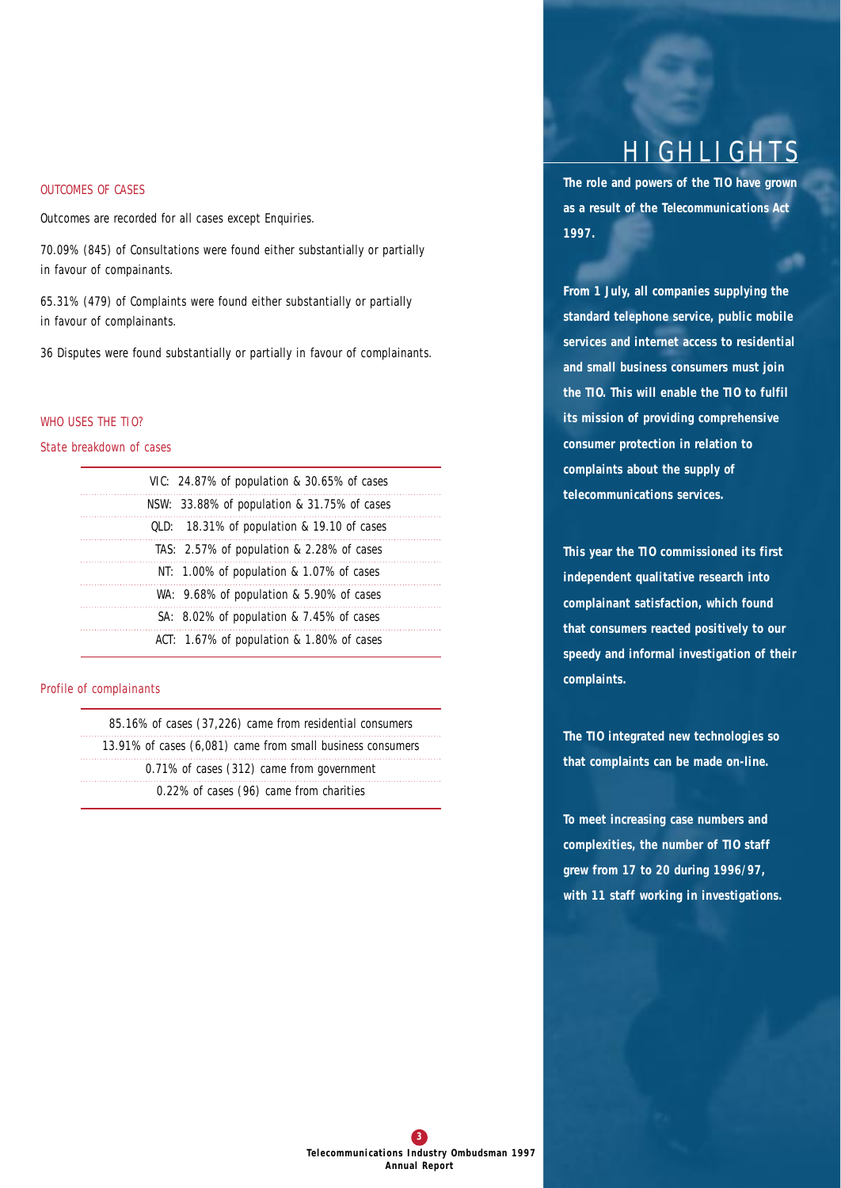## OUTCOMES OF CASES

Outcomes are recorded for all cases except Enquiries.

70.09% (845) of Consultations were found either substantially or partially in favour of compainants.

65.31% (479) of Complaints were found either substantially or partially in favour of complainants.

36 Disputes were found substantially or partially in favour of complainants.

## WHO USES THE TIO?

### State breakdown of cases

| |
|---|
| VIC: 24.87% of population & 30.65% of cases |
| NSW: 33.88% of population & 31.75% of cases |
| QLD: 18.31% of population & 19.10 of cases |
| TAS: 2.57% of population & 2.28% of cases |
| NT: 1.00% of population & 1.07% of cases |
| WA: 9.68% of population & 5.90% of cases |
| SA: 8.02% of population & 7.45% of cases |
| ACT: 1.67% of population & 1.80% of cases |

### Profile of complainants

| |
|---|
| 85.16% of cases (37,226) came from residential consumers |
| 13.91% of cases (6,081) came from small business consumers |
| 0.71% of cases (312) came from government |
| 0.22% of cases (96) came from charities |

# HIGHLIGHTS

**The role and powers of the TIO have grown as a result of the *Telecommunications Act 1997*.**

**From 1 July, all companies supplying the standard telephone service, public mobile services and internet access to residential and small business consumers must join the TIO. This will enable the TIO to fulfil its mission of providing comprehensive consumer protection in relation to complaints about the supply of telecommunications services.**

**This year the TIO commissioned its first independent qualitative research into complainant satisfaction, which found that consumers reacted positively to our speedy and informal investigation of their complaints.**

**The TIO integrated new technologies so that complaints can be made on-line.**

**To meet increasing case numbers and complexities, the number of TIO staff grew from 17 to 20 during 1996/97, with 11 staff working in investigations.**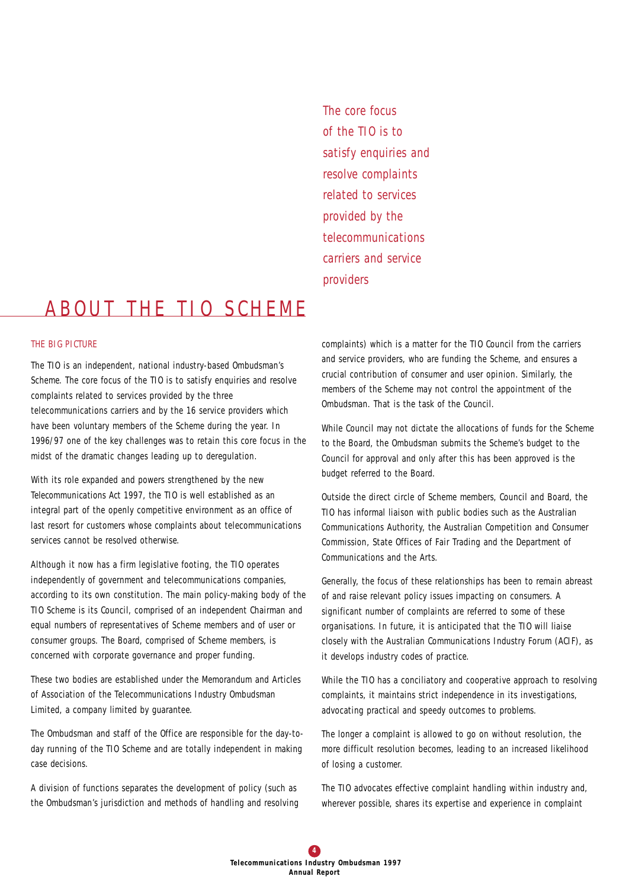The core focus of the TIO is to satisfy enquiries and resolve complaints related to services provided by the telecommunications carriers and service providers

# ABOUT THE TIO SCHEME

## THE BIG PICTURE

The TIO is an independent, national industry-based Ombudsman's Scheme. The core focus of the TIO is to satisfy enquiries and resolve complaints related to services provided by the three telecommunications carriers and by the 16 service providers which have been voluntary members of the Scheme during the year. In 1996/97 one of the key challenges was to retain this core focus in the midst of the dramatic changes leading up to deregulation.

With its role expanded and powers strengthened by the new Telecommunications Act 1997, the TIO is well established as an integral part of the openly competitive environment as an office of last resort for customers whose complaints about telecommunications services cannot be resolved otherwise.

Although it now has a firm legislative footing, the TIO operates independently of government and telecommunications companies, according to its own constitution. The main policy-making body of the TIO Scheme is its Council, comprised of an independent Chairman and equal numbers of representatives of Scheme members and of user or consumer groups. The Board, comprised of Scheme members, is concerned with corporate governance and proper funding.

These two bodies are established under the Memorandum and Articles of Association of the Telecommunications Industry Ombudsman Limited, a company limited by guarantee.

The Ombudsman and staff of the Office are responsible for the day-to-day running of the TIO Scheme and are totally independent in making case decisions.

A division of functions separates the development of policy (such as the Ombudsman's jurisdiction and methods of handling and resolving complaints) which is a matter for the TIO Council from the carriers and service providers, who are funding the Scheme, and ensures a crucial contribution of consumer and user opinion. Similarly, the members of the Scheme may not control the appointment of the Ombudsman. That is the task of the Council.

While Council may not dictate the allocations of funds for the Scheme to the Board, the Ombudsman submits the Scheme's budget to the Council for approval and only after this has been approved is the budget referred to the Board.

Outside the direct circle of Scheme members, Council and Board, the TIO has informal liaison with public bodies such as the Australian Communications Authority, the Australian Competition and Consumer Commission, State Offices of Fair Trading and the Department of Communications and the Arts.

Generally, the focus of these relationships has been to remain abreast of and raise relevant policy issues impacting on consumers. A significant number of complaints are referred to some of these organisations. In future, it is anticipated that the TIO will liaise closely with the Australian Communications Industry Forum (ACIF), as it develops industry codes of practice.

While the TIO has a conciliatory and cooperative approach to resolving complaints, it maintains strict independence in its investigations, advocating practical and speedy outcomes to problems.

The longer a complaint is allowed to go on without resolution, the more difficult resolution becomes, leading to an increased likelihood of losing a customer.

The TIO advocates effective complaint handling within industry and, wherever possible, shares its expertise and experience in complaint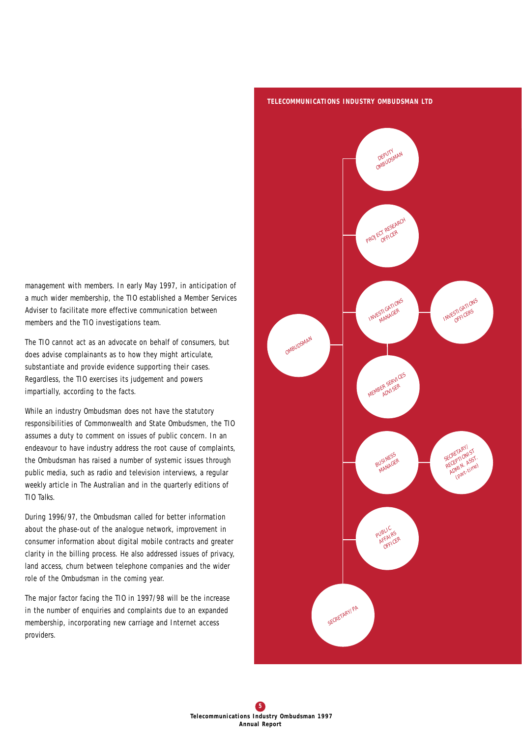management with members. In early May 1997, in anticipation of a much wider membership, the TIO established a Member Services Adviser to facilitate more effective communication between members and the TIO investigations team.

The TIO cannot act as an advocate on behalf of consumers, but does advise complainants as to how they might articulate, substantiate and provide evidence supporting their cases. Regardless, the TIO exercises its judgement and powers impartially, according to the facts.

While an industry Ombudsman does not have the statutory responsibilities of Commonwealth and State Ombudsmen, the TIO assumes a duty to comment on issues of public concern. In an endeavour to have industry address the root cause of complaints, the Ombudsman has raised a number of systemic issues through public media, such as radio and television interviews, a regular weekly article in The Australian and in the quarterly editions of TIO Talks.

During 1996/97, the Ombudsman called for better information about the phase-out of the analogue network, improvement in consumer information about digital mobile contracts and greater clarity in the billing process. He also addressed issues of privacy, land access, churn between telephone companies and the wider role of the Ombudsman in the coming year.

The major factor facing the TIO in 1997/98 will be the increase in the number of enquiries and complaints due to an expanded membership, incorporating new carriage and Internet access providers.

**TELECOMMUNICATIONS INDUSTRY OMBUDSMAN LTD**

- OMBUDSMAN
  - DEPUTY OMBUDSMAN
  - PROJECT RESEARCH OFFICER
  - INVESTIGATIONS MANAGER
    - INVESTIGATIONS OFFICERS
    - MEMBER SERVICES ADVISER
  - BUSINESS MANAGER
    - SECRETARY/ RECEPTIONIST ADMIN. ASST. (part-time)
  - PUBLIC AFFAIRS OFFICER
  - SECRETARY/PA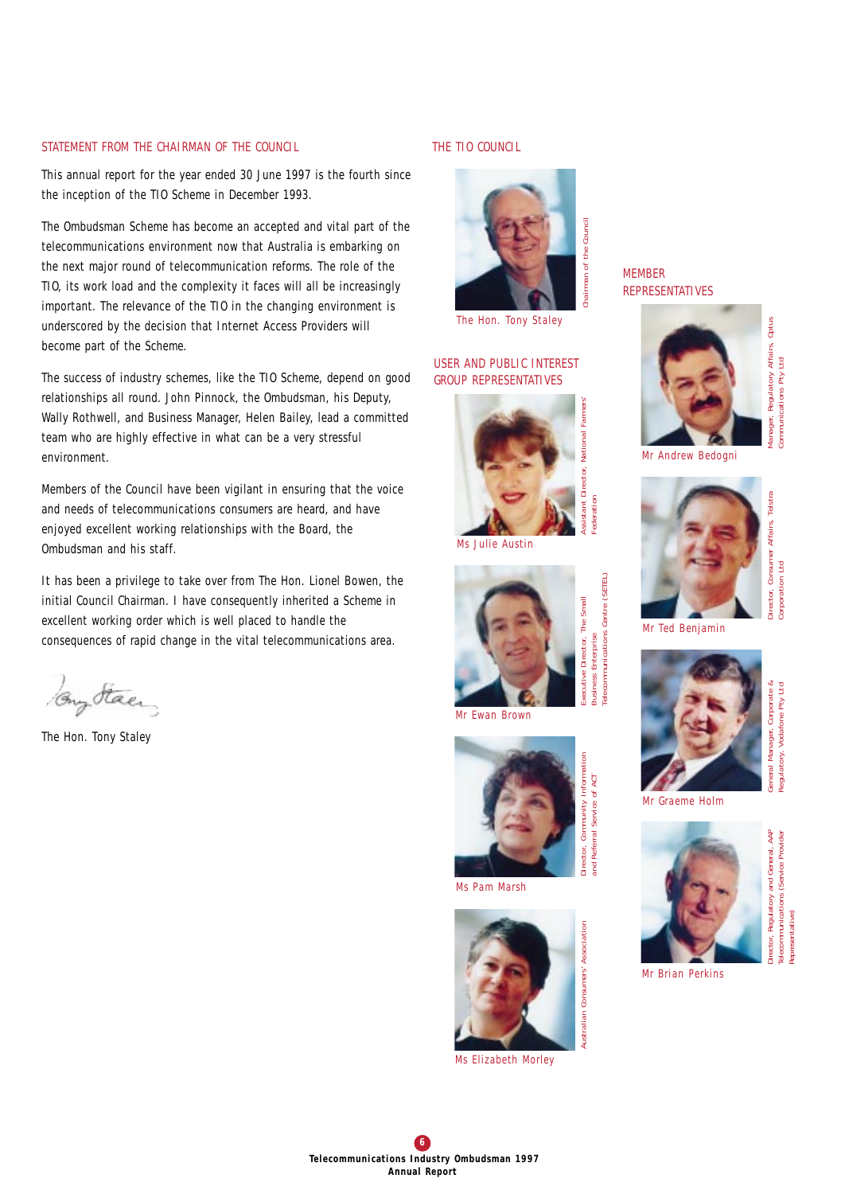## STATEMENT FROM THE CHAIRMAN OF THE COUNCIL

This annual report for the year ended 30 June 1997 is the fourth since the inception of the TIO Scheme in December 1993.

The Ombudsman Scheme has become an accepted and vital part of the telecommunications environment now that Australia is embarking on the next major round of telecommunication reforms. The role of the TIO, its work load and the complexity it faces will all be increasingly important. The relevance of the TIO in the changing environment is underscored by the decision that Internet Access Providers will become part of the Scheme.

The success of industry schemes, like the TIO Scheme, depend on good relationships all round. John Pinnock, the Ombudsman, his Deputy, Wally Rothwell, and Business Manager, Helen Bailey, lead a committed team who are highly effective in what can be a very stressful environment.

Members of the Council have been vigilant in ensuring that the voice and needs of telecommunications consumers are heard, and have enjoyed excellent working relationships with the Board, the Ombudsman and his staff.

It has been a privilege to take over from The Hon. Lionel Bowen, the initial Council Chairman. I have consequently inherited a Scheme in excellent working order which is well placed to handle the consequences of rapid change in the vital telecommunications area.

The Hon. Tony Staley

## THE TIO COUNCIL

The Hon. Tony Staley – Chairman of the Council

### USER AND PUBLIC INTEREST GROUP REPRESENTATIVES

Ms Julie Austin – Assistant Director, National Farmers' Federation

Mr Ewan Brown – Executive Director, The Small Business Enterprise Telecommunications Centre (SETEL)

Ms Pam Marsh – Director, Community Information and Referral Service of ACT

Ms Elizabeth Morley – Australian Consumers' Association

### MEMBER REPRESENTATIVES

Mr Andrew Bedogni – Manager, Regulatory Affairs, Optus Communications Pty Ltd

Mr Ted Benjamin – Director, Consumer Affairs, Telstra Corporation Ltd

Mr Graeme Holm – General Manager, Corporate & Regulatory, Vodafone Pty Ltd

Mr Brian Perkins – Director, Regulatory and General, AAP Telecommunications (Service Provider Representative)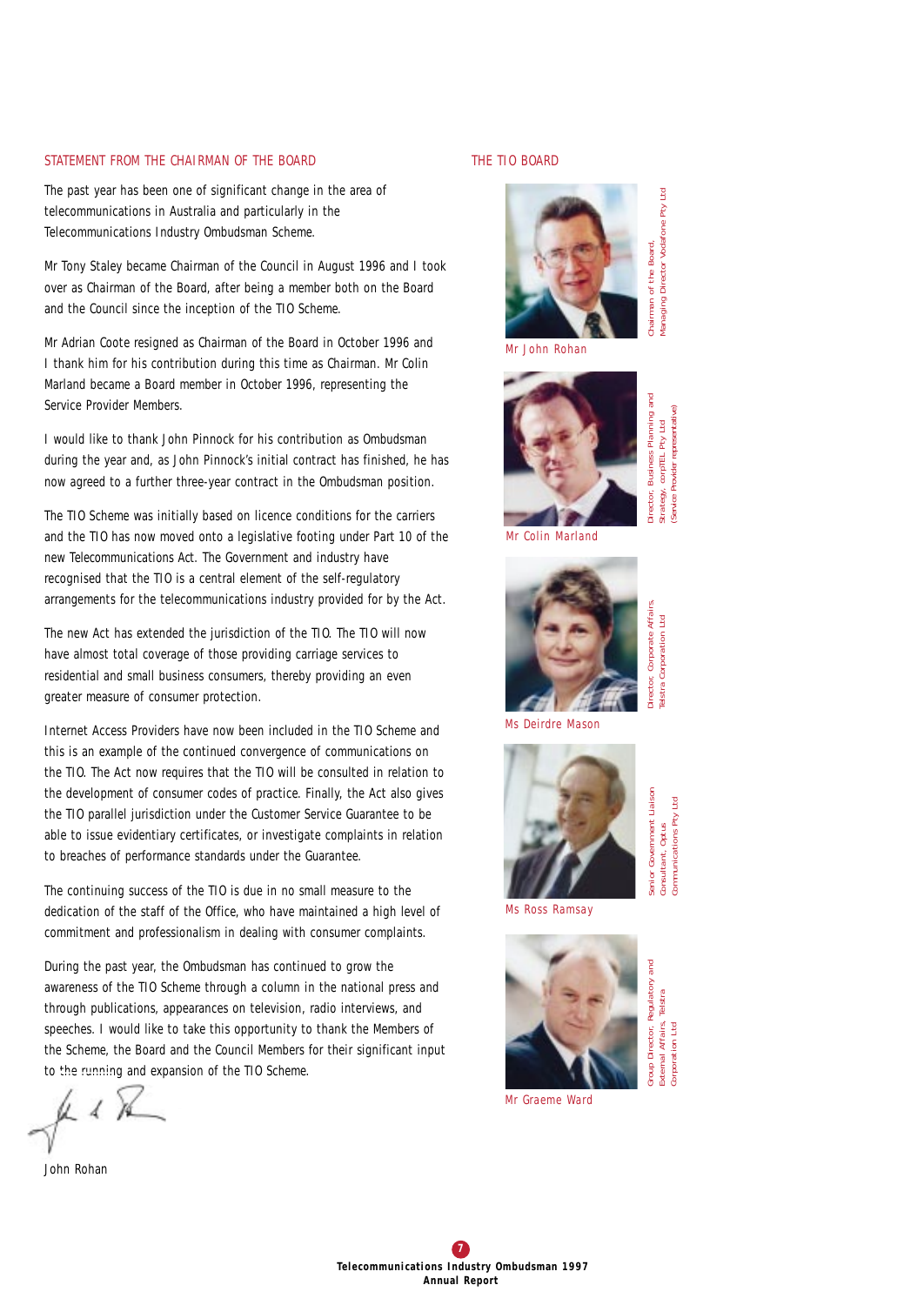## STATEMENT FROM THE CHAIRMAN OF THE BOARD

The past year has been one of significant change in the area of telecommunications in Australia and particularly in the Telecommunications Industry Ombudsman Scheme.

Mr Tony Staley became Chairman of the Council in August 1996 and I took over as Chairman of the Board, after being a member both on the Board and the Council since the inception of the TIO Scheme.

Mr Adrian Coote resigned as Chairman of the Board in October 1996 and I thank him for his contribution during this time as Chairman. Mr Colin Marland became a Board member in October 1996, representing the Service Provider Members.

I would like to thank John Pinnock for his contribution as Ombudsman during the year and, as John Pinnock's initial contract has finished, he has now agreed to a further three-year contract in the Ombudsman position.

The TIO Scheme was initially based on licence conditions for the carriers and the TIO has now moved onto a legislative footing under Part 10 of the new Telecommunications Act. The Government and industry have recognised that the TIO is a central element of the self-regulatory arrangements for the telecommunications industry provided for by the Act.

The new Act has extended the jurisdiction of the TIO. The TIO will now have almost total coverage of those providing carriage services to residential and small business consumers, thereby providing an even greater measure of consumer protection.

Internet Access Providers have now been included in the TIO Scheme and this is an example of the continued convergence of communications on the TIO. The Act now requires that the TIO will be consulted in relation to the development of consumer codes of practice. Finally, the Act also gives the TIO parallel jurisdiction under the Customer Service Guarantee to be able to issue evidentiary certificates, or investigate complaints in relation to breaches of performance standards under the Guarantee.

The continuing success of the TIO is due in no small measure to the dedication of the staff of the Office, who have maintained a high level of commitment and professionalism in dealing with consumer complaints.

During the past year, the Ombudsman has continued to grow the awareness of the TIO Scheme through a column in the national press and through publications, appearances on television, radio interviews, and speeches. I would like to take this opportunity to thank the Members of the Scheme, the Board and the Council Members for their significant input to the running and expansion of the TIO Scheme.

John Rohan

## THE TIO BOARD

Mr John Rohan
Chairman of the Board, Managing Director Vodafone Pty Ltd

Mr Colin Marland
Director, Business Planning and Strategy, corpTEL Pty Ltd (Service Provider representative)

Ms Deirdre Mason
Director, Corporate Affairs, Telstra Corporation Ltd

Ms Ross Ramsay
Senior Government Liaison Consultant, Optus Communications Pty Ltd

Mr Graeme Ward
Group Director, Regulatory and External Affairs, Telstra Corporation Ltd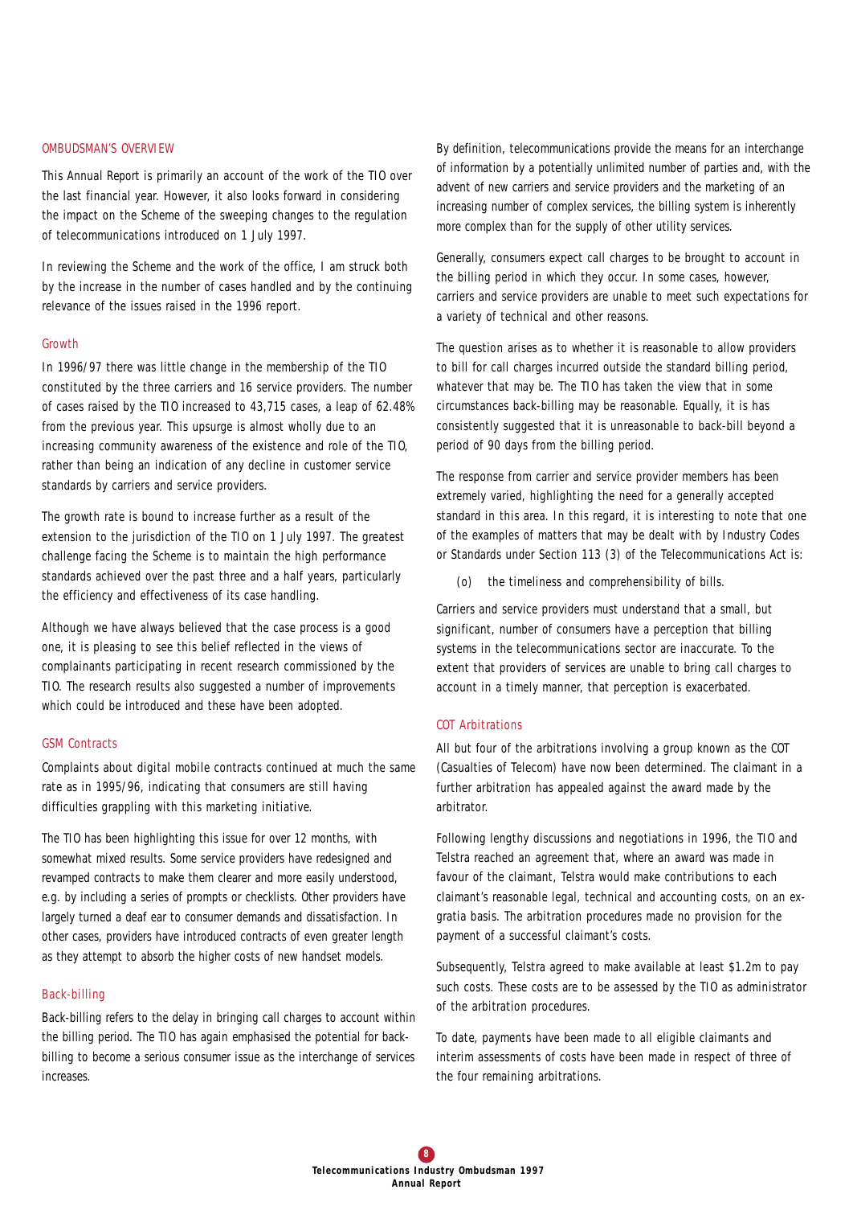## OMBUDSMAN'S OVERVIEW

This Annual Report is primarily an account of the work of the TIO over the last financial year. However, it also looks forward in considering the impact on the Scheme of the sweeping changes to the regulation of telecommunications introduced on 1 July 1997.

In reviewing the Scheme and the work of the office, I am struck both by the increase in the number of cases handled and by the continuing relevance of the issues raised in the 1996 report.

### Growth

In 1996/97 there was little change in the membership of the TIO constituted by the three carriers and 16 service providers. The number of cases raised by the TIO increased to 43,715 cases, a leap of 62.48% from the previous year. This upsurge is almost wholly due to an increasing community awareness of the existence and role of the TIO, rather than being an indication of any decline in customer service standards by carriers and service providers.

The growth rate is bound to increase further as a result of the extension to the jurisdiction of the TIO on 1 July 1997. The greatest challenge facing the Scheme is to maintain the high performance standards achieved over the past three and a half years, particularly the efficiency and effectiveness of its case handling.

Although we have always believed that the case process is a good one, it is pleasing to see this belief reflected in the views of complainants participating in recent research commissioned by the TIO. The research results also suggested a number of improvements which could be introduced and these have been adopted.

### GSM Contracts

Complaints about digital mobile contracts continued at much the same rate as in 1995/96, indicating that consumers are still having difficulties grappling with this marketing initiative.

The TIO has been highlighting this issue for over 12 months, with somewhat mixed results. Some service providers have redesigned and revamped contracts to make them clearer and more easily understood, e.g. by including a series of prompts or checklists. Other providers have largely turned a deaf ear to consumer demands and dissatisfaction. In other cases, providers have introduced contracts of even greater length as they attempt to absorb the higher costs of new handset models.

### Back-billing

Back-billing refers to the delay in bringing call charges to account within the billing period. The TIO has again emphasised the potential for back-billing to become a serious consumer issue as the interchange of services increases.

By definition, telecommunications provide the means for an interchange of information by a potentially unlimited number of parties and, with the advent of new carriers and service providers and the marketing of an increasing number of complex services, the billing system is inherently more complex than for the supply of other utility services.

Generally, consumers expect call charges to be brought to account in the billing period in which they occur. In some cases, however, carriers and service providers are unable to meet such expectations for a variety of technical and other reasons.

The question arises as to whether it is reasonable to allow providers to bill for call charges incurred outside the standard billing period, whatever that may be. The TIO has taken the view that in some circumstances back-billing may be reasonable. Equally, it is has consistently suggested that it is unreasonable to back-bill beyond a period of 90 days from the billing period.

The response from carrier and service provider members has been extremely varied, highlighting the need for a generally accepted standard in this area. In this regard, it is interesting to note that one of the examples of matters that may be dealt with by Industry Codes or Standards under Section 113 (3) of the Telecommunications Act is:

(o) the timeliness and comprehensibility of bills.

Carriers and service providers must understand that a small, but significant, number of consumers have a perception that billing systems in the telecommunications sector are inaccurate. To the extent that providers of services are unable to bring call charges to account in a timely manner, that perception is exacerbated.

### COT Arbitrations

All but four of the arbitrations involving a group known as the COT (Casualties of Telecom) have now been determined. The claimant in a further arbitration has appealed against the award made by the arbitrator.

Following lengthy discussions and negotiations in 1996, the TIO and Telstra reached an agreement that, where an award was made in favour of the claimant, Telstra would make contributions to each claimant's reasonable legal, technical and accounting costs, on an ex-gratia basis. The arbitration procedures made no provision for the payment of a successful claimant's costs.

Subsequently, Telstra agreed to make available at least $1.2m to pay such costs. These costs are to be assessed by the TIO as administrator of the arbitration procedures.

To date, payments have been made to all eligible claimants and interim assessments of costs have been made in respect of three of the four remaining arbitrations.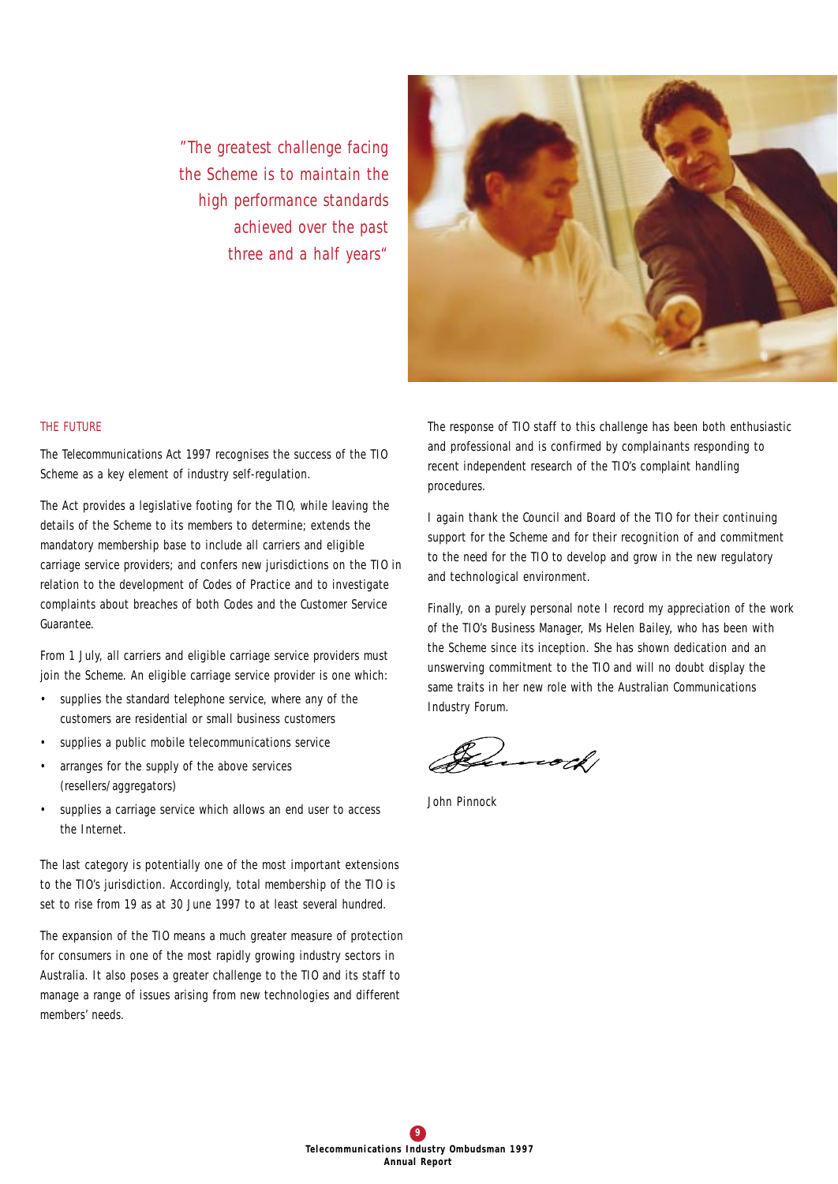"The greatest challenge facing the Scheme is to maintain the high performance standards achieved over the past three and a half years"

## THE FUTURE

The Telecommunications Act 1997 recognises the success of the TIO Scheme as a key element of industry self-regulation.

The Act provides a legislative footing for the TIO, while leaving the details of the Scheme to its members to determine; extends the mandatory membership base to include all carriers and eligible carriage service providers; and confers new jurisdictions on the TIO in relation to the development of Codes of Practice and to investigate complaints about breaches of both Codes and the Customer Service Guarantee.

From 1 July, all carriers and eligible carriage service providers must join the Scheme. An eligible carriage service provider is one which:

- supplies the standard telephone service, where any of the customers are residential or small business customers
- supplies a public mobile telecommunications service
- arranges for the supply of the above services (resellers/aggregators)
- supplies a carriage service which allows an end user to access the Internet.

The last category is potentially one of the most important extensions to the TIO's jurisdiction. Accordingly, total membership of the TIO is set to rise from 19 as at 30 June 1997 to at least several hundred.

The expansion of the TIO means a much greater measure of protection for consumers in one of the most rapidly growing industry sectors in Australia. It also poses a greater challenge to the TIO and its staff to manage a range of issues arising from new technologies and different members' needs.

The response of TIO staff to this challenge has been both enthusiastic and professional and is confirmed by complainants responding to recent independent research of the TIO's complaint handling procedures.

I again thank the Council and Board of the TIO for their continuing support for the Scheme and for their recognition of and commitment to the need for the TIO to develop and grow in the new regulatory and technological environment.

Finally, on a purely personal note I record my appreciation of the work of the TIO's Business Manager, Ms Helen Bailey, who has been with the Scheme since its inception. She has shown dedication and an unswerving commitment to the TIO and will no doubt display the same traits in her new role with the Australian Communications Industry Forum.

John Pinnock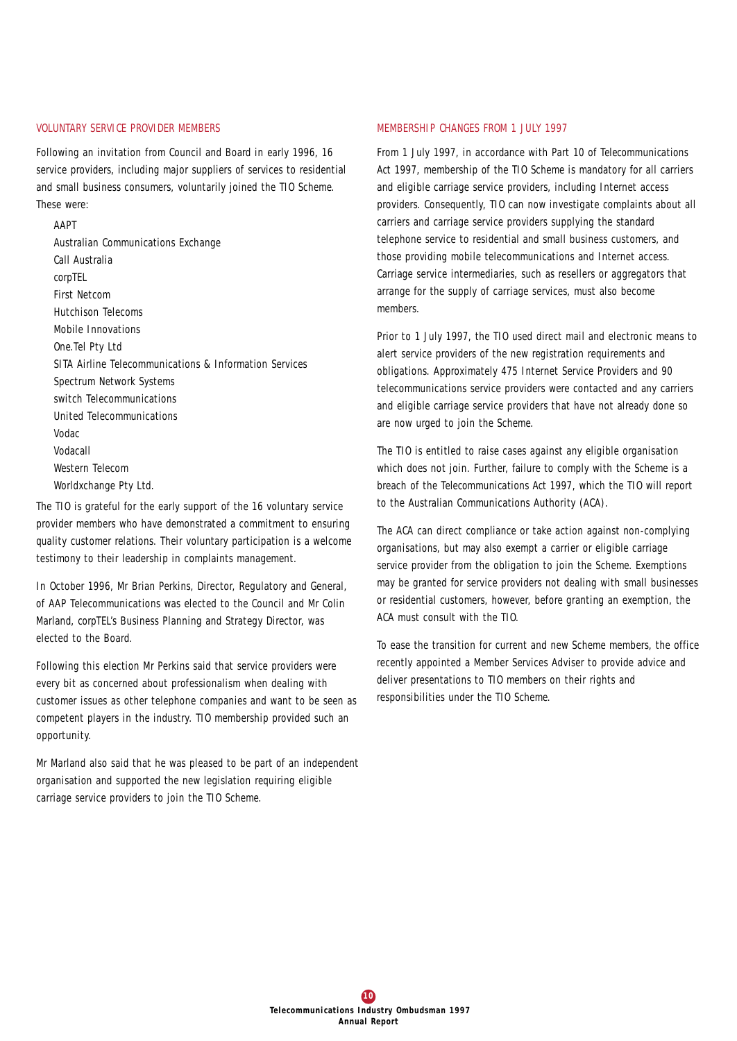## VOLUNTARY SERVICE PROVIDER MEMBERS

Following an invitation from Council and Board in early 1996, 16 service providers, including major suppliers of services to residential and small business consumers, voluntarily joined the TIO Scheme. These were:

- AAPT
- Australian Communications Exchange
- Call Australia
- corpTEL
- First Netcom
- Hutchison Telecoms
- Mobile Innovations
- One.Tel Pty Ltd
- SITA Airline Telecommunications & Information Services
- Spectrum Network Systems
- switch Telecommunications
- United Telecommunications
- Vodac
- Vodacall
- Western Telecom
- Worldxchange Pty Ltd.

The TIO is grateful for the early support of the 16 voluntary service provider members who have demonstrated a commitment to ensuring quality customer relations. Their voluntary participation is a welcome testimony to their leadership in complaints management.

In October 1996, Mr Brian Perkins, Director, Regulatory and General, of AAP Telecommunications was elected to the Council and Mr Colin Marland, corpTEL's Business Planning and Strategy Director, was elected to the Board.

Following this election Mr Perkins said that service providers were every bit as concerned about professionalism when dealing with customer issues as other telephone companies and want to be seen as competent players in the industry. TIO membership provided such an opportunity.

Mr Marland also said that he was pleased to be part of an independent organisation and supported the new legislation requiring eligible carriage service providers to join the TIO Scheme.

## MEMBERSHIP CHANGES FROM 1 JULY 1997

From 1 July 1997, in accordance with Part 10 of Telecommunications Act 1997, membership of the TIO Scheme is mandatory for all carriers and eligible carriage service providers, including Internet access providers. Consequently, TIO can now investigate complaints about all carriers and carriage service providers supplying the standard telephone service to residential and small business customers, and those providing mobile telecommunications and Internet access. Carriage service intermediaries, such as resellers or aggregators that arrange for the supply of carriage services, must also become members.

Prior to 1 July 1997, the TIO used direct mail and electronic means to alert service providers of the new registration requirements and obligations. Approximately 475 Internet Service Providers and 90 telecommunications service providers were contacted and any carriers and eligible carriage service providers that have not already done so are now urged to join the Scheme.

The TIO is entitled to raise cases against any eligible organisation which does not join. Further, failure to comply with the Scheme is a breach of the Telecommunications Act 1997, which the TIO will report to the Australian Communications Authority (ACA).

The ACA can direct compliance or take action against non-complying organisations, but may also exempt a carrier or eligible carriage service provider from the obligation to join the Scheme. Exemptions may be granted for service providers not dealing with small businesses or residential customers, however, before granting an exemption, the ACA must consult with the TIO.

To ease the transition for current and new Scheme members, the office recently appointed a Member Services Adviser to provide advice and deliver presentations to TIO members on their rights and responsibilities under the TIO Scheme.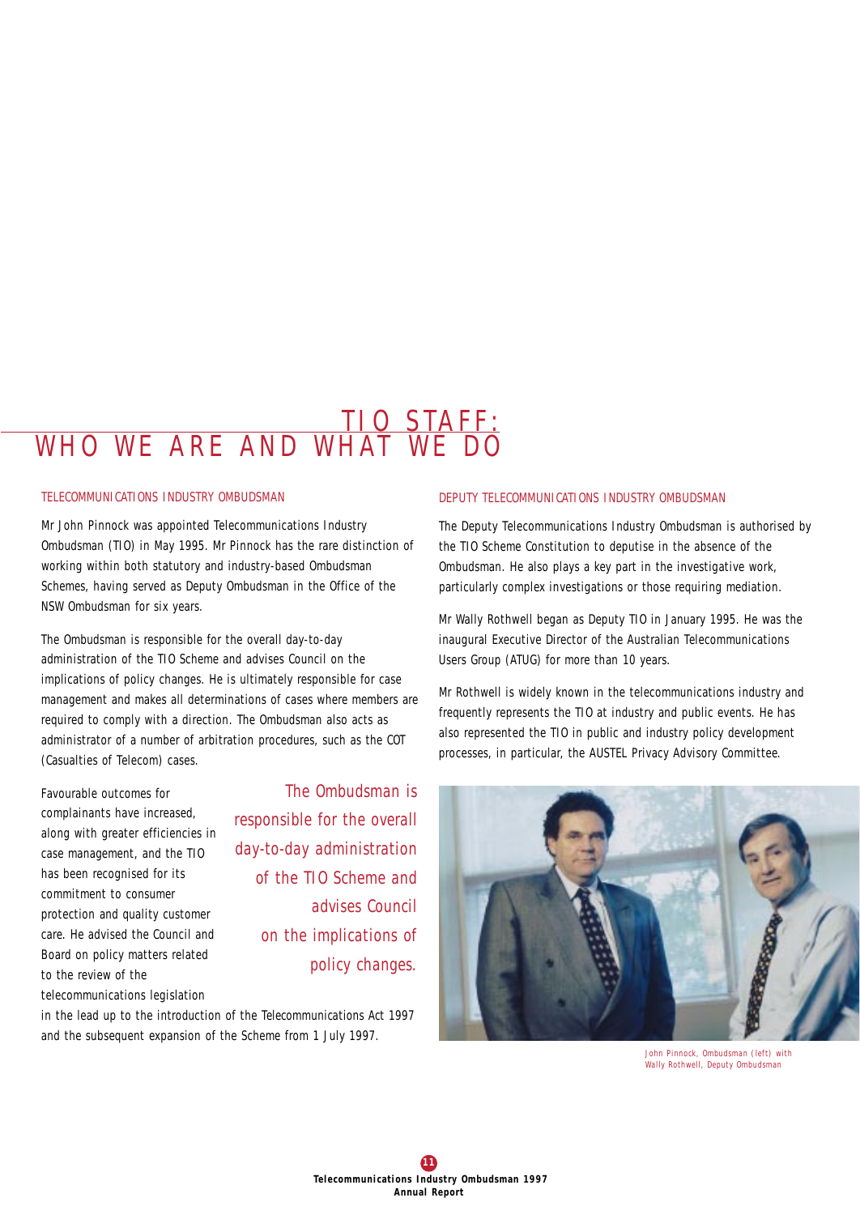# TIO STAFF: WHO WE ARE AND WHAT WE DO

## TELECOMMUNICATIONS INDUSTRY OMBUDSMAN

Mr John Pinnock was appointed Telecommunications Industry Ombudsman (TIO) in May 1995. Mr Pinnock has the rare distinction of working within both statutory and industry-based Ombudsman Schemes, having served as Deputy Ombudsman in the Office of the NSW Ombudsman for six years.

The Ombudsman is responsible for the overall day-to-day administration of the TIO Scheme and advises Council on the implications of policy changes. He is ultimately responsible for case management and makes all determinations of cases where members are required to comply with a direction. The Ombudsman also acts as administrator of a number of arbitration procedures, such as the COT (Casualties of Telecom) cases.

> The Ombudsman is responsible for the overall day-to-day administration of the TIO Scheme and advises Council on the implications of policy changes.

Favourable outcomes for complainants have increased, along with greater efficiencies in case management, and the TIO has been recognised for its commitment to consumer protection and quality customer care. He advised the Council and Board on policy matters related to the review of the telecommunications legislation in the lead up to the introduction of the Telecommunications Act 1997 and the subsequent expansion of the Scheme from 1 July 1997.

## DEPUTY TELECOMMUNICATIONS INDUSTRY OMBUDSMAN

The Deputy Telecommunications Industry Ombudsman is authorised by the TIO Scheme Constitution to deputise in the absence of the Ombudsman. He also plays a key part in the investigative work, particularly complex investigations or those requiring mediation.

Mr Wally Rothwell began as Deputy TIO in January 1995. He was the inaugural Executive Director of the Australian Telecommunications Users Group (ATUG) for more than 10 years.

Mr Rothwell is widely known in the telecommunications industry and frequently represents the TIO at industry and public events. He has also represented the TIO in public and industry policy development processes, in particular, the AUSTEL Privacy Advisory Committee.

John Pinnock, Ombudsman (left) with Wally Rothwell, Deputy Ombudsman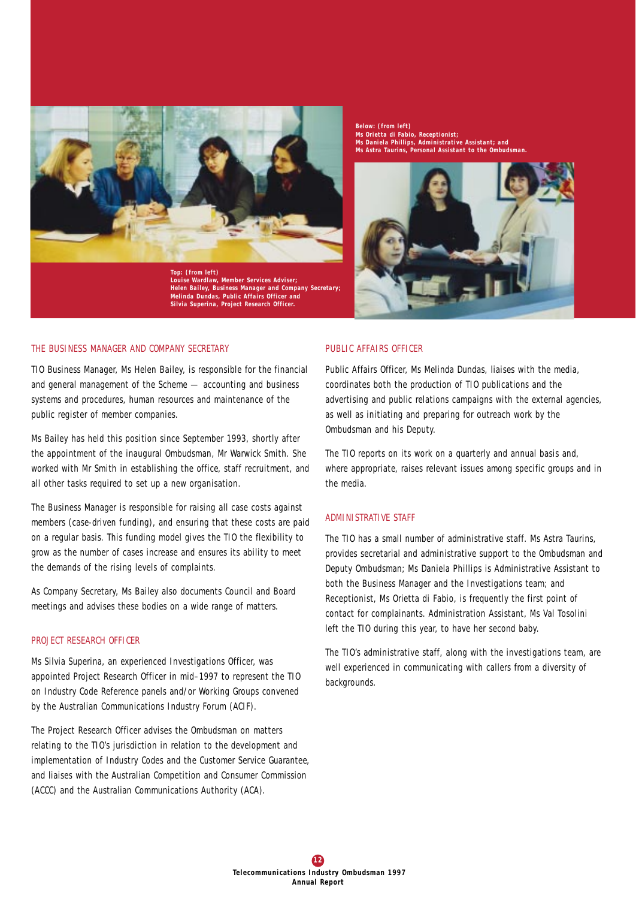Top: (from left)
Louise Wardlaw, Member Services Adviser;
Helen Bailey, Business Manager and Company Secretary;
Melinda Dundas, Public Affairs Officer and
Silvia Superina, Project Research Officer.

Below: (from left)
Ms Orietta di Fabio, Receptionist;
Ms Daniela Phillips, Administrative Assistant; and
Ms Astra Taurins, Personal Assistant to the Ombudsman.

## THE BUSINESS MANAGER AND COMPANY SECRETARY

TIO Business Manager, Ms Helen Bailey, is responsible for the financial and general management of the Scheme — accounting and business systems and procedures, human resources and maintenance of the public register of member companies.

Ms Bailey has held this position since September 1993, shortly after the appointment of the inaugural Ombudsman, Mr Warwick Smith. She worked with Mr Smith in establishing the office, staff recruitment, and all other tasks required to set up a new organisation.

The Business Manager is responsible for raising all case costs against members (case-driven funding), and ensuring that these costs are paid on a regular basis. This funding model gives the TIO the flexibility to grow as the number of cases increase and ensures its ability to meet the demands of the rising levels of complaints.

As Company Secretary, Ms Bailey also documents Council and Board meetings and advises these bodies on a wide range of matters.

## PROJECT RESEARCH OFFICER

Ms Silvia Superina, an experienced Investigations Officer, was appointed Project Research Officer in mid–1997 to represent the TIO on Industry Code Reference panels and/or Working Groups convened by the Australian Communications Industry Forum (ACIF).

The Project Research Officer advises the Ombudsman on matters relating to the TIO's jurisdiction in relation to the development and implementation of Industry Codes and the Customer Service Guarantee, and liaises with the Australian Competition and Consumer Commission (ACCC) and the Australian Communications Authority (ACA).

## PUBLIC AFFAIRS OFFICER

Public Affairs Officer, Ms Melinda Dundas, liaises with the media, coordinates both the production of TIO publications and the advertising and public relations campaigns with the external agencies, as well as initiating and preparing for outreach work by the Ombudsman and his Deputy.

The TIO reports on its work on a quarterly and annual basis and, where appropriate, raises relevant issues among specific groups and in the media.

## ADMINISTRATIVE STAFF

The TIO has a small number of administrative staff. Ms Astra Taurins, provides secretarial and administrative support to the Ombudsman and Deputy Ombudsman; Ms Daniela Phillips is Administrative Assistant to both the Business Manager and the Investigations team; and Receptionist, Ms Orietta di Fabio, is frequently the first point of contact for complainants. Administration Assistant, Ms Val Tosolini left the TIO during this year, to have her second baby.

The TIO's administrative staff, along with the investigations team, are well experienced in communicating with callers from a diversity of backgrounds.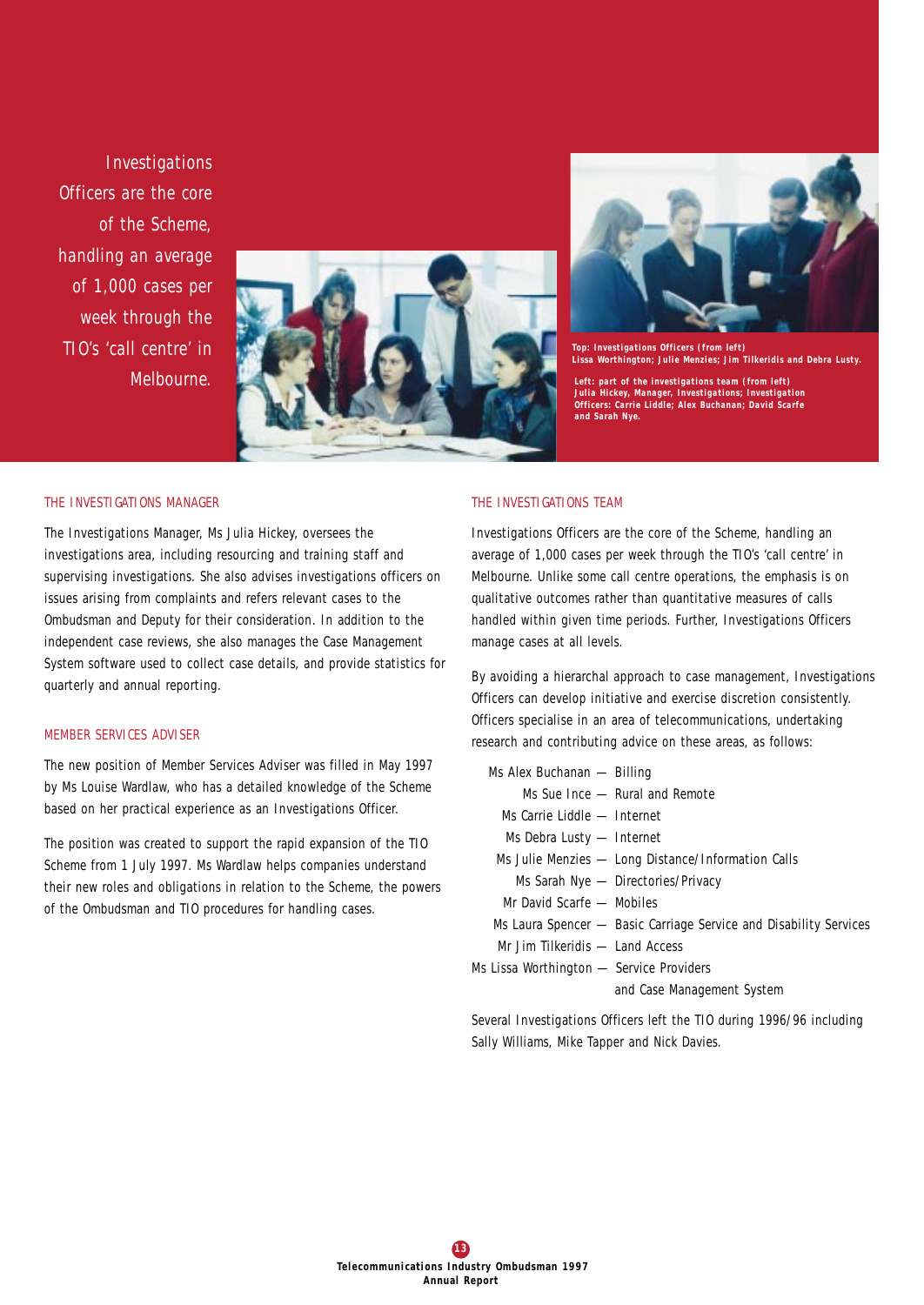Investigations Officers are the core of the Scheme, handling an average of 1,000 cases per week through the TIO's 'call centre' in Melbourne.

**Top: Investigations Officers (from left) Lissa Worthington; Julie Menzies; Jim Tilkeridis and Debra Lusty.**

**Left: part of the investigations team (from left) Julia Hickey, Manager, Investigations; Investigation Officers: Carrie Liddle; Alex Buchanan; David Scarfe and Sarah Nye.**

## THE INVESTIGATIONS MANAGER

The Investigations Manager, Ms Julia Hickey, oversees the investigations area, including resourcing and training staff and supervising investigations. She also advises investigations officers on issues arising from complaints and refers relevant cases to the Ombudsman and Deputy for their consideration. In addition to the independent case reviews, she also manages the Case Management System software used to collect case details, and provide statistics for quarterly and annual reporting.

## MEMBER SERVICES ADVISER

The new position of Member Services Adviser was filled in May 1997 by Ms Louise Wardlaw, who has a detailed knowledge of the Scheme based on her practical experience as an Investigations Officer.

The position was created to support the rapid expansion of the TIO Scheme from 1 July 1997. Ms Wardlaw helps companies understand their new roles and obligations in relation to the Scheme, the powers of the Ombudsman and TIO procedures for handling cases.

## THE INVESTIGATIONS TEAM

Investigations Officers are the core of the Scheme, handling an average of 1,000 cases per week through the TIO's 'call centre' in Melbourne. Unlike some call centre operations, the emphasis is on qualitative outcomes rather than quantitative measures of calls handled within given time periods. Further, Investigations Officers manage cases at all levels.

By avoiding a hierarchal approach to case management, Investigations Officers can develop initiative and exercise discretion consistently. Officers specialise in an area of telecommunications, undertaking research and contributing advice on these areas, as follows:

- Ms Alex Buchanan — Billing
- Ms Sue Ince — Rural and Remote
- Ms Carrie Liddle — Internet
- Ms Debra Lusty — Internet
- Ms Julie Menzies — Long Distance/Information Calls
- Ms Sarah Nye — Directories/Privacy
- Mr David Scarfe — Mobiles
- Ms Laura Spencer — Basic Carriage Service and Disability Services
- Mr Jim Tilkeridis — Land Access
- Ms Lissa Worthington — Service Providers and Case Management System

Several Investigations Officers left the TIO during 1996/96 including Sally Williams, Mike Tapper and Nick Davies.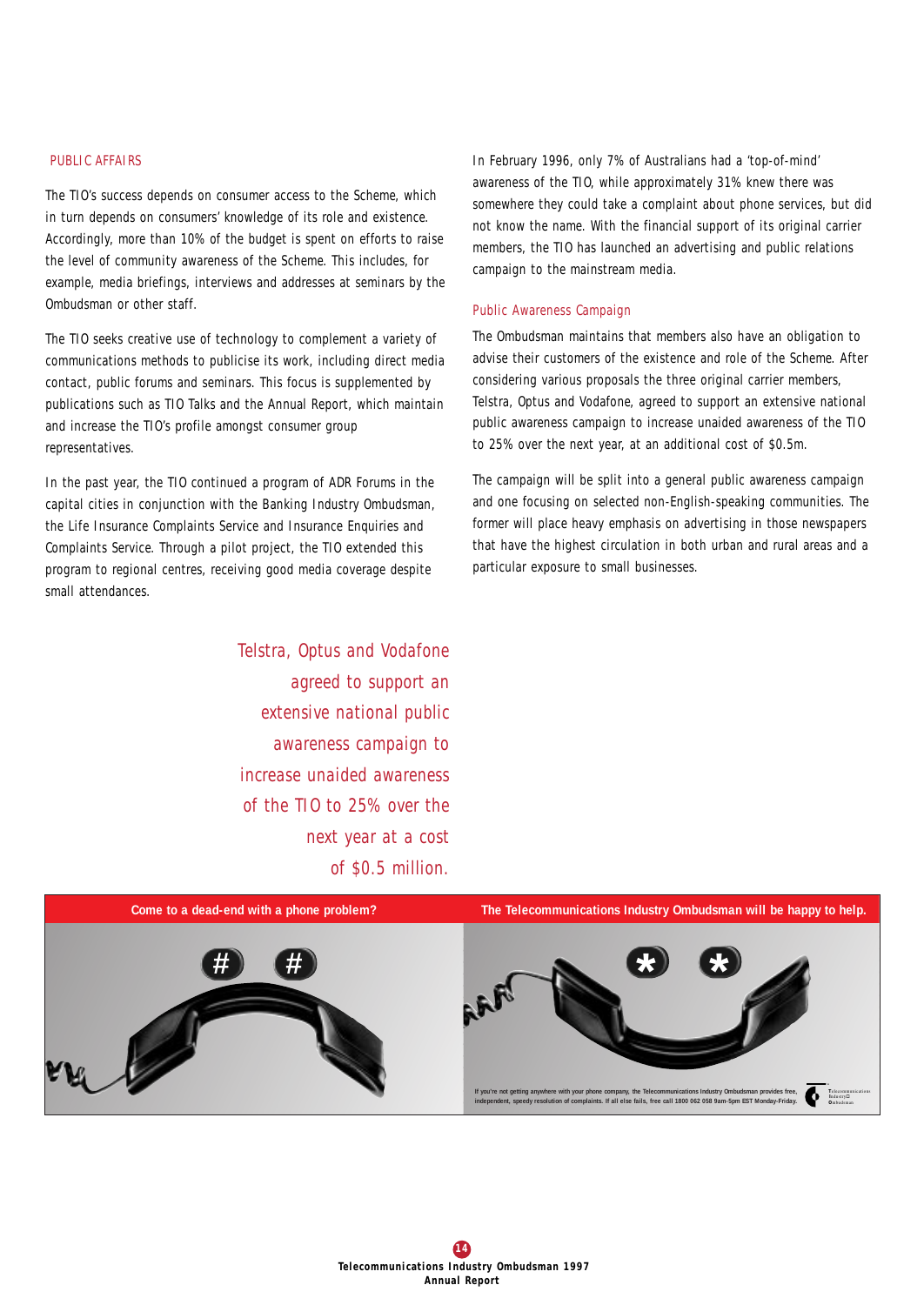## PUBLIC AFFAIRS

The TIO's success depends on consumer access to the Scheme, which in turn depends on consumers' knowledge of its role and existence. Accordingly, more than 10% of the budget is spent on efforts to raise the level of community awareness of the Scheme. This includes, for example, media briefings, interviews and addresses at seminars by the Ombudsman or other staff.

The TIO seeks creative use of technology to complement a variety of communications methods to publicise its work, including direct media contact, public forums and seminars. This focus is supplemented by publications such as TIO Talks and the Annual Report, which maintain and increase the TIO's profile amongst consumer group representatives.

In the past year, the TIO continued a program of ADR Forums in the capital cities in conjunction with the Banking Industry Ombudsman, the Life Insurance Complaints Service and Insurance Enquiries and Complaints Service. Through a pilot project, the TIO extended this program to regional centres, receiving good media coverage despite small attendances.

In February 1996, only 7% of Australians had a 'top-of-mind' awareness of the TIO, while approximately 31% knew there was somewhere they could take a complaint about phone services, but did not know the name. With the financial support of its original carrier members, the TIO has launched an advertising and public relations campaign to the mainstream media.

### Public Awareness Campaign

The Ombudsman maintains that members also have an obligation to advise their customers of the existence and role of the Scheme. After considering various proposals the three original carrier members, Telstra, Optus and Vodafone, agreed to support an extensive national public awareness campaign to increase unaided awareness of the TIO to 25% over the next year, at an additional cost of $0.5m.

The campaign will be split into a general public awareness campaign and one focusing on selected non-English-speaking communities. The former will place heavy emphasis on advertising in those newspapers that have the highest circulation in both urban and rural areas and a particular exposure to small businesses.

*Telstra, Optus and Vodafone agreed to support an extensive national public awareness campaign to increase unaided awareness of the TIO to 25% over the next year at a cost of $0.5 million.*

**Come to a dead-end with a phone problem?** **The Telecommunications Industry Ombudsman will be happy to help.**

If you're not getting anywhere with your phone company, the Telecommunications Industry Ombudsman provides free, independent, speedy resolution of complaints. If all else fails, free call 1800 062 058 9am-5pm EST Monday-Friday.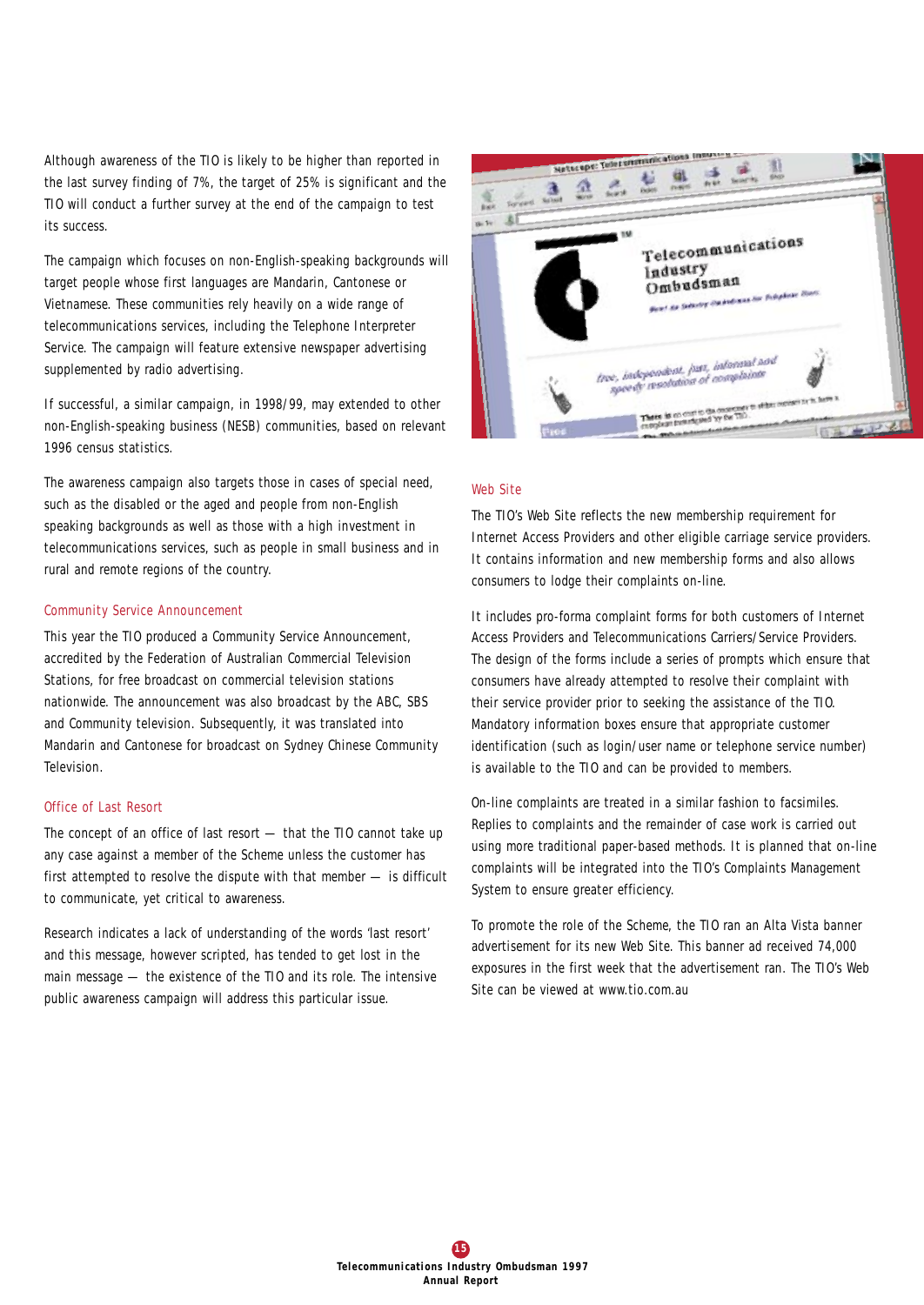Although awareness of the TIO is likely to be higher than reported in the last survey finding of 7%, the target of 25% is significant and the TIO will conduct a further survey at the end of the campaign to test its success.

The campaign which focuses on non-English-speaking backgrounds will target people whose first languages are Mandarin, Cantonese or Vietnamese. These communities rely heavily on a wide range of telecommunications services, including the Telephone Interpreter Service. The campaign will feature extensive newspaper advertising supplemented by radio advertising.

If successful, a similar campaign, in 1998/99, may extended to other non-English-speaking business (NESB) communities, based on relevant 1996 census statistics.

The awareness campaign also targets those in cases of special need, such as the disabled or the aged and people from non-English speaking backgrounds as well as those with a high investment in telecommunications services, such as people in small business and in rural and remote regions of the country.

### Community Service Announcement

This year the TIO produced a Community Service Announcement, accredited by the Federation of Australian Commercial Television Stations, for free broadcast on commercial television stations nationwide. The announcement was also broadcast by the ABC, SBS and Community television. Subsequently, it was translated into Mandarin and Cantonese for broadcast on Sydney Chinese Community Television.

### Office of Last Resort

The concept of an office of last resort — that the TIO cannot take up any case against a member of the Scheme unless the customer has first attempted to resolve the dispute with that member — is difficult to communicate, yet critical to awareness.

Research indicates a lack of understanding of the words 'last resort' and this message, however scripted, has tended to get lost in the main message — the existence of the TIO and its role. The intensive public awareness campaign will address this particular issue.

### Web Site

The TIO's Web Site reflects the new membership requirement for Internet Access Providers and other eligible carriage service providers. It contains information and new membership forms and also allows consumers to lodge their complaints on-line.

It includes pro-forma complaint forms for both customers of Internet Access Providers and Telecommunications Carriers/Service Providers. The design of the forms include a series of prompts which ensure that consumers have already attempted to resolve their complaint with their service provider prior to seeking the assistance of the TIO. Mandatory information boxes ensure that appropriate customer identification (such as login/user name or telephone service number) is available to the TIO and can be provided to members.

On-line complaints are treated in a similar fashion to facsimiles. Replies to complaints and the remainder of case work is carried out using more traditional paper-based methods. It is planned that on-line complaints will be integrated into the TIO's Complaints Management System to ensure greater efficiency.

To promote the role of the Scheme, the TIO ran an Alta Vista banner advertisement for its new Web Site. This banner ad received 74,000 exposures in the first week that the advertisement ran. The TIO's Web Site can be viewed at www.tio.com.au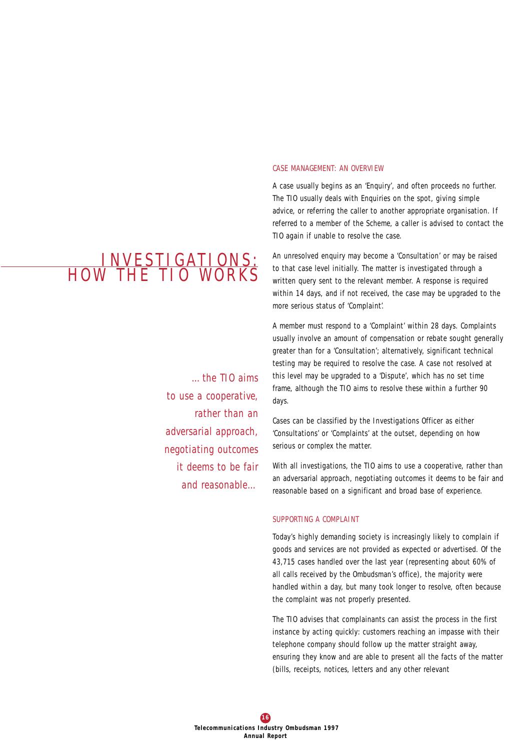# INVESTIGATIONS: HOW THE TIO WORKS

*...the TIO aims to use a cooperative, rather than an adversarial approach, negotiating outcomes it deems to be fair and reasonable...*

## CASE MANAGEMENT: AN OVERVIEW

A case usually begins as an 'Enquiry', and often proceeds no further. The TIO usually deals with Enquiries on the spot, giving simple advice, or referring the caller to another appropriate organisation. If referred to a member of the Scheme, a caller is advised to contact the TIO again if unable to resolve the case.

An unresolved enquiry may become a 'Consultation' or may be raised to that case level initially. The matter is investigated through a written query sent to the relevant member. A response is required within 14 days, and if not received, the case may be upgraded to the more serious status of 'Complaint'.

A member must respond to a 'Complaint' within 28 days. Complaints usually involve an amount of compensation or rebate sought generally greater than for a 'Consultation'; alternatively, significant technical testing may be required to resolve the case. A case not resolved at this level may be upgraded to a 'Dispute', which has no set time frame, although the TIO aims to resolve these within a further 90 days.

Cases can be classified by the Investigations Officer as either 'Consultations' or 'Complaints' at the outset, depending on how serious or complex the matter.

With all investigations, the TIO aims to use a cooperative, rather than an adversarial approach, negotiating outcomes it deems to be fair and reasonable based on a significant and broad base of experience.

## SUPPORTING A COMPLAINT

Today's highly demanding society is increasingly likely to complain if goods and services are not provided as expected or advertised. Of the 43,715 cases handled over the last year (representing about 60% of all calls received by the Ombudsman's office), the majority were handled within a day, but many took longer to resolve, often because the complaint was not properly presented.

The TIO advises that complainants can assist the process in the first instance by acting quickly: customers reaching an impasse with their telephone company should follow up the matter straight away, ensuring they know and are able to present all the facts of the matter (bills, receipts, notices, letters and any other relevant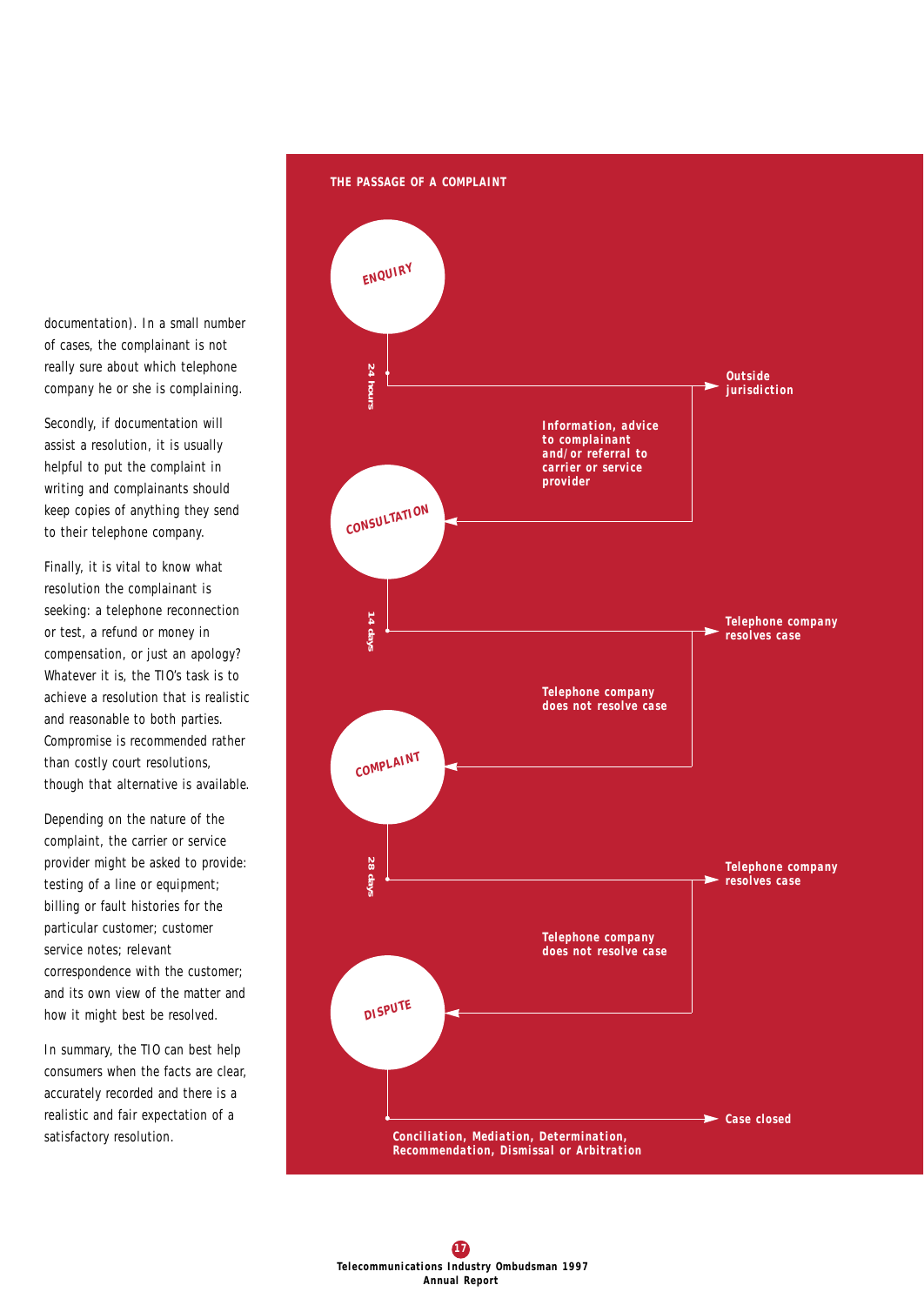documentation). In a small number of cases, the complainant is not really sure about which telephone company he or she is complaining.

Secondly, if documentation will assist a resolution, it is usually helpful to put the complaint in writing and complainants should keep copies of anything they send to their telephone company.

Finally, it is vital to know what resolution the complainant is seeking: a telephone reconnection or test, a refund or money in compensation, or just an apology? Whatever it is, the TIO's task is to achieve a resolution that is realistic and reasonable to both parties. Compromise is recommended rather than costly court resolutions, though that alternative is available.

Depending on the nature of the complaint, the carrier or service provider might be asked to provide: testing of a line or equipment; billing or fault histories for the particular customer; customer service notes; relevant correspondence with the customer; and its own view of the matter and how it might best be resolved.

In summary, the TIO can best help consumers when the facts are clear, accurately recorded and there is a realistic and fair expectation of a satisfactory resolution.

**THE PASSAGE OF A COMPLAINT**

**ENQUIRY**

24 hours

→ **Outside jurisdiction**

**Information, advice to complainant and/or referral to carrier or service provider**

**CONSULTATION**

14 days

→ **Telephone company resolves case**

**Telephone company does not resolve case**

**COMPLAINT**

28 days

→ **Telephone company resolves case**

**Telephone company does not resolve case**

**DISPUTE**

→ **Case closed**

**Conciliation, Mediation, Determination, Recommendation, Dismissal or Arbitration**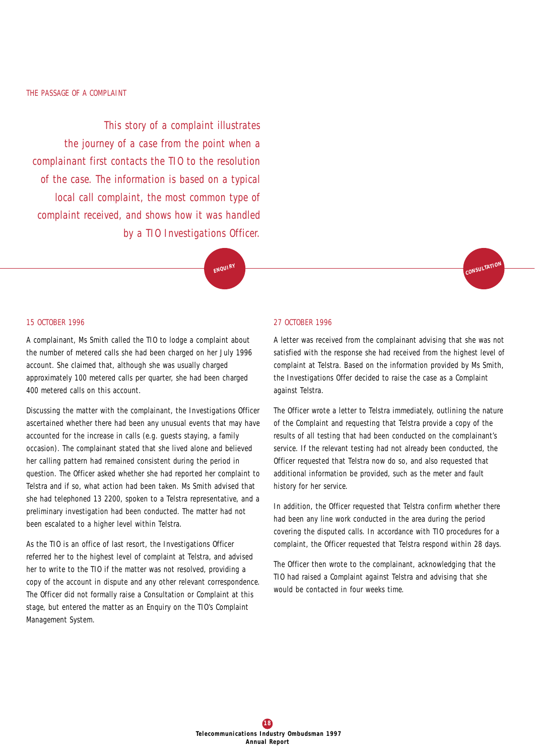THE PASSAGE OF A COMPLAINT

*This story of a complaint illustrates the journey of a case from the point when a complainant first contacts the TIO to the resolution of the case. The information is based on a typical local call complaint, the most common type of complaint received, and shows how it was handled by a TIO Investigations Officer.*

**ENQUIRY**

### 15 OCTOBER 1996

A complainant, Ms Smith called the TIO to lodge a complaint about the number of metered calls she had been charged on her July 1996 account. She claimed that, although she was usually charged approximately 100 metered calls per quarter, she had been charged 400 metered calls on this account.

Discussing the matter with the complainant, the Investigations Officer ascertained whether there had been any unusual events that may have accounted for the increase in calls (e.g. guests staying, a family occasion). The complainant stated that she lived alone and believed her calling pattern had remained consistent during the period in question. The Officer asked whether she had reported her complaint to Telstra and if so, what action had been taken. Ms Smith advised that she had telephoned 13 2200, spoken to a Telstra representative, and a preliminary investigation had been conducted. The matter had not been escalated to a higher level within Telstra.

As the TIO is an office of last resort, the Investigations Officer referred her to the highest level of complaint at Telstra, and advised her to write to the TIO if the matter was not resolved, providing a copy of the account in dispute and any other relevant correspondence. The Officer did not formally raise a Consultation or Complaint at this stage, but entered the matter as an Enquiry on the TIO's Complaint Management System.

**CONSULTATION**

### 27 OCTOBER 1996

A letter was received from the complainant advising that she was not satisfied with the response she had received from the highest level of complaint at Telstra. Based on the information provided by Ms Smith, the Investigations Offer decided to raise the case as a Complaint against Telstra.

The Officer wrote a letter to Telstra immediately, outlining the nature of the Complaint and requesting that Telstra provide a copy of the results of all testing that had been conducted on the complainant's service. If the relevant testing had not already been conducted, the Officer requested that Telstra now do so, and also requested that additional information be provided, such as the meter and fault history for her service.

In addition, the Officer requested that Telstra confirm whether there had been any line work conducted in the area during the period covering the disputed calls. In accordance with TIO procedures for a complaint, the Officer requested that Telstra respond within 28 days.

The Officer then wrote to the complainant, acknowledging that the TIO had raised a Complaint against Telstra and advising that she would be contacted in four weeks time.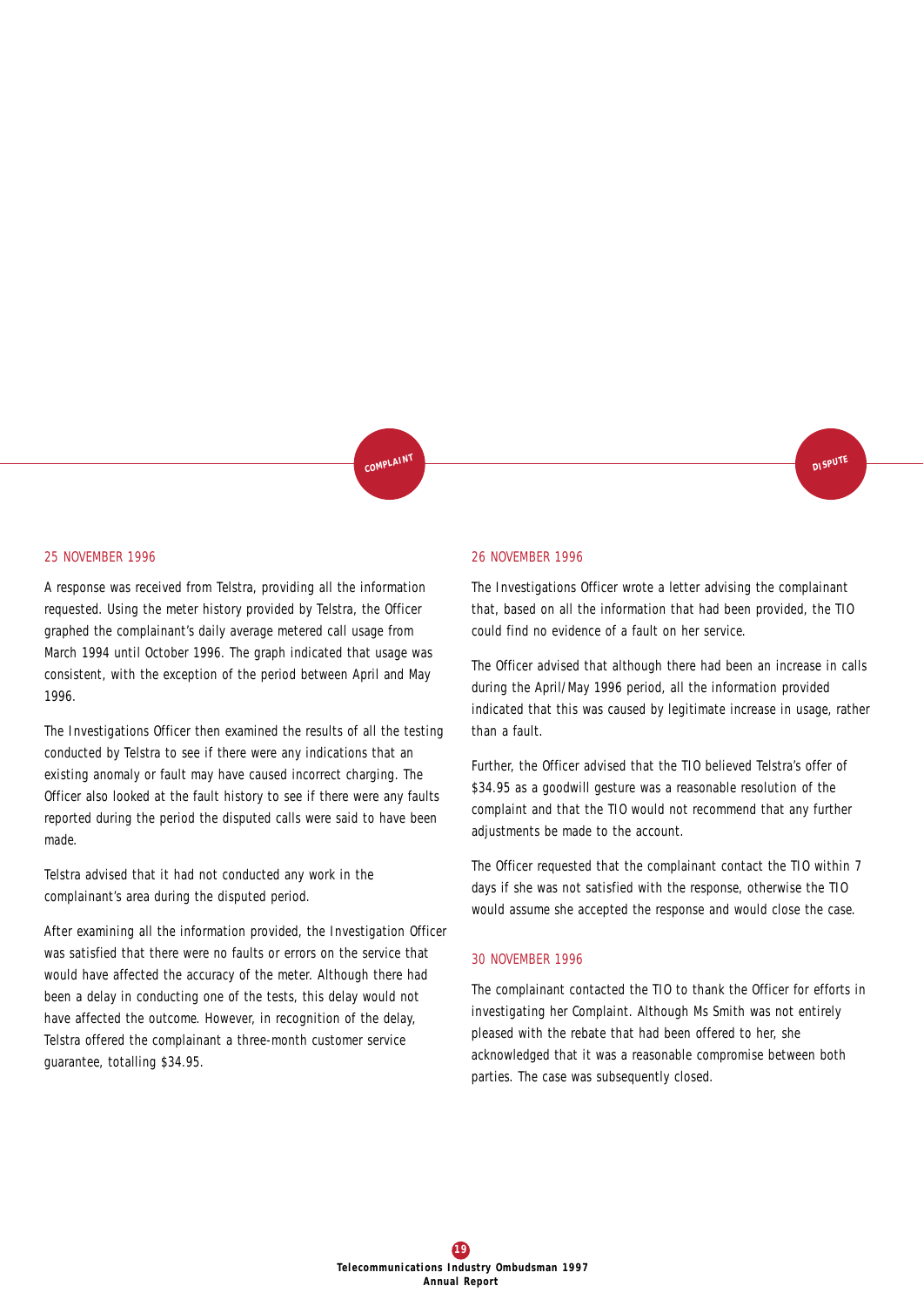COMPLAINT

DISPUTE

25 NOVEMBER 1996

A response was received from Telstra, providing all the information requested. Using the meter history provided by Telstra, the Officer graphed the complainant's daily average metered call usage from March 1994 until October 1996. The graph indicated that usage was consistent, with the exception of the period between April and May 1996.

The Investigations Officer then examined the results of all the testing conducted by Telstra to see if there were any indications that an existing anomaly or fault may have caused incorrect charging. The Officer also looked at the fault history to see if there were any faults reported during the period the disputed calls were said to have been made.

Telstra advised that it had not conducted any work in the complainant's area during the disputed period.

After examining all the information provided, the Investigation Officer was satisfied that there were no faults or errors on the service that would have affected the accuracy of the meter. Although there had been a delay in conducting one of the tests, this delay would not have affected the outcome. However, in recognition of the delay, Telstra offered the complainant a three-month customer service guarantee, totalling $34.95.

26 NOVEMBER 1996

The Investigations Officer wrote a letter advising the complainant that, based on all the information that had been provided, the TIO could find no evidence of a fault on her service.

The Officer advised that although there had been an increase in calls during the April/May 1996 period, all the information provided indicated that this was caused by legitimate increase in usage, rather than a fault.

Further, the Officer advised that the TIO believed Telstra's offer of $34.95 as a goodwill gesture was a reasonable resolution of the complaint and that the TIO would not recommend that any further adjustments be made to the account.

The Officer requested that the complainant contact the TIO within 7 days if she was not satisfied with the response, otherwise the TIO would assume she accepted the response and would close the case.

30 NOVEMBER 1996

The complainant contacted the TIO to thank the Officer for efforts in investigating her Complaint. Although Ms Smith was not entirely pleased with the rebate that had been offered to her, she acknowledged that it was a reasonable compromise between both parties. The case was subsequently closed.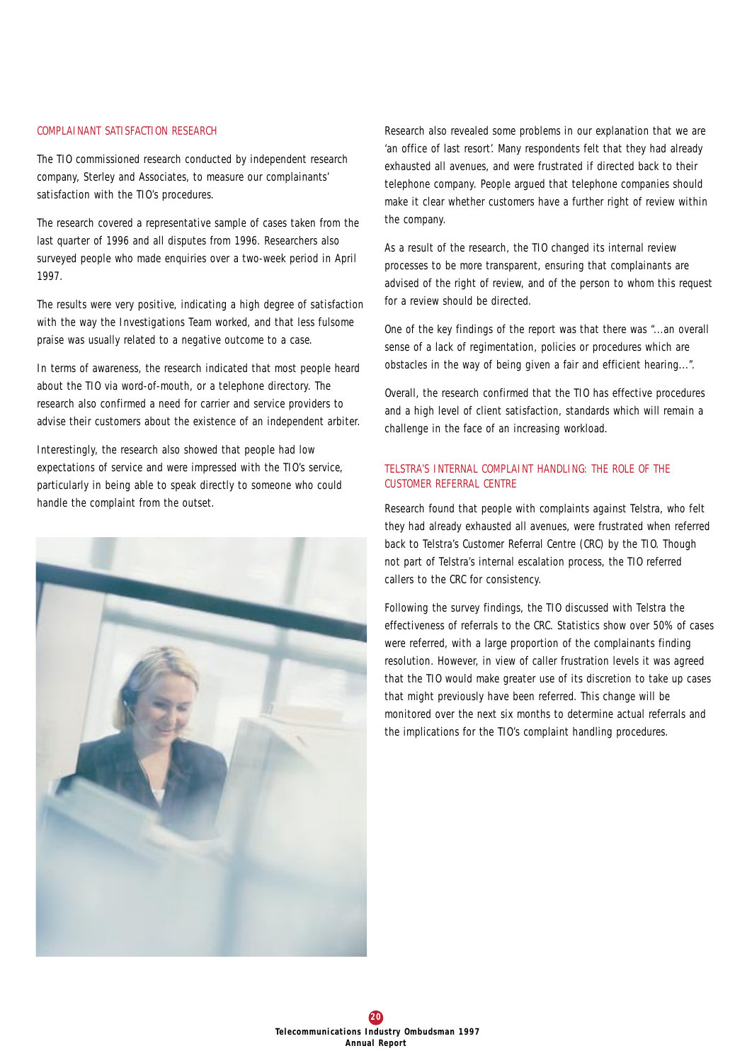## COMPLAINANT SATISFACTION RESEARCH

The TIO commissioned research conducted by independent research company, Sterley and Associates, to measure our complainants' satisfaction with the TIO's procedures.

The research covered a representative sample of cases taken from the last quarter of 1996 and all disputes from 1996. Researchers also surveyed people who made enquiries over a two-week period in April 1997.

The results were very positive, indicating a high degree of satisfaction with the way the Investigations Team worked, and that less fulsome praise was usually related to a negative outcome to a case.

In terms of awareness, the research indicated that most people heard about the TIO via word-of-mouth, or a telephone directory. The research also confirmed a need for carrier and service providers to advise their customers about the existence of an independent arbiter.

Interestingly, the research also showed that people had low expectations of service and were impressed with the TIO's service, particularly in being able to speak directly to someone who could handle the complaint from the outset.

Research also revealed some problems in our explanation that we are 'an office of last resort'. Many respondents felt that they had already exhausted all avenues, and were frustrated if directed back to their telephone company. People argued that telephone companies should make it clear whether customers have a further right of review within the company.

As a result of the research, the TIO changed its internal review processes to be more transparent, ensuring that complainants are advised of the right of review, and of the person to whom this request for a review should be directed.

One of the key findings of the report was that there was "...an overall sense of a lack of regimentation, policies or procedures which are obstacles in the way of being given a fair and efficient hearing...".

Overall, the research confirmed that the TIO has effective procedures and a high level of client satisfaction, standards which will remain a challenge in the face of an increasing workload.

## TELSTRA'S INTERNAL COMPLAINT HANDLING: THE ROLE OF THE CUSTOMER REFERRAL CENTRE

Research found that people with complaints against Telstra, who felt they had already exhausted all avenues, were frustrated when referred back to Telstra's Customer Referral Centre (CRC) by the TIO. Though not part of Telstra's internal escalation process, the TIO referred callers to the CRC for consistency.

Following the survey findings, the TIO discussed with Telstra the effectiveness of referrals to the CRC. Statistics show over 50% of cases were referred, with a large proportion of the complainants finding resolution. However, in view of caller frustration levels it was agreed that the TIO would make greater use of its discretion to take up cases that might previously have been referred. This change will be monitored over the next six months to determine actual referrals and the implications for the TIO's complaint handling procedures.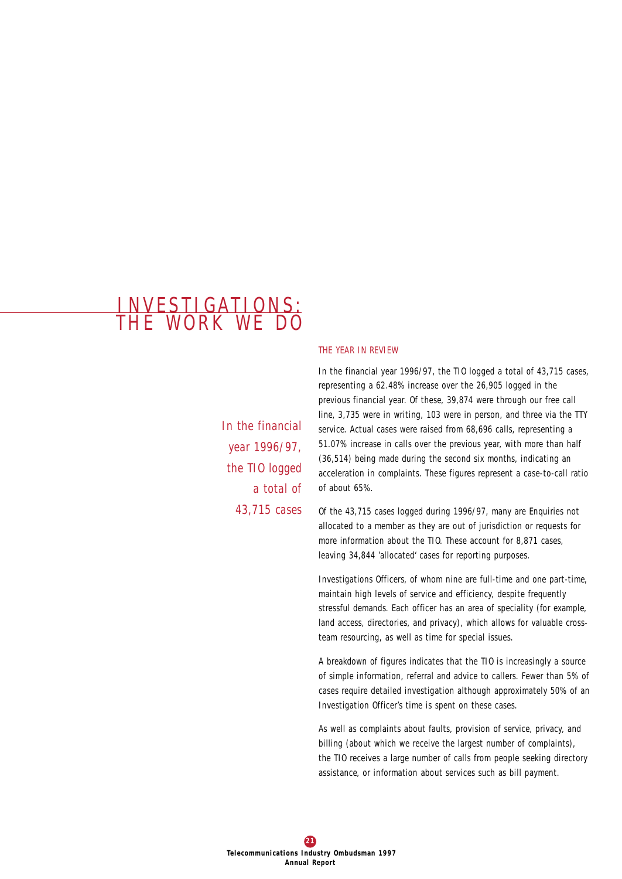# INVESTIGATIONS: THE WORK WE DO

*In the financial year 1996/97, the TIO logged a total of 43,715 cases*

## THE YEAR IN REVIEW

In the financial year 1996/97, the TIO logged a total of 43,715 cases, representing a 62.48% increase over the 26,905 logged in the previous financial year. Of these, 39,874 were through our free call line, 3,735 were in writing, 103 were in person, and three via the TTY service. Actual cases were raised from 68,696 calls, representing a 51.07% increase in calls over the previous year, with more than half (36,514) being made during the second six months, indicating an acceleration in complaints. These figures represent a case-to-call ratio of about 65%.

Of the 43,715 cases logged during 1996/97, many are Enquiries not allocated to a member as they are out of jurisdiction or requests for more information about the TIO. These account for 8,871 cases, leaving 34,844 'allocated' cases for reporting purposes.

Investigations Officers, of whom nine are full-time and one part-time, maintain high levels of service and efficiency, despite frequently stressful demands. Each officer has an area of speciality (for example, land access, directories, and privacy), which allows for valuable cross-team resourcing, as well as time for special issues.

A breakdown of figures indicates that the TIO is increasingly a source of simple information, referral and advice to callers. Fewer than 5% of cases require detailed investigation although approximately 50% of an Investigation Officer's time is spent on these cases.

As well as complaints about faults, provision of service, privacy, and billing (about which we receive the largest number of complaints), the TIO receives a large number of calls from people seeking directory assistance, or information about services such as bill payment.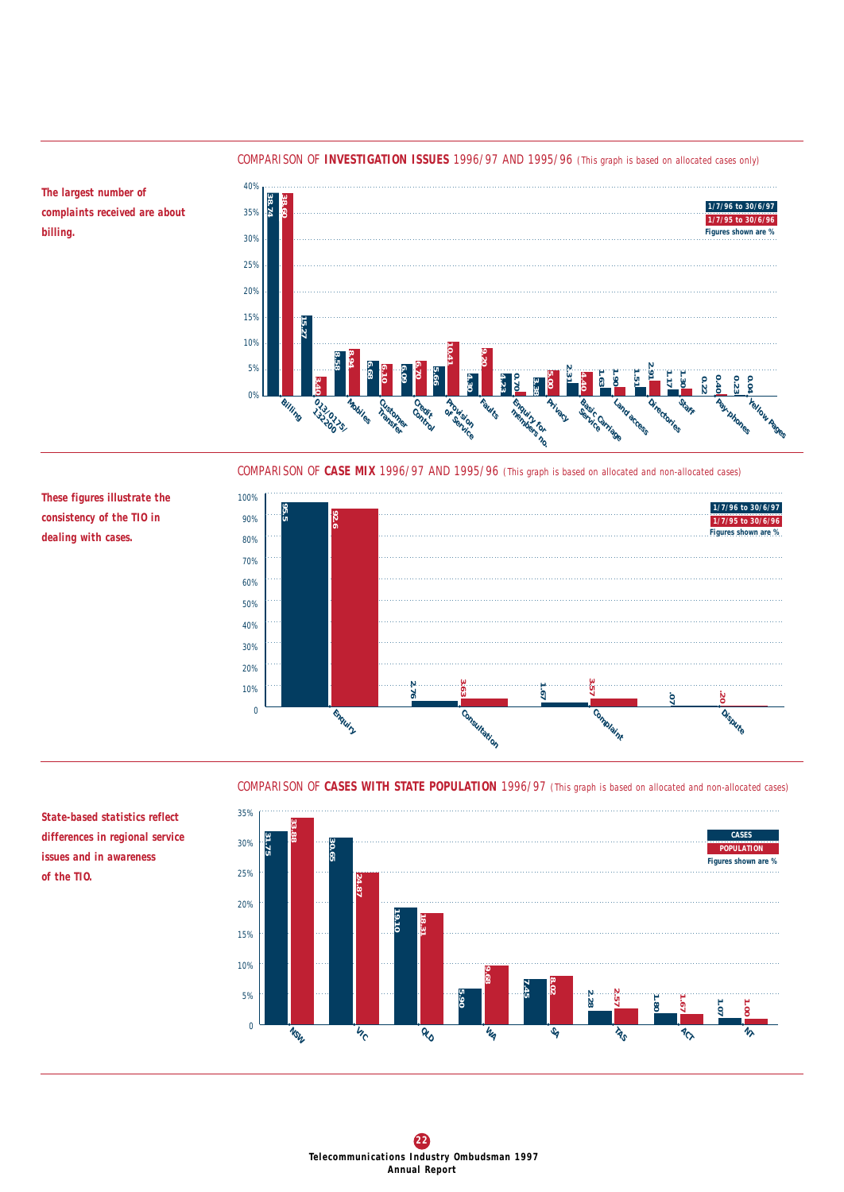The largest number of complaints received are about billing.

## COMPARISON OF **INVESTIGATION ISSUES** 1996/97 AND 1995/96 (This graph is based on allocated cases only)

Figures shown are %

| Issue | 1/7/96 to 30/6/97 | 1/7/95 to 30/6/96 |
|---|---|---|
| Billing | 38.74 | 38.60 |
| 013/0175/132200 | 15.27 | 3.40 |
| Mobiles | 8.58 | 8.91 |
| Customer Transfer | 6.68 | 6.10 |
| Credit Control | 6.09 | 6.70 |
| Provision of Service | 5.66 | 10.41 |
| Faults | 4.30 | 9.20 |
| Enquiry for members no. | 4.23 | 0.70 |
| Privacy | 3.38 | 5.00 |
| Basic Carriage Service | 2.31 | 4.40 |
| Land access | 1.63 | 1.90 |
| Directories | 1.51 | 2.91 |
| Staff | 1.17 | 1.30 |
| Pay-phones | 0.22 | 0.40 |
| Yellow Pages | 0.23 | 0.04 |

These figures illustrate the consistency of the TIO in dealing with cases.

## COMPARISON OF **CASE MIX** 1996/97 AND 1995/96 (This graph is based on allocated and non-allocated cases)

Figures shown are %

| Case type | 1/7/96 to 30/6/97 | 1/7/95 to 30/6/96 |
|---|---|---|
| Enquiry | 95.5 | 92.6 |
| Consultation | 2.76 | 3.63 |
| Complaint | 1.67 | 3.57 |
| Dispute | .07 | .20 |

State-based statistics reflect differences in regional service issues and in awareness of the TIO.

## COMPARISON OF **CASES WITH STATE POPULATION** 1996/97 (This graph is based on allocated and non-allocated cases)

Figures shown are %

| State | Cases | Population |
|---|---|---|
| NSW | 31.75 | 33.88 |
| VIC | 30.65 | 24.87 |
| QLD | 19.10 | 18.31 |
| WA | 5.90 | 9.68 |
| SA | 7.45 | 8.02 |
| TAS | 2.28 | 2.57 |
| ACT | 1.80 | 1.67 |
| NT | 1.07 | 1.00 |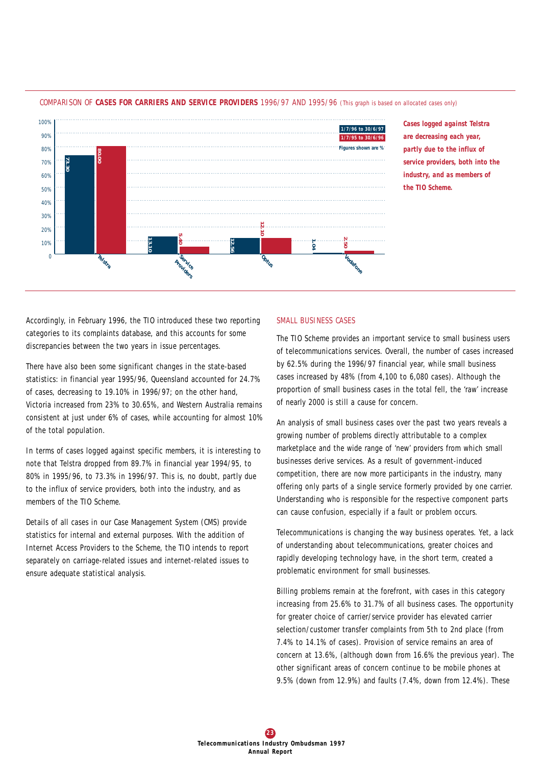COMPARISON OF **CASES FOR CARRIERS AND SERVICE PROVIDERS** 1996/97 AND 1995/96 *(This graph is based on allocated cases only)*

| | 1/7/96 to 30/6/97 | 1/7/95 to 30/6/96 |
|---|---|---|
| Telstra | 73.30 | 80.00 |
| Service Providers | 13.10 | 5.40 |
| Optus | 12.56 | 12.10 |
| Vodafone | 1.04 | 2.50 |

Figures shown are %

***Cases logged against Telstra are decreasing each year, partly due to the influx of service providers, both into the industry, and as members of the TIO Scheme.***

Accordingly, in February 1996, the TIO introduced these two reporting categories to its complaints database, and this accounts for some discrepancies between the two years in issue percentages.

There have also been some significant changes in the state-based statistics: in financial year 1995/96, Queensland accounted for 24.7% of cases, decreasing to 19.10% in 1996/97; on the other hand, Victoria increased from 23% to 30.65%, and Western Australia remains consistent at just under 6% of cases, while accounting for almost 10% of the total population.

In terms of cases logged against specific members, it is interesting to note that Telstra dropped from 89.7% in financial year 1994/95, to 80% in 1995/96, to 73.3% in 1996/97. This is, no doubt, partly due to the influx of service providers, both into the industry, and as members of the TIO Scheme.

Details of all cases in our Case Management System (CMS) provide statistics for internal and external purposes. With the addition of Internet Access Providers to the Scheme, the TIO intends to report separately on carriage-related issues and internet-related issues to ensure adequate statistical analysis.

## SMALL BUSINESS CASES

The TIO Scheme provides an important service to small business users of telecommunications services. Overall, the number of cases increased by 62.5% during the 1996/97 financial year, while small business cases increased by 48% (from 4,100 to 6,080 cases). Although the proportion of small business cases in the total fell, the 'raw' increase of nearly 2000 is still a cause for concern.

An analysis of small business cases over the past two years reveals a growing number of problems directly attributable to a complex marketplace and the wide range of 'new' providers from which small businesses derive services. As a result of government-induced competition, there are now more participants in the industry, many offering only parts of a single service formerly provided by one carrier. Understanding who is responsible for the respective component parts can cause confusion, especially if a fault or problem occurs.

Telecommunications is changing the way business operates. Yet, a lack of understanding about telecommunications, greater choices and rapidly developing technology have, in the short term, created a problematic environment for small businesses.

Billing problems remain at the forefront, with cases in this category increasing from 25.6% to 31.7% of all business cases. The opportunity for greater choice of carrier/service provider has elevated carrier selection/customer transfer complaints from 5th to 2nd place (from 7.4% to 14.1% of cases). Provision of service remains an area of concern at 13.6%, (although down from 16.6% the previous year). The other significant areas of concern continue to be mobile phones at 9.5% (down from 12.9%) and faults (7.4%, down from 12.4%). These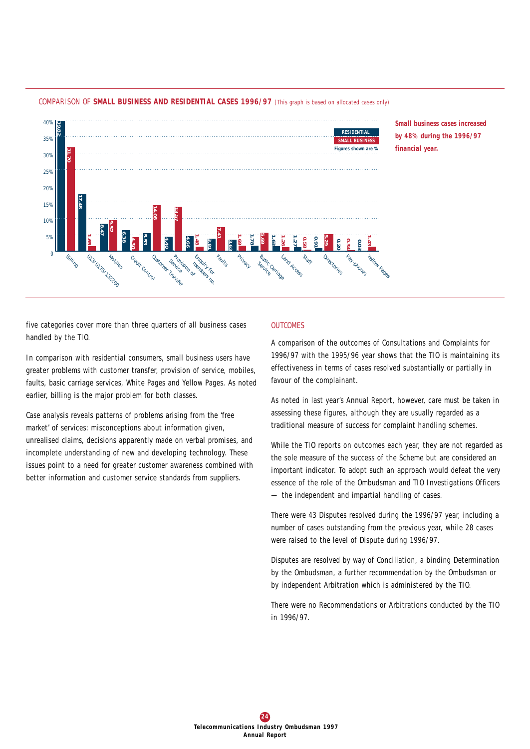COMPARISON OF **SMALL BUSINESS AND RESIDENTIAL CASES 1996/97** (This graph is based on allocated cases only)

Figures shown are %

| Category | Residential | Small Business |
| --- | --- | --- |
| Billing | 39.82 | 31.70 |
| 013/0175/132200 | 17.48 | 1.65 |
| Mobiles | 8.47 | 9.52 |
| Credit Control | 6.38 | 4.30 |
| Customer Transfer | 5.53 | 14.08 |
| Provision of Service | 4.40 | 13.57 |
| Enquiry for members no. | 4.66 | 1.48 |
| Faults | 3.83 | 7.41 |
| Privacy | 3.63 | 1.69 |
| Basic Carriage Service | 1.78 | 5.69 |
| Land Access | 1.63 | 1.26 |
| Staff | 1.27 | 0.58 |
| Directories | 0.91 | 5.29 |
| Pay-phones | 0.20 | 0.34 |
| Yellow Pages | 0.03 | 1.43 |

**Small business cases increased by 48% during the 1996/97 financial year.**

five categories cover more than three quarters of all business cases handled by the TIO.

In comparison with residential consumers, small business users have greater problems with customer transfer, provision of service, mobiles, faults, basic carriage services, White Pages and Yellow Pages. As noted earlier, billing is the major problem for both classes.

Case analysis reveals patterns of problems arising from the 'free market' of services: misconceptions about information given, unrealised claims, decisions apparently made on verbal promises, and incomplete understanding of new and developing technology. These issues point to a need for greater customer awareness combined with better information and customer service standards from suppliers.

## OUTCOMES

A comparison of the outcomes of Consultations and Complaints for 1996/97 with the 1995/96 year shows that the TIO is maintaining its effectiveness in terms of cases resolved substantially or partially in favour of the complainant.

As noted in last year's Annual Report, however, care must be taken in assessing these figures, although they are usually regarded as a traditional measure of success for complaint handling schemes.

While the TIO reports on outcomes each year, they are not regarded as the sole measure of the success of the Scheme but are considered an important indicator. To adopt such an approach would defeat the very essence of the role of the Ombudsman and TIO Investigations Officers — the independent and impartial handling of cases.

There were 43 Disputes resolved during the 1996/97 year, including a number of cases outstanding from the previous year, while 28 cases were raised to the level of Dispute during 1996/97.

Disputes are resolved by way of Conciliation, a binding Determination by the Ombudsman, a further recommendation by the Ombudsman or by independent Arbitration which is administered by the TIO.

There were no Recommendations or Arbitrations conducted by the TIO in 1996/97.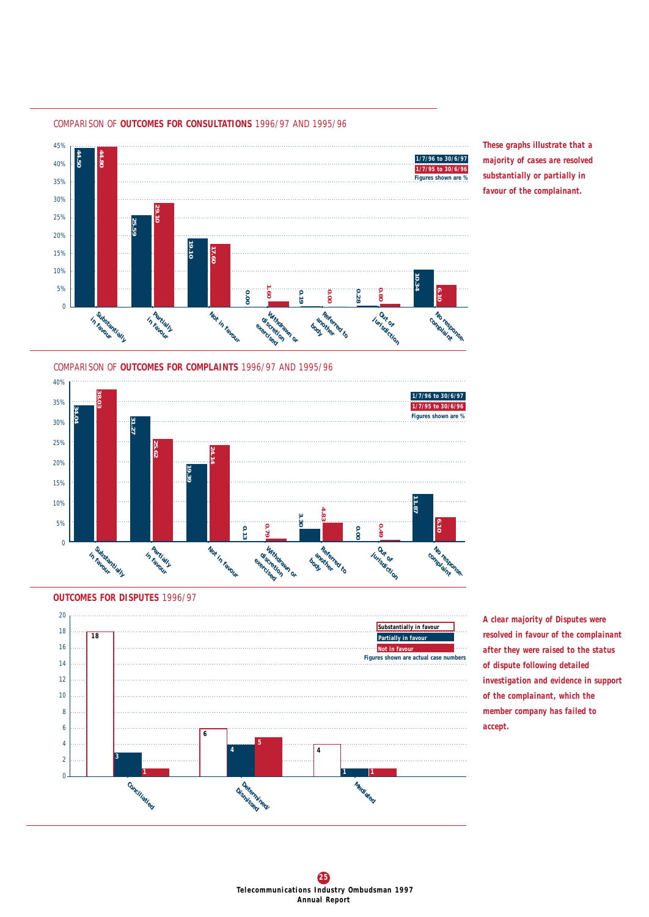## COMPARISON OF **OUTCOMES FOR CONSULTATIONS** 1996/97 AND 1995/96

Figures shown are %

| Outcome | 1/7/96 to 30/6/97 | 1/7/95 to 30/6/96 |
|---|---|---|
| Substantially in favour | 44.50 | 44.80 |
| Partially in favour | 25.59 | 29.10 |
| Not in favour | 19.10 | 17.60 |
| Withdrawn or discretion exercised | 0.00 | 1.60 |
| Referred to another body | 0.19 | 0.00 |
| Out of jurisdiction | 0.28 | 0.80 |
| No response-complaint | 10.34 | 6.10 |

**These graphs illustrate that a majority of cases are resolved substantially or partially in favour of the complainant.**

## COMPARISON OF **OUTCOMES FOR COMPLAINTS** 1996/97 AND 1995/96

Figures shown are %

| Outcome | 1/7/96 to 30/6/97 | 1/7/95 to 30/6/96 |
|---|---|---|
| Substantially in favour | 34.04 | 38.03 |
| Partially in favour | 31.27 | 25.62 |
| Not in favour | 19.39 | 24.14 |
| Withdrawn or discretion exercised | 0.13 | 0.79 |
| Referred to another body | 3.30 | 4.83 |
| Out of jurisdiction | 0.00 | 0.49 |
| No response-complaint | 11.87 | 6.10 |

## **OUTCOMES FOR DISPUTES** 1996/97

Figures shown are actual case numbers

| Outcome | Substantially in favour | Partially in favour | Not in favour |
|---|---|---|---|
| Conciliated | 18 | 3 | 1 |
| Determined/Dismissed | 6 | 4 | 5 |
| Mediated | 4 | 1 | 1 |

**A clear majority of Disputes were resolved in favour of the complainant after they were raised to the status of dispute following detailed investigation and evidence in support of the complainant, which the member company has failed to accept.**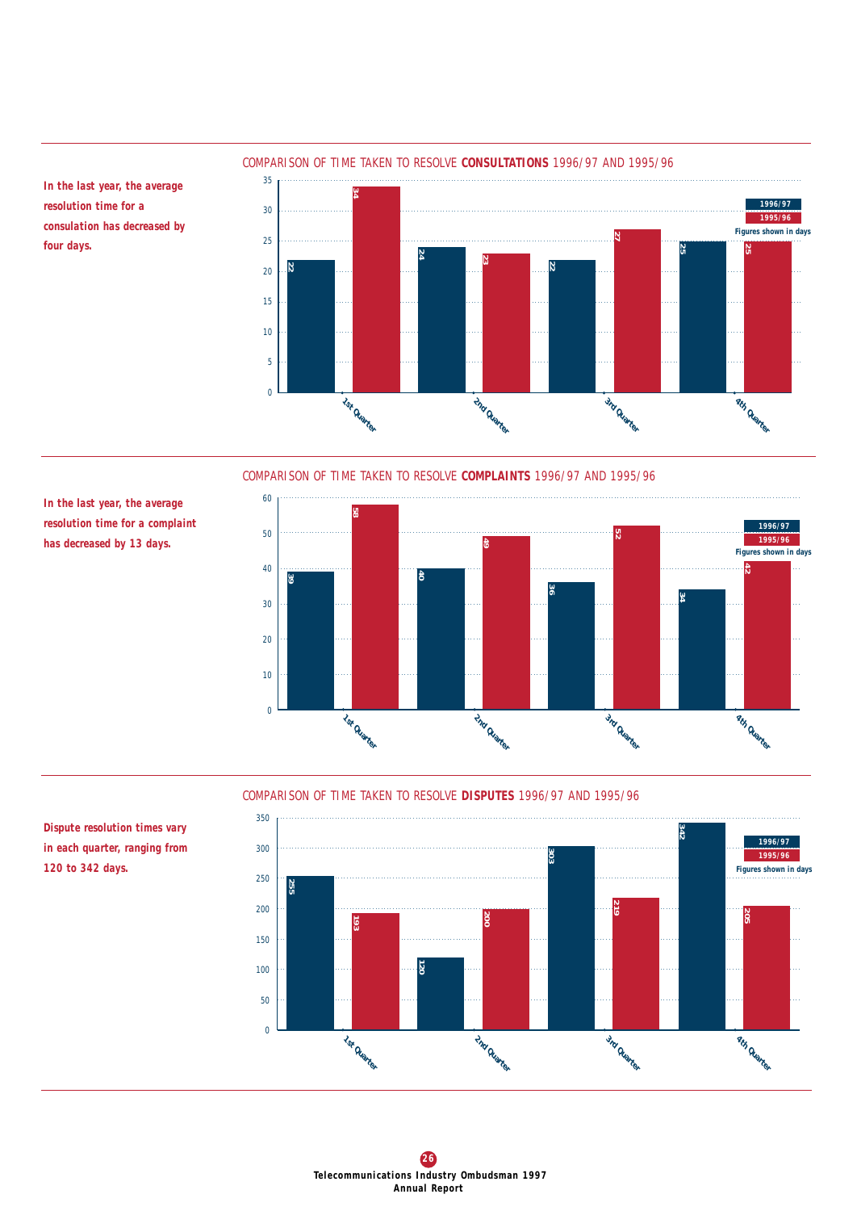## COMPARISON OF TIME TAKEN TO RESOLVE **CONSULTATIONS** 1996/97 AND 1995/96

**In the last year, the average resolution time for a consulation has decreased by four days.**

Figures shown in days

| Quarter | 1996/97 | 1995/96 |
|---|---|---|
| 1st Quarter | 22 | 34 |
| 2nd Quarter | 24 | 23 |
| 3rd Quarter | 22 | 27 |
| 4th Quarter | 25 | 25 |

## COMPARISON OF TIME TAKEN TO RESOLVE **COMPLAINTS** 1996/97 AND 1995/96

**In the last year, the average resolution time for a complaint has decreased by 13 days.**

Figures shown in days

| Quarter | 1996/97 | 1995/96 |
|---|---|---|
| 1st Quarter | 39 | 58 |
| 2nd Quarter | 40 | 49 |
| 3rd Quarter | 36 | 52 |
| 4th Quarter | 34 | 42 |

## COMPARISON OF TIME TAKEN TO RESOLVE **DISPUTES** 1996/97 AND 1995/96

**Dispute resolution times vary in each quarter, ranging from 120 to 342 days.**

Figures shown in days

| Quarter | 1996/97 | 1995/96 |
|---|---|---|
| 1st Quarter | 255 | 193 |
| 2nd Quarter | 120 | 200 |
| 3rd Quarter | 303 | 219 |
| 4th Quarter | 342 | 205 |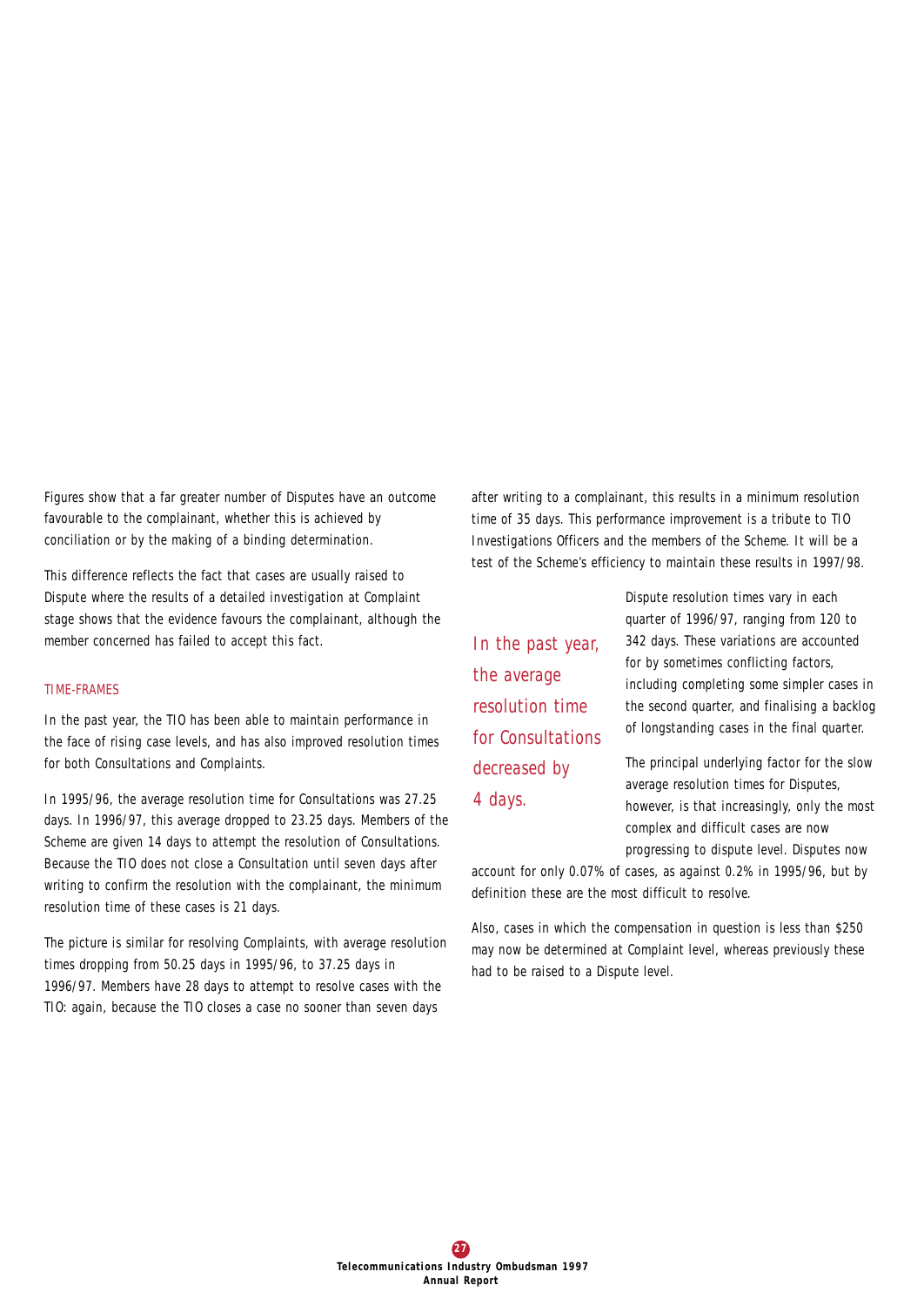Figures show that a far greater number of Disputes have an outcome favourable to the complainant, whether this is achieved by conciliation or by the making of a binding determination.

This difference reflects the fact that cases are usually raised to Dispute where the results of a detailed investigation at Complaint stage shows that the evidence favours the complainant, although the member concerned has failed to accept this fact.

## TIME-FRAMES

In the past year, the TIO has been able to maintain performance in the face of rising case levels, and has also improved resolution times for both Consultations and Complaints.

In 1995/96, the average resolution time for Consultations was 27.25 days. In 1996/97, this average dropped to 23.25 days. Members of the Scheme are given 14 days to attempt the resolution of Consultations. Because the TIO does not close a Consultation until seven days after writing to confirm the resolution with the complainant, the minimum resolution time of these cases is 21 days.

The picture is similar for resolving Complaints, with average resolution times dropping from 50.25 days in 1995/96, to 37.25 days in 1996/97. Members have 28 days to attempt to resolve cases with the TIO: again, because the TIO closes a case no sooner than seven days after writing to a complainant, this results in a minimum resolution time of 35 days. This performance improvement is a tribute to TIO Investigations Officers and the members of the Scheme. It will be a test of the Scheme's efficiency to maintain these results in 1997/98.

*In the past year, the average resolution time for Consultations decreased by 4 days.*

Dispute resolution times vary in each quarter of 1996/97, ranging from 120 to 342 days. These variations are accounted for by sometimes conflicting factors, including completing some simpler cases in the second quarter, and finalising a backlog of longstanding cases in the final quarter.

The principal underlying factor for the slow average resolution times for Disputes, however, is that increasingly, only the most complex and difficult cases are now progressing to dispute level. Disputes now account for only 0.07% of cases, as against 0.2% in 1995/96, but by definition these are the most difficult to resolve.

Also, cases in which the compensation in question is less than $250 may now be determined at Complaint level, whereas previously these had to be raised to a Dispute level.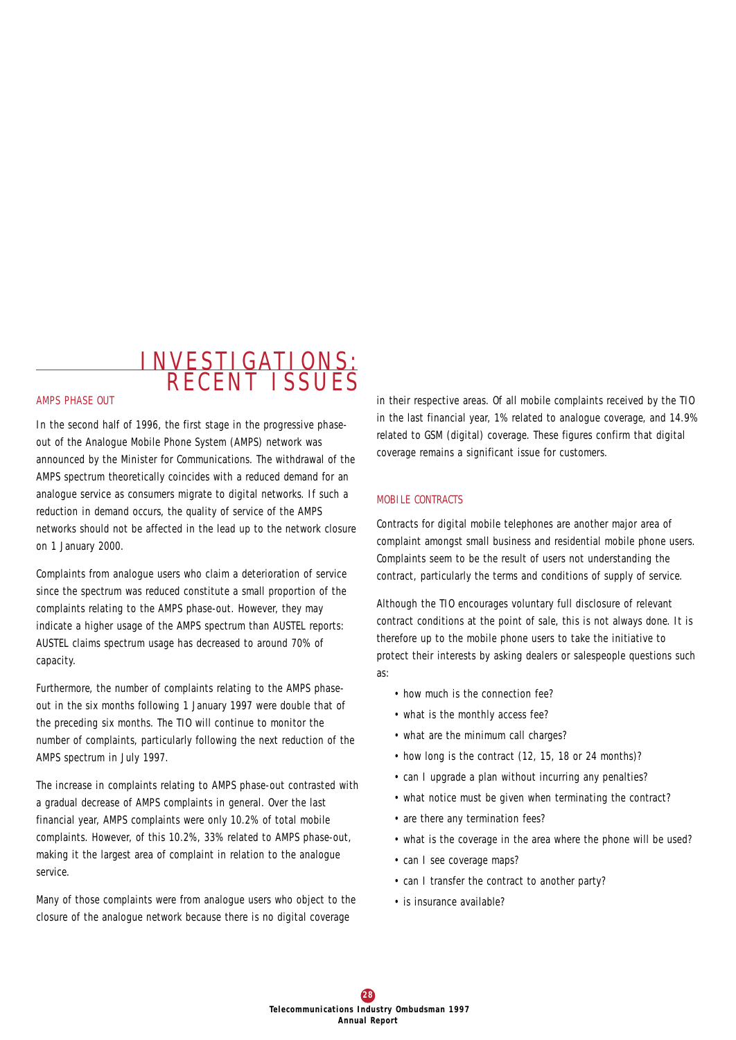# INVESTIGATIONS: RECENT ISSUES

## AMPS PHASE OUT

In the second half of 1996, the first stage in the progressive phase-out of the Analogue Mobile Phone System (AMPS) network was announced by the Minister for Communications. The withdrawal of the AMPS spectrum theoretically coincides with a reduced demand for an analogue service as consumers migrate to digital networks. If such a reduction in demand occurs, the quality of service of the AMPS networks should not be affected in the lead up to the network closure on 1 January 2000.

Complaints from analogue users who claim a deterioration of service since the spectrum was reduced constitute a small proportion of the complaints relating to the AMPS phase-out. However, they may indicate a higher usage of the AMPS spectrum than AUSTEL reports: AUSTEL claims spectrum usage has decreased to around 70% of capacity.

Furthermore, the number of complaints relating to the AMPS phase-out in the six months following 1 January 1997 were double that of the preceding six months. The TIO will continue to monitor the number of complaints, particularly following the next reduction of the AMPS spectrum in July 1997.

The increase in complaints relating to AMPS phase-out contrasted with a gradual decrease of AMPS complaints in general. Over the last financial year, AMPS complaints were only 10.2% of total mobile complaints. However, of this 10.2%, 33% related to AMPS phase-out, making it the largest area of complaint in relation to the analogue service.

Many of those complaints were from analogue users who object to the closure of the analogue network because there is no digital coverage in their respective areas. Of all mobile complaints received by the TIO in the last financial year, 1% related to analogue coverage, and 14.9% related to GSM (digital) coverage. These figures confirm that digital coverage remains a significant issue for customers.

## MOBILE CONTRACTS

Contracts for digital mobile telephones are another major area of complaint amongst small business and residential mobile phone users. Complaints seem to be the result of users not understanding the contract, particularly the terms and conditions of supply of service.

Although the TIO encourages voluntary full disclosure of relevant contract conditions at the point of sale, this is not always done. It is therefore up to the mobile phone users to take the initiative to protect their interests by asking dealers or salespeople questions such as:

- how much is the connection fee?
- what is the monthly access fee?
- what are the minimum call charges?
- how long is the contract (12, 15, 18 or 24 months)?
- can I upgrade a plan without incurring any penalties?
- what notice must be given when terminating the contract?
- are there any termination fees?
- what is the coverage in the area where the phone will be used?
- can I see coverage maps?
- can I transfer the contract to another party?
- is insurance available?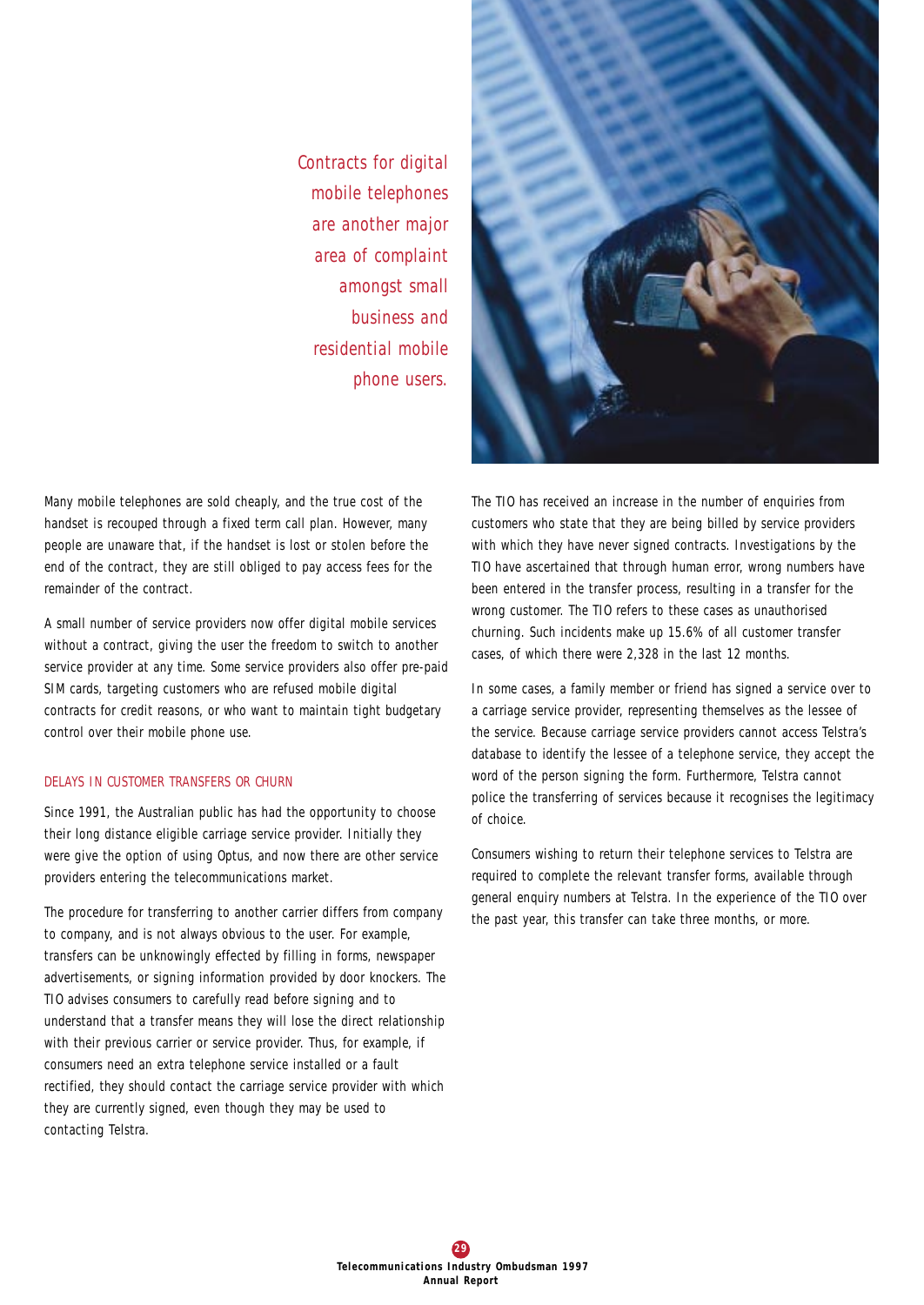*Contracts for digital mobile telephones are another major area of complaint amongst small business and residential mobile phone users.*

Many mobile telephones are sold cheaply, and the true cost of the handset is recouped through a fixed term call plan. However, many people are unaware that, if the handset is lost or stolen before the end of the contract, they are still obliged to pay access fees for the remainder of the contract.

A small number of service providers now offer digital mobile services without a contract, giving the user the freedom to switch to another service provider at any time. Some service providers also offer pre-paid SIM cards, targeting customers who are refused mobile digital contracts for credit reasons, or who want to maintain tight budgetary control over their mobile phone use.

### DELAYS IN CUSTOMER TRANSFERS OR CHURN

Since 1991, the Australian public has had the opportunity to choose their long distance eligible carriage service provider. Initially they were give the option of using Optus, and now there are other service providers entering the telecommunications market.

The procedure for transferring to another carrier differs from company to company, and is not always obvious to the user. For example, transfers can be unknowingly effected by filling in forms, newspaper advertisements, or signing information provided by door knockers. The TIO advises consumers to carefully read before signing and to understand that a transfer means they will lose the direct relationship with their previous carrier or service provider. Thus, for example, if consumers need an extra telephone service installed or a fault rectified, they should contact the carriage service provider with which they are currently signed, even though they may be used to contacting Telstra.

The TIO has received an increase in the number of enquiries from customers who state that they are being billed by service providers with which they have never signed contracts. Investigations by the TIO have ascertained that through human error, wrong numbers have been entered in the transfer process, resulting in a transfer for the wrong customer. The TIO refers to these cases as unauthorised churning. Such incidents make up 15.6% of all customer transfer cases, of which there were 2,328 in the last 12 months.

In some cases, a family member or friend has signed a service over to a carriage service provider, representing themselves as the lessee of the service. Because carriage service providers cannot access Telstra's database to identify the lessee of a telephone service, they accept the word of the person signing the form. Furthermore, Telstra cannot police the transferring of services because it recognises the legitimacy of choice.

Consumers wishing to return their telephone services to Telstra are required to complete the relevant transfer forms, available through general enquiry numbers at Telstra. In the experience of the TIO over the past year, this transfer can take three months, or more.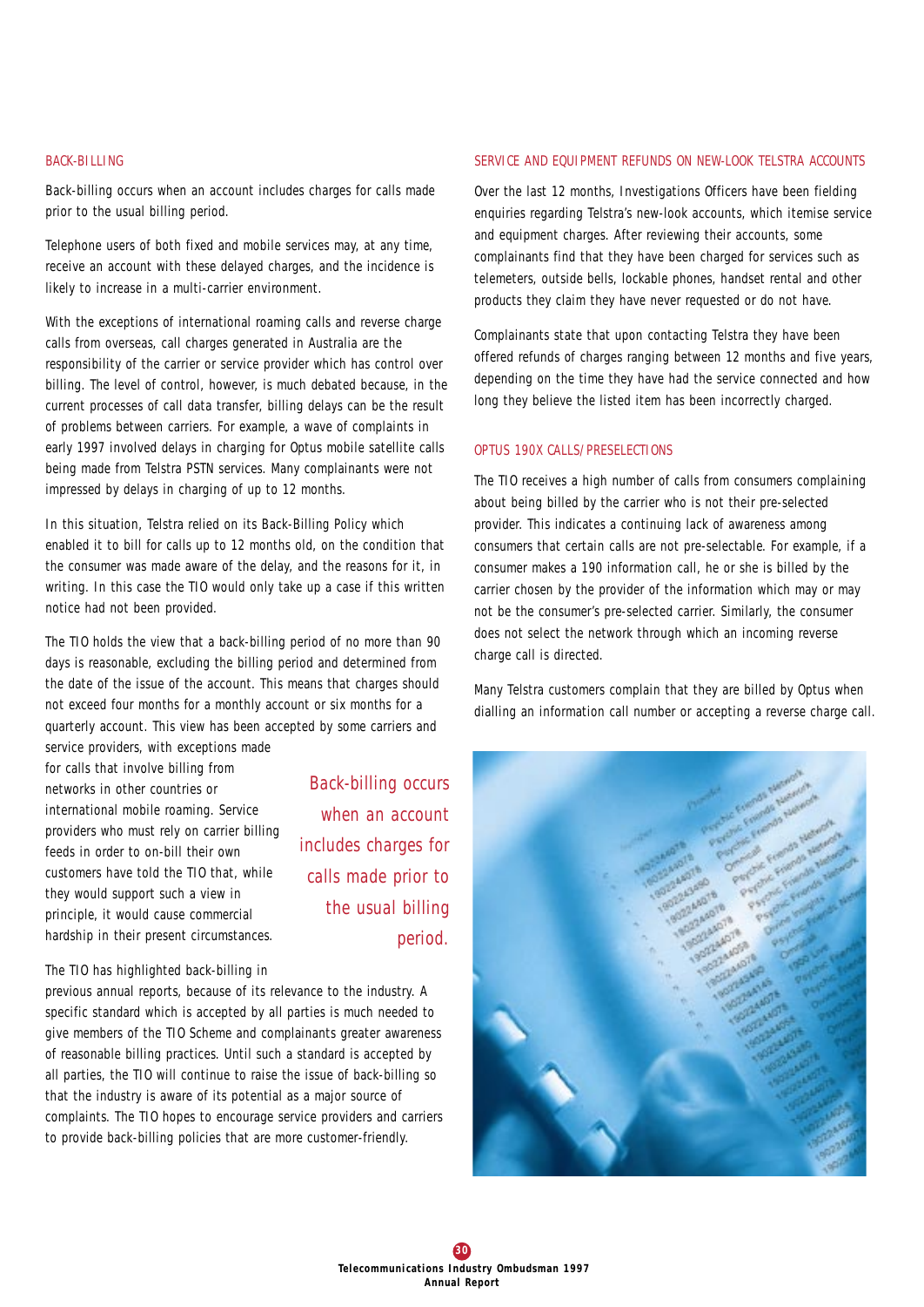## BACK-BILLING

Back-billing occurs when an account includes charges for calls made prior to the usual billing period.

Telephone users of both fixed and mobile services may, at any time, receive an account with these delayed charges, and the incidence is likely to increase in a multi-carrier environment.

With the exceptions of international roaming calls and reverse charge calls from overseas, call charges generated in Australia are the responsibility of the carrier or service provider which has control over billing. The level of control, however, is much debated because, in the current processes of call data transfer, billing delays can be the result of problems between carriers. For example, a wave of complaints in early 1997 involved delays in charging for Optus mobile satellite calls being made from Telstra PSTN services. Many complainants were not impressed by delays in charging of up to 12 months.

In this situation, Telstra relied on its Back-Billing Policy which enabled it to bill for calls up to 12 months old, on the condition that the consumer was made aware of the delay, and the reasons for it, in writing. In this case the TIO would only take up a case if this written notice had not been provided.

The TIO holds the view that a back-billing period of no more than 90 days is reasonable, excluding the billing period and determined from the date of the issue of the account. This means that charges should not exceed four months for a monthly account or six months for a quarterly account. This view has been accepted by some carriers and service providers, with exceptions made for calls that involve billing from networks in other countries or international mobile roaming. Service providers who must rely on carrier billing feeds in order to on-bill their own customers have told the TIO that, while they would support such a view in principle, it would cause commercial hardship in their present circumstances.

> Back-billing occurs when an account includes charges for calls made prior to the usual billing period.

The TIO has highlighted back-billing in previous annual reports, because of its relevance to the industry. A specific standard which is accepted by all parties is much needed to give members of the TIO Scheme and complainants greater awareness of reasonable billing practices. Until such a standard is accepted by all parties, the TIO will continue to raise the issue of back-billing so that the industry is aware of its potential as a major source of complaints. The TIO hopes to encourage service providers and carriers to provide back-billing policies that are more customer-friendly.

## SERVICE AND EQUIPMENT REFUNDS ON NEW-LOOK TELSTRA ACCOUNTS

Over the last 12 months, Investigations Officers have been fielding enquiries regarding Telstra's new-look accounts, which itemise service and equipment charges. After reviewing their accounts, some complainants find that they have been charged for services such as telemeters, outside bells, lockable phones, handset rental and other products they claim they have never requested or do not have.

Complainants state that upon contacting Telstra they have been offered refunds of charges ranging between 12 months and five years, depending on the time they have had the service connected and how long they believe the listed item has been incorrectly charged.

## OPTUS 190X CALLS/PRESELECTIONS

The TIO receives a high number of calls from consumers complaining about being billed by the carrier who is not their pre-selected provider. This indicates a continuing lack of awareness among consumers that certain calls are not pre-selectable. For example, if a consumer makes a 190 information call, he or she is billed by the carrier chosen by the provider of the information which may or may not be the consumer's pre-selected carrier. Similarly, the consumer does not select the network through which an incoming reverse charge call is directed.

Many Telstra customers complain that they are billed by Optus when dialling an information call number or accepting a reverse charge call.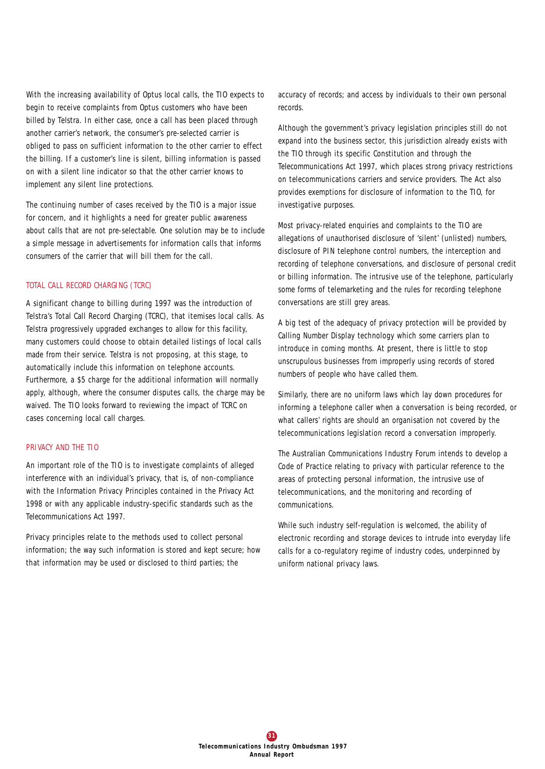With the increasing availability of Optus local calls, the TIO expects to begin to receive complaints from Optus customers who have been billed by Telstra. In either case, once a call has been placed through another carrier's network, the consumer's pre-selected carrier is obliged to pass on sufficient information to the other carrier to effect the billing. If a customer's line is silent, billing information is passed on with a silent line indicator so that the other carrier knows to implement any silent line protections.

The continuing number of cases received by the TIO is a major issue for concern, and it highlights a need for greater public awareness about calls that are not pre-selectable. One solution may be to include a simple message in advertisements for information calls that informs consumers of the carrier that will bill them for the call.

## TOTAL CALL RECORD CHARGING (TCRC)

A significant change to billing during 1997 was the introduction of Telstra's Total Call Record Charging (TCRC), that itemises local calls. As Telstra progressively upgraded exchanges to allow for this facility, many customers could choose to obtain detailed listings of local calls made from their service. Telstra is not proposing, at this stage, to automatically include this information on telephone accounts. Furthermore, a $5 charge for the additional information will normally apply, although, where the consumer disputes calls, the charge may be waived. The TIO looks forward to reviewing the impact of TCRC on cases concerning local call charges.

## PRIVACY AND THE TIO

An important role of the TIO is to investigate complaints of alleged interference with an individual's privacy, that is, of non-compliance with the Information Privacy Principles contained in the Privacy Act 1998 or with any applicable industry-specific standards such as the Telecommunications Act 1997.

Privacy principles relate to the methods used to collect personal information; the way such information is stored and kept secure; how that information may be used or disclosed to third parties; the accuracy of records; and access by individuals to their own personal records.

Although the government's privacy legislation principles still do not expand into the business sector, this jurisdiction already exists with the TIO through its specific Constitution and through the Telecommunications Act 1997, which places strong privacy restrictions on telecommunications carriers and service providers. The Act also provides exemptions for disclosure of information to the TIO, for investigative purposes.

Most privacy-related enquiries and complaints to the TIO are allegations of unauthorised disclosure of 'silent' (unlisted) numbers, disclosure of PIN telephone control numbers, the interception and recording of telephone conversations, and disclosure of personal credit or billing information. The intrusive use of the telephone, particularly some forms of telemarketing and the rules for recording telephone conversations are still grey areas.

A big test of the adequacy of privacy protection will be provided by Calling Number Display technology which some carriers plan to introduce in coming months. At present, there is little to stop unscrupulous businesses from improperly using records of stored numbers of people who have called them.

Similarly, there are no uniform laws which lay down procedures for informing a telephone caller when a conversation is being recorded, or what callers' rights are should an organisation not covered by the telecommunications legislation record a conversation improperly.

The Australian Communications Industry Forum intends to develop a Code of Practice relating to privacy with particular reference to the areas of protecting personal information, the intrusive use of telecommunications, and the monitoring and recording of communications.

While such industry self-regulation is welcomed, the ability of electronic recording and storage devices to intrude into everyday life calls for a co-regulatory regime of industry codes, underpinned by uniform national privacy laws.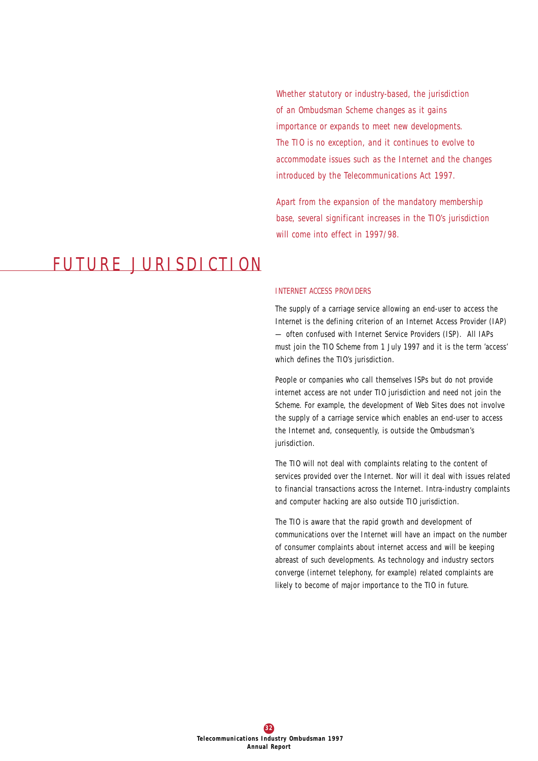Whether statutory or industry-based, the jurisdiction of an Ombudsman Scheme changes as it gains importance or expands to meet new developments. The TIO is no exception, and it continues to evolve to accommodate issues such as the Internet and the changes introduced by the Telecommunications Act 1997.

Apart from the expansion of the mandatory membership base, several significant increases in the TIO's jurisdiction will come into effect in 1997/98.

# FUTURE JURISDICTION

## INTERNET ACCESS PROVIDERS

The supply of a carriage service allowing an end-user to access the Internet is the defining criterion of an Internet Access Provider (IAP) — often confused with Internet Service Providers (ISP). All IAPs must join the TIO Scheme from 1 July 1997 and it is the term 'access' which defines the TIO's jurisdiction.

People or companies who call themselves ISPs but do not provide internet access are not under TIO jurisdiction and need not join the Scheme. For example, the development of Web Sites does not involve the supply of a carriage service which enables an end-user to access the Internet and, consequently, is outside the Ombudsman's jurisdiction.

The TIO will not deal with complaints relating to the content of services provided over the Internet. Nor will it deal with issues related to financial transactions across the Internet. Intra-industry complaints and computer hacking are also outside TIO jurisdiction.

The TIO is aware that the rapid growth and development of communications over the Internet will have an impact on the number of consumer complaints about internet access and will be keeping abreast of such developments. As technology and industry sectors converge (internet telephony, for example) related complaints are likely to become of major importance to the TIO in future.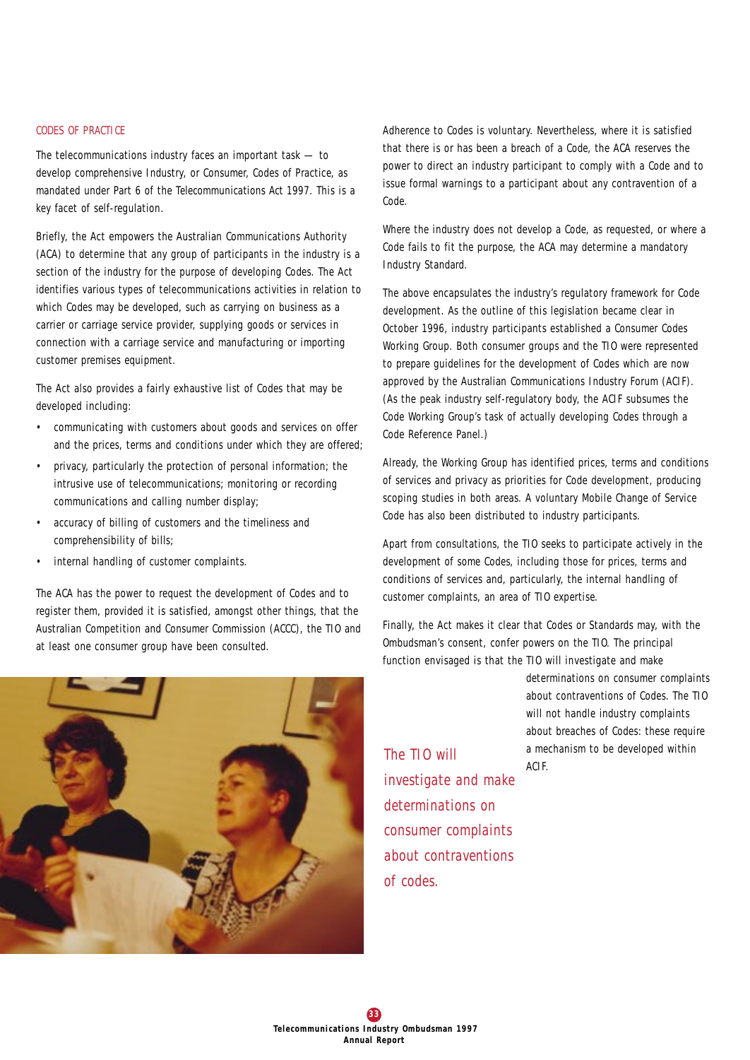## CODES OF PRACTICE

The telecommunications industry faces an important task — to develop comprehensive Industry, or Consumer, Codes of Practice, as mandated under Part 6 of the Telecommunications Act 1997. This is a key facet of self-regulation.

Briefly, the Act empowers the Australian Communications Authority (ACA) to determine that any group of participants in the industry is a section of the industry for the purpose of developing Codes. The Act identifies various types of telecommunications activities in relation to which Codes may be developed, such as carrying on business as a carrier or carriage service provider, supplying goods or services in connection with a carriage service and manufacturing or importing customer premises equipment.

The Act also provides a fairly exhaustive list of Codes that may be developed including:

- communicating with customers about goods and services on offer and the prices, terms and conditions under which they are offered;
- privacy, particularly the protection of personal information; the intrusive use of telecommunications; monitoring or recording communications and calling number display;
- accuracy of billing of customers and the timeliness and comprehensibility of bills;
- internal handling of customer complaints.

The ACA has the power to request the development of Codes and to register them, provided it is satisfied, amongst other things, that the Australian Competition and Consumer Commission (ACCC), the TIO and at least one consumer group have been consulted.

Adherence to Codes is voluntary. Nevertheless, where it is satisfied that there is or has been a breach of a Code, the ACA reserves the power to direct an industry participant to comply with a Code and to issue formal warnings to a participant about any contravention of a Code.

Where the industry does not develop a Code, as requested, or where a Code fails to fit the purpose, the ACA may determine a mandatory Industry Standard.

The above encapsulates the industry's regulatory framework for Code development. As the outline of this legislation became clear in October 1996, industry participants established a Consumer Codes Working Group. Both consumer groups and the TIO were represented to prepare guidelines for the development of Codes which are now approved by the Australian Communications Industry Forum (ACIF). (As the peak industry self-regulatory body, the ACIF subsumes the Code Working Group's task of actually developing Codes through a Code Reference Panel.)

Already, the Working Group has identified prices, terms and conditions of services and privacy as priorities for Code development, producing scoping studies in both areas. A voluntary Mobile Change of Service Code has also been distributed to industry participants.

Apart from consultations, the TIO seeks to participate actively in the development of some Codes, including those for prices, terms and conditions of services and, particularly, the internal handling of customer complaints, an area of TIO expertise.

Finally, the Act makes it clear that Codes or Standards may, with the Ombudsman's consent, confer powers on the TIO. The principal function envisaged is that the TIO will investigate and make determinations on consumer complaints about contraventions of Codes. The TIO will not handle industry complaints about breaches of Codes: these require a mechanism to be developed within ACIF.

*The TIO will investigate and make determinations on consumer complaints about contraventions of codes.*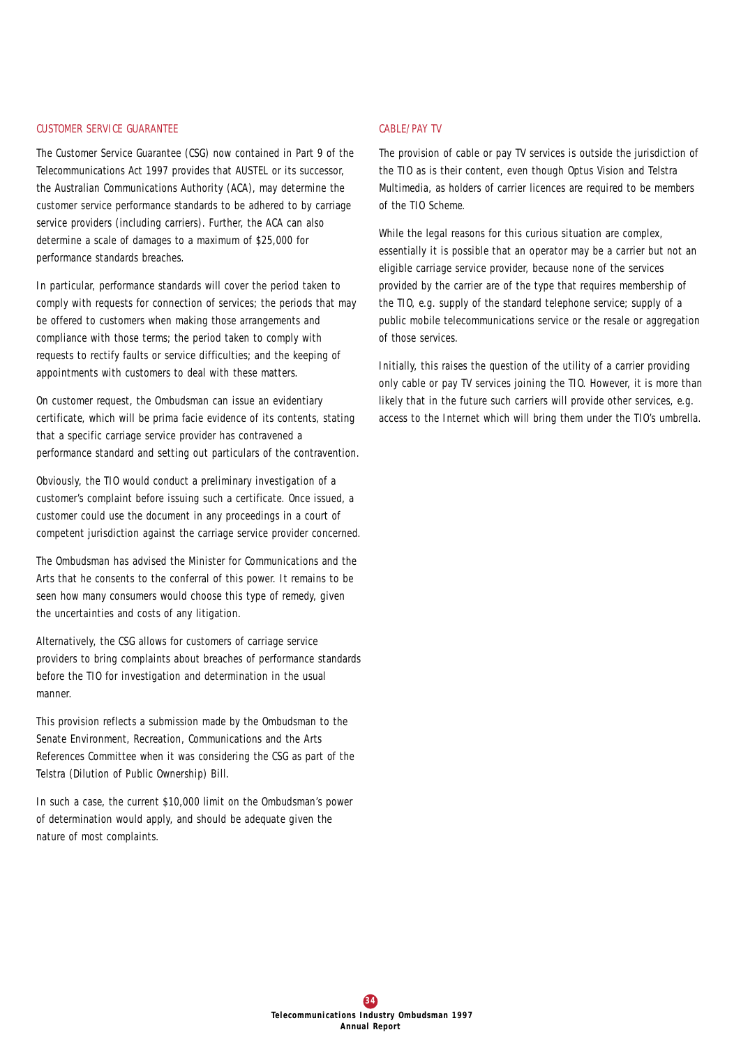## CUSTOMER SERVICE GUARANTEE

The Customer Service Guarantee (CSG) now contained in Part 9 of the Telecommunications Act 1997 provides that AUSTEL or its successor, the Australian Communications Authority (ACA), may determine the customer service performance standards to be adhered to by carriage service providers (including carriers). Further, the ACA can also determine a scale of damages to a maximum of $25,000 for performance standards breaches.

In particular, performance standards will cover the period taken to comply with requests for connection of services; the periods that may be offered to customers when making those arrangements and compliance with those terms; the period taken to comply with requests to rectify faults or service difficulties; and the keeping of appointments with customers to deal with these matters.

On customer request, the Ombudsman can issue an evidentiary certificate, which will be prima facie evidence of its contents, stating that a specific carriage service provider has contravened a performance standard and setting out particulars of the contravention.

Obviously, the TIO would conduct a preliminary investigation of a customer's complaint before issuing such a certificate. Once issued, a customer could use the document in any proceedings in a court of competent jurisdiction against the carriage service provider concerned.

The Ombudsman has advised the Minister for Communications and the Arts that he consents to the conferral of this power. It remains to be seen how many consumers would choose this type of remedy, given the uncertainties and costs of any litigation.

Alternatively, the CSG allows for customers of carriage service providers to bring complaints about breaches of performance standards before the TIO for investigation and determination in the usual manner.

This provision reflects a submission made by the Ombudsman to the Senate Environment, Recreation, Communications and the Arts References Committee when it was considering the CSG as part of the Telstra (Dilution of Public Ownership) Bill.

In such a case, the current $10,000 limit on the Ombudsman's power of determination would apply, and should be adequate given the nature of most complaints.

## CABLE/PAY TV

The provision of cable or pay TV services is outside the jurisdiction of the TIO as is their content, even though Optus Vision and Telstra Multimedia, as holders of carrier licences are required to be members of the TIO Scheme.

While the legal reasons for this curious situation are complex, essentially it is possible that an operator may be a carrier but not an eligible carriage service provider, because none of the services provided by the carrier are of the type that requires membership of the TIO, e.g. supply of the standard telephone service; supply of a public mobile telecommunications service or the resale or aggregation of those services.

Initially, this raises the question of the utility of a carrier providing only cable or pay TV services joining the TIO. However, it is more than likely that in the future such carriers will provide other services, e.g. access to the Internet which will bring them under the TIO's umbrella.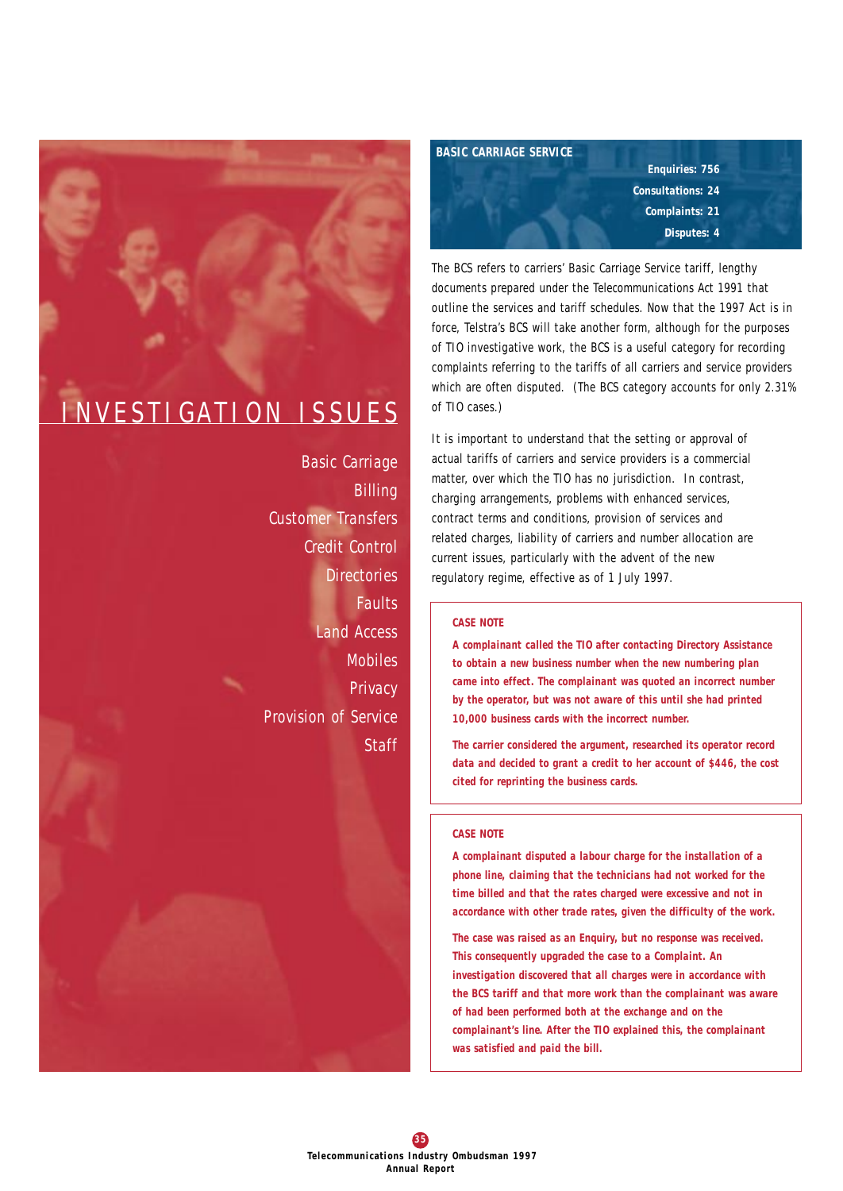# INVESTIGATION ISSUES

Basic Carriage
Billing
Customer Transfers
Credit Control
Directories
Faults
Land Access
Mobiles
Privacy
Provision of Service
Staff

## BASIC CARRIAGE SERVICE

**Enquiries: 756**
**Consultations: 24**
**Complaints: 21**
**Disputes: 4**

The BCS refers to carriers' Basic Carriage Service tariff, lengthy documents prepared under the Telecommunications Act 1991 that outline the services and tariff schedules. Now that the 1997 Act is in force, Telstra's BCS will take another form, although for the purposes of TIO investigative work, the BCS is a useful category for recording complaints referring to the tariffs of all carriers and service providers which are often disputed. (The BCS category accounts for only 2.31% of TIO cases.)

It is important to understand that the setting or approval of actual tariffs of carriers and service providers is a commercial matter, over which the TIO has no jurisdiction. In contrast, charging arrangements, problems with enhanced services, contract terms and conditions, provision of services and related charges, liability of carriers and number allocation are current issues, particularly with the advent of the new regulatory regime, effective as of 1 July 1997.

**CASE NOTE**

**A complainant called the TIO after contacting Directory Assistance to obtain a new business number when the new numbering plan came into effect. The complainant was quoted an incorrect number by the operator, but was not aware of this until she had printed 10,000 business cards with the incorrect number.**

**The carrier considered the argument, researched its operator record data and decided to grant a credit to her account of $446, the cost cited for reprinting the business cards.**

**CASE NOTE**

**A complainant disputed a labour charge for the installation of a phone line, claiming that the technicians had not worked for the time billed and that the rates charged were excessive and not in accordance with other trade rates, given the difficulty of the work.**

**The case was raised as an Enquiry, but no response was received. This consequently upgraded the case to a Complaint. An investigation discovered that all charges were in accordance with the BCS tariff and that more work than the complainant was aware of had been performed both at the exchange and on the complainant's line. After the TIO explained this, the complainant was satisfied and paid the bill.**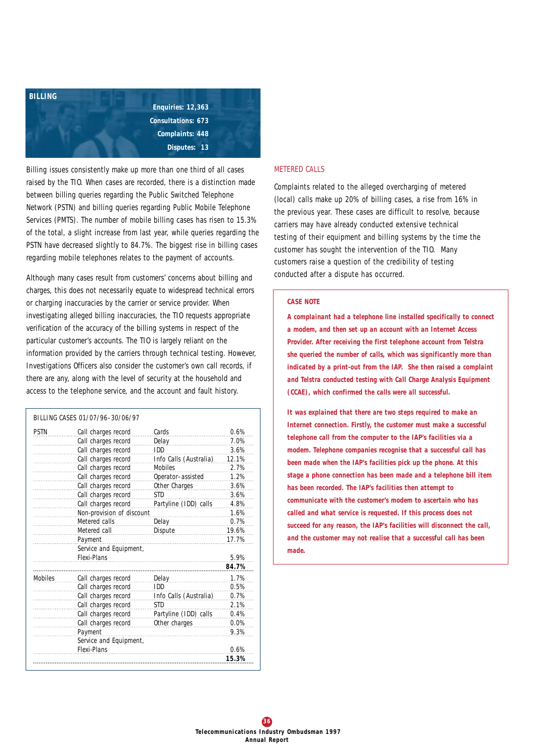## BILLING

**Enquiries: 12,363**
**Consultations: 673**
**Complaints: 448**
**Disputes: 13**

Billing issues consistently make up more than one third of all cases raised by the TIO. When cases are recorded, there is a distinction made between billing queries regarding the Public Switched Telephone Network (PSTN) and billing queries regarding Public Mobile Telephone Services (PMTS). The number of mobile billing cases has risen to 15.3% of the total, a slight increase from last year, while queries regarding the PSTN have decreased slightly to 84.7%. The biggest rise in billing cases regarding mobile telephones relates to the payment of accounts.

Although many cases result from customers' concerns about billing and charges, this does not necessarily equate to widespread technical errors or charging inaccuracies by the carrier or service provider. When investigating alleged billing inaccuracies, the TIO requests appropriate verification of the accuracy of the billing systems in respect of the particular customer's accounts. The TIO is largely reliant on the information provided by the carriers through technical testing. However, Investigations Officers also consider the customer's own call records, if there are any, along with the level of security at the household and access to the telephone service, and the account and fault history.

BILLING CASES 01/07/96–30/06/97

| | | | |
|---|---|---|---|
| PSTN | Call charges record | Cards | 0.6% |
| | Call charges record | Delay | 7.0% |
| | Call charges record | IDD | 3.6% |
| | Call charges record | Info Calls (Australia) | 12.1% |
| | Call charges record | Mobiles | 2.7% |
| | Call charges record | Operator-assisted | 1.2% |
| | Call charges record | Other Charges | 3.6% |
| | Call charges record | STD | 3.6% |
| | Call charges record | Partyline (IDD) calls | 4.8% |
| | Non-provision of discount | | 1.6% |
| | Metered calls | Delay | 0.7% |
| | Metered call | Dispute | 19.6% |
| | Payment | | 17.7% |
| | Service and Equipment, Flexi-Plans | | 5.9% |
| | | | **84.7%** |
| Mobiles | Call charges record | Delay | 1.7% |
| | Call charges record | IDD | 0.5% |
| | Call charges record | Info Calls (Australia) | 0.7% |
| | Call charges record | STD | 2.1% |
| | Call charges record | Partyline (IDD) calls | 0.4% |
| | Call charges record | Other charges | 0.0% |
| | Payment | | 9.3% |
| | Service and Equipment, Flexi-Plans | | 0.6% |
| | | | **15.3%** |

### METERED CALLS

Complaints related to the alleged overcharging of metered (local) calls make up 20% of billing cases, a rise from 16% in the previous year. These cases are difficult to resolve, because carriers may have already conducted extensive technical testing of their equipment and billing systems by the time the customer has sought the intervention of the TIO. Many customers raise a question of the credibility of testing conducted after a dispute has occurred.

**CASE NOTE**

**A complainant had a telephone line installed specifically to connect a modem, and then set up an account with an Internet Access Provider. After receiving the first telephone account from Telstra she queried the number of calls, which was significantly more than indicated by a print-out from the IAP. She then raised a complaint and Telstra conducted testing with Call Charge Analysis Equipment (CCAE), which confirmed the calls were all successful.**

**It was explained that there are two steps required to make an Internet connection. Firstly, the customer must make a successful telephone call from the computer to the IAP's facilities via a modem. Telephone companies recognise that a successful call has been made when the IAP's facilities pick up the phone. At this stage a phone connection has been made and a telephone bill item has been recorded. The IAP's facilities then attempt to communicate with the customer's modem to ascertain who has called and what service is requested. If this process does not succeed for any reason, the IAP's facilities will disconnect the call, and the customer may not realise that a successful call has been made.**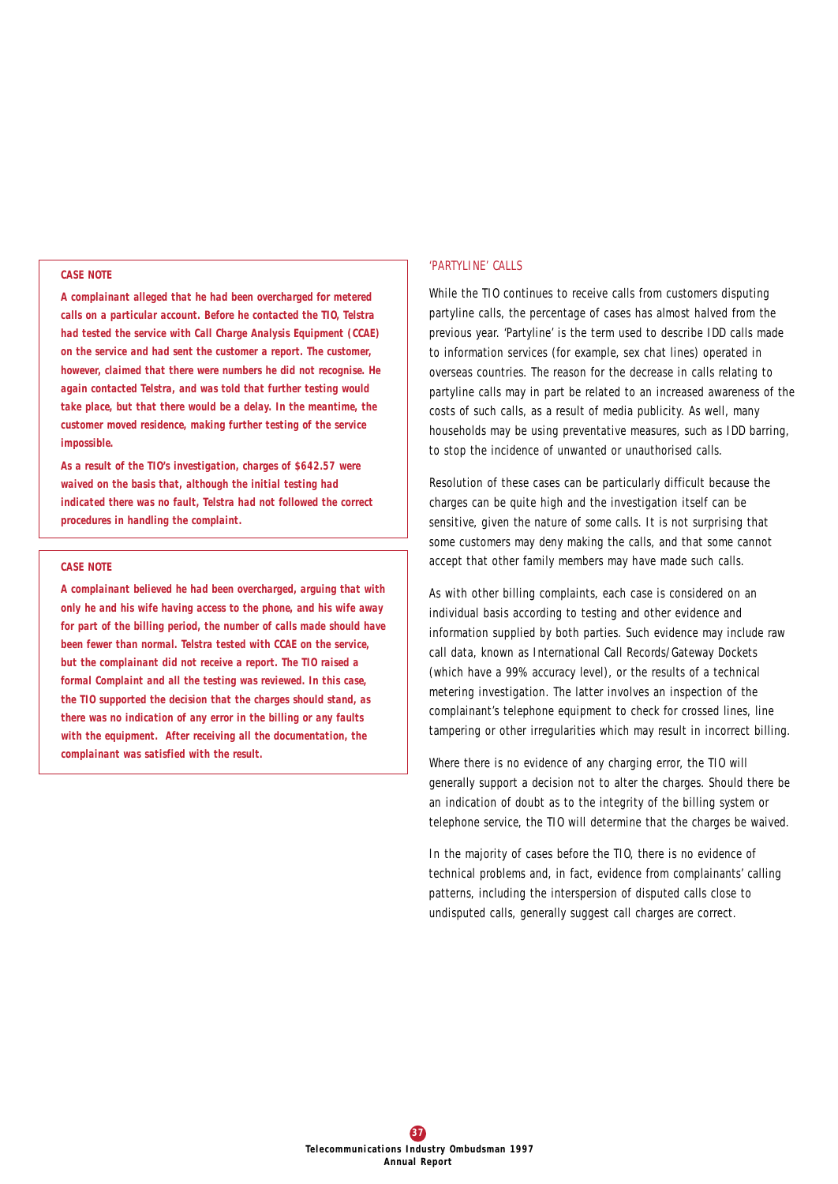**CASE NOTE**

**A complainant alleged that he had been overcharged for metered calls on a particular account. Before he contacted the TIO, Telstra had tested the service with Call Charge Analysis Equipment (CCAE) on the service and had sent the customer a report. The customer, however, claimed that there were numbers he did not recognise. He again contacted Telstra, and was told that further testing would take place, but that there would be a delay. In the meantime, the customer moved residence, making further testing of the service impossible.**

**As a result of the TIO's investigation, charges of $642.57 were waived on the basis that, although the initial testing had indicated there was no fault, Telstra had not followed the correct procedures in handling the complaint.**

**CASE NOTE**

**A complainant believed he had been overcharged, arguing that with only he and his wife having access to the phone, and his wife away for part of the billing period, the number of calls made should have been fewer than normal. Telstra tested with CCAE on the service, but the complainant did not receive a report. The TIO raised a formal Complaint and all the testing was reviewed. In this case, the TIO supported the decision that the charges should stand, as there was no indication of any error in the billing or any faults with the equipment. After receiving all the documentation, the complainant was satisfied with the result.**

## 'PARTYLINE' CALLS

While the TIO continues to receive calls from customers disputing partyline calls, the percentage of cases has almost halved from the previous year. 'Partyline' is the term used to describe IDD calls made to information services (for example, sex chat lines) operated in overseas countries. The reason for the decrease in calls relating to partyline calls may in part be related to an increased awareness of the costs of such calls, as a result of media publicity. As well, many households may be using preventative measures, such as IDD barring, to stop the incidence of unwanted or unauthorised calls.

Resolution of these cases can be particularly difficult because the charges can be quite high and the investigation itself can be sensitive, given the nature of some calls. It is not surprising that some customers may deny making the calls, and that some cannot accept that other family members may have made such calls.

As with other billing complaints, each case is considered on an individual basis according to testing and other evidence and information supplied by both parties. Such evidence may include raw call data, known as International Call Records/Gateway Dockets (which have a 99% accuracy level), or the results of a technical metering investigation. The latter involves an inspection of the complainant's telephone equipment to check for crossed lines, line tampering or other irregularities which may result in incorrect billing.

Where there is no evidence of any charging error, the TIO will generally support a decision not to alter the charges. Should there be an indication of doubt as to the integrity of the billing system or telephone service, the TIO will determine that the charges be waived.

In the majority of cases before the TIO, there is no evidence of technical problems and, in fact, evidence from complainants' calling patterns, including the interspersion of disputed calls close to undisputed calls, generally suggest call charges are correct.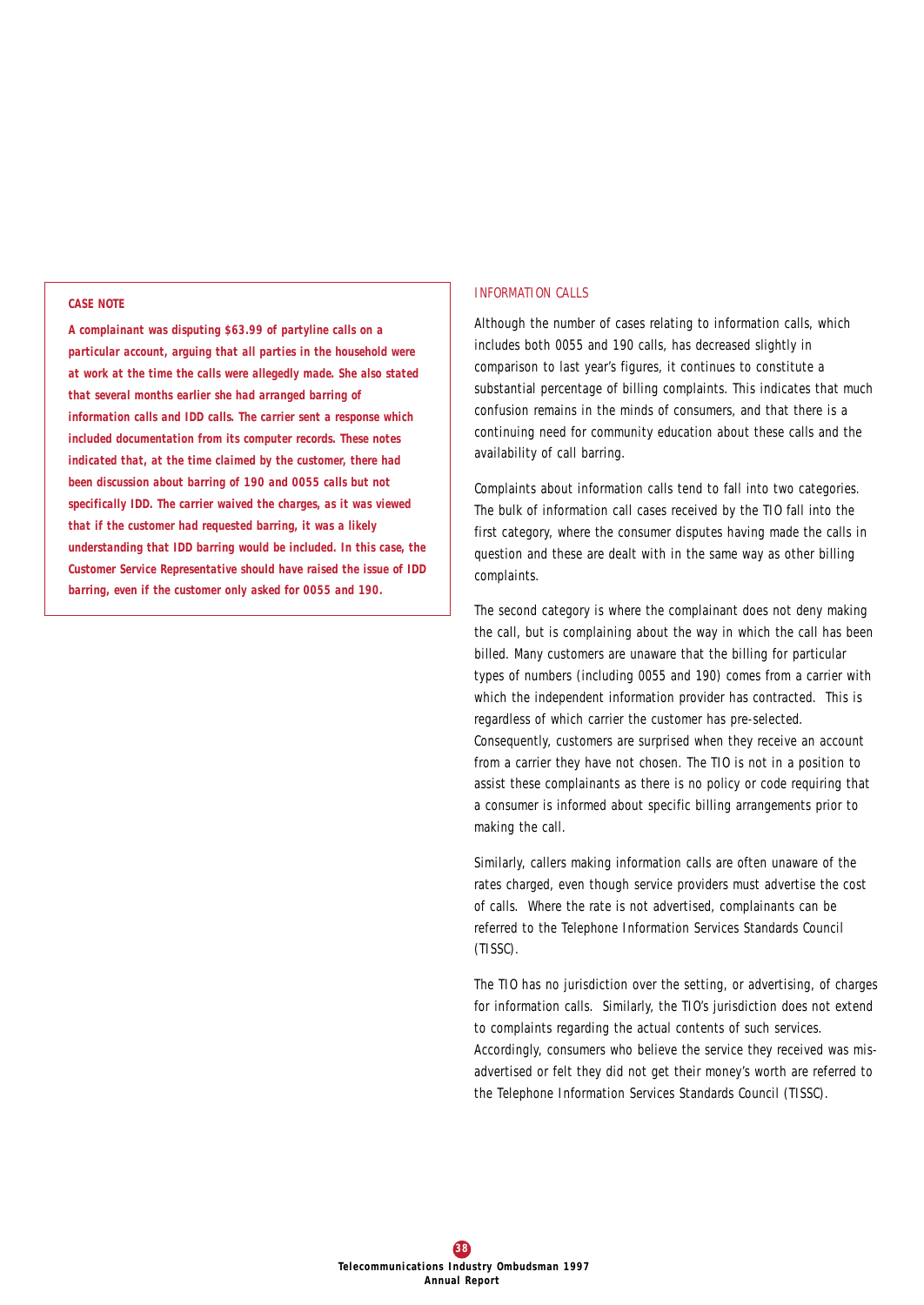**CASE NOTE**

**A complainant was disputing $63.99 of partyline calls on a particular account, arguing that all parties in the household were at work at the time the calls were allegedly made. She also stated that several months earlier she had arranged barring of information calls and IDD calls. The carrier sent a response which included documentation from its computer records. These notes indicated that, at the time claimed by the customer, there had been discussion about barring of 190 and 0055 calls but not specifically IDD. The carrier waived the charges, as it was viewed that if the customer had requested barring, it was a likely understanding that IDD barring would be included. In this case, the Customer Service Representative should have raised the issue of IDD barring, even if the customer only asked for 0055 and 190.**

## INFORMATION CALLS

Although the number of cases relating to information calls, which includes both 0055 and 190 calls, has decreased slightly in comparison to last year's figures, it continues to constitute a substantial percentage of billing complaints. This indicates that much confusion remains in the minds of consumers, and that there is a continuing need for community education about these calls and the availability of call barring.

Complaints about information calls tend to fall into two categories. The bulk of information call cases received by the TIO fall into the first category, where the consumer disputes having made the calls in question and these are dealt with in the same way as other billing complaints.

The second category is where the complainant does not deny making the call, but is complaining about the way in which the call has been billed. Many customers are unaware that the billing for particular types of numbers (including 0055 and 190) comes from a carrier with which the independent information provider has contracted. This is regardless of which carrier the customer has pre-selected. Consequently, customers are surprised when they receive an account from a carrier they have not chosen. The TIO is not in a position to assist these complainants as there is no policy or code requiring that a consumer is informed about specific billing arrangements prior to making the call.

Similarly, callers making information calls are often unaware of the rates charged, even though service providers must advertise the cost of calls. Where the rate is not advertised, complainants can be referred to the Telephone Information Services Standards Council (TISSC).

The TIO has no jurisdiction over the setting, or advertising, of charges for information calls. Similarly, the TIO's jurisdiction does not extend to complaints regarding the actual contents of such services. Accordingly, consumers who believe the service they received was mis-advertised or felt they did not get their money's worth are referred to the Telephone Information Services Standards Council (TISSC).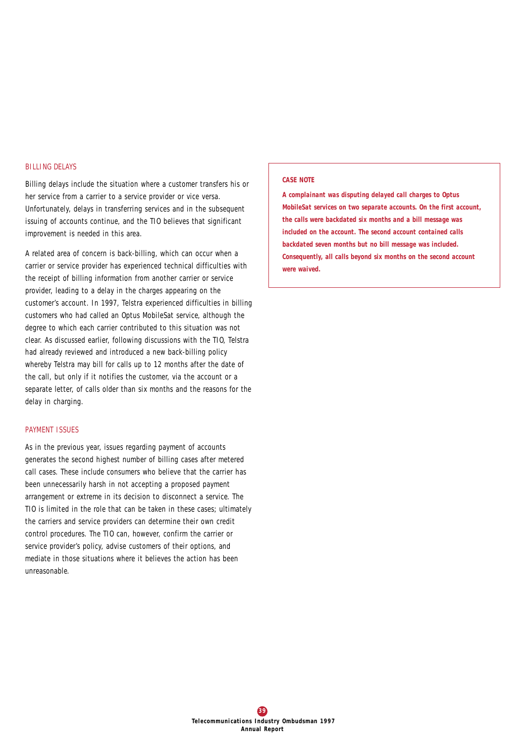## BILLING DELAYS

Billing delays include the situation where a customer transfers his or her service from a carrier to a service provider or vice versa. Unfortunately, delays in transferring services and in the subsequent issuing of accounts continue, and the TIO believes that significant improvement is needed in this area.

A related area of concern is back-billing, which can occur when a carrier or service provider has experienced technical difficulties with the receipt of billing information from another carrier or service provider, leading to a delay in the charges appearing on the customer's account. In 1997, Telstra experienced difficulties in billing customers who had called an Optus MobileSat service, although the degree to which each carrier contributed to this situation was not clear. As discussed earlier, following discussions with the TIO, Telstra had already reviewed and introduced a new back-billing policy whereby Telstra may bill for calls up to 12 months after the date of the call, but only if it notifies the customer, via the account or a separate letter, of calls older than six months and the reasons for the delay in charging.

## PAYMENT ISSUES

As in the previous year, issues regarding payment of accounts generates the second highest number of billing cases after metered call cases. These include consumers who believe that the carrier has been unnecessarily harsh in not accepting a proposed payment arrangement or extreme in its decision to disconnect a service. The TIO is limited in the role that can be taken in these cases; ultimately the carriers and service providers can determine their own credit control procedures. The TIO can, however, confirm the carrier or service provider's policy, advise customers of their options, and mediate in those situations where it believes the action has been unreasonable.

> **CASE NOTE**
>
> **A complainant was disputing delayed call charges to Optus MobileSat services on two separate accounts. On the first account, the calls were backdated six months and a bill message was included on the account. The second account contained calls backdated seven months but no bill message was included. Consequently, all calls beyond six months on the second account were waived.**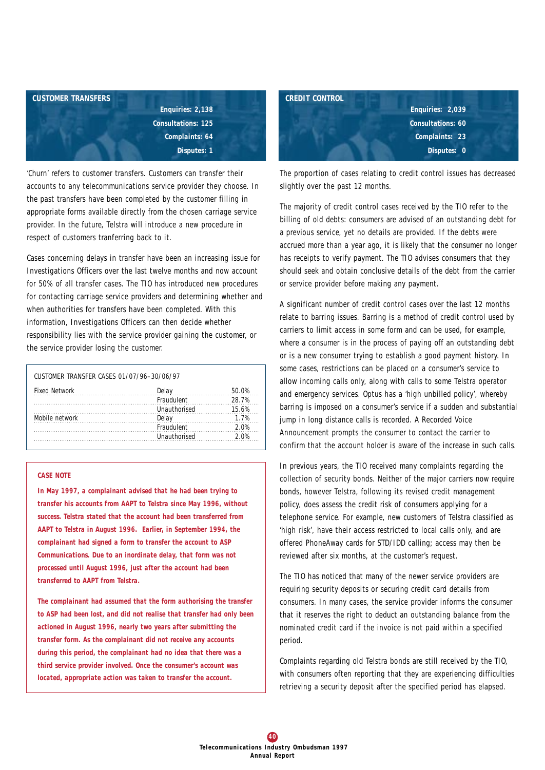## CUSTOMER TRANSFERS

**Enquiries: 2,138**
**Consultations: 125**
**Complaints: 64**
**Disputes: 1**

'Churn' refers to customer transfers. Customers can transfer their accounts to any telecommunications service provider they choose. In the past transfers have been completed by the customer filling in appropriate forms available directly from the chosen carriage service provider. In the future, Telstra will introduce a new procedure in respect of customers tranferring back to it.

Cases concerning delays in transfer have been an increasing issue for Investigations Officers over the last twelve months and now account for 50% of all transfer cases. The TIO has introduced new procedures for contacting carriage service providers and determining whether and when authorities for transfers have been completed. With this information, Investigations Officers can then decide whether responsibility lies with the service provider gaining the customer, or the service provider losing the customer.

CUSTOMER TRANSFER CASES 01/07/96–30/06/97

| | | |
|---|---|---|
| Fixed Network | Delay | 50.0% |
| | Fraudulent | 28.7% |
| | Unauthorised | 15.6% |
| Mobile network | Delay | 1.7% |
| | Fraudulent | 2.0% |
| | Unauthorised | 2.0% |

**CASE NOTE**

**In May 1997, a complainant advised that he had been trying to transfer his accounts from AAPT to Telstra since May 1996, without success. Telstra stated that the account had been transferred from AAPT to Telstra in August 1996. Earlier, in September 1994, the complainant had signed a form to transfer the account to ASP Communications. Due to an inordinate delay, that form was not processed until August 1996, just after the account had been transferred to AAPT from Telstra.**

**The complainant had assumed that the form authorising the transfer to ASP had been lost, and did not realise that transfer had only been actioned in August 1996, nearly two years after submitting the transfer form. As the complainant did not receive any accounts during this period, the complainant had no idea that there was a third service provider involved. Once the consumer's account was located, appropriate action was taken to transfer the account.**

## CREDIT CONTROL

**Enquiries: 2,039**
**Consultations: 60**
**Complaints: 23**
**Disputes: 0**

The proportion of cases relating to credit control issues has decreased slightly over the past 12 months.

The majority of credit control cases received by the TIO refer to the billing of old debts: consumers are advised of an outstanding debt for a previous service, yet no details are provided. If the debts were accrued more than a year ago, it is likely that the consumer no longer has receipts to verify payment. The TIO advises consumers that they should seek and obtain conclusive details of the debt from the carrier or service provider before making any payment.

A significant number of credit control cases over the last 12 months relate to barring issues. Barring is a method of credit control used by carriers to limit access in some form and can be used, for example, where a consumer is in the process of paying off an outstanding debt or is a new consumer trying to establish a good payment history. In some cases, restrictions can be placed on a consumer's service to allow incoming calls only, along with calls to some Telstra operator and emergency services. Optus has a 'high unbilled policy', whereby barring is imposed on a consumer's service if a sudden and substantial jump in long distance calls is recorded. A Recorded Voice Announcement prompts the consumer to contact the carrier to confirm that the account holder is aware of the increase in such calls.

In previous years, the TIO received many complaints regarding the collection of security bonds. Neither of the major carriers now require bonds, however Telstra, following its revised credit management policy, does assess the credit risk of consumers applying for a telephone service. For example, new customers of Telstra classified as 'high risk', have their access restricted to local calls only, and are offered PhoneAway cards for STD/IDD calling; access may then be reviewed after six months, at the customer's request.

The TIO has noticed that many of the newer service providers are requiring security deposits or securing credit card details from consumers. In many cases, the service provider informs the consumer that it reserves the right to deduct an outstanding balance from the nominated credit card if the invoice is not paid within a specified period.

Complaints regarding old Telstra bonds are still received by the TIO, with consumers often reporting that they are experiencing difficulties retrieving a security deposit after the specified period has elapsed.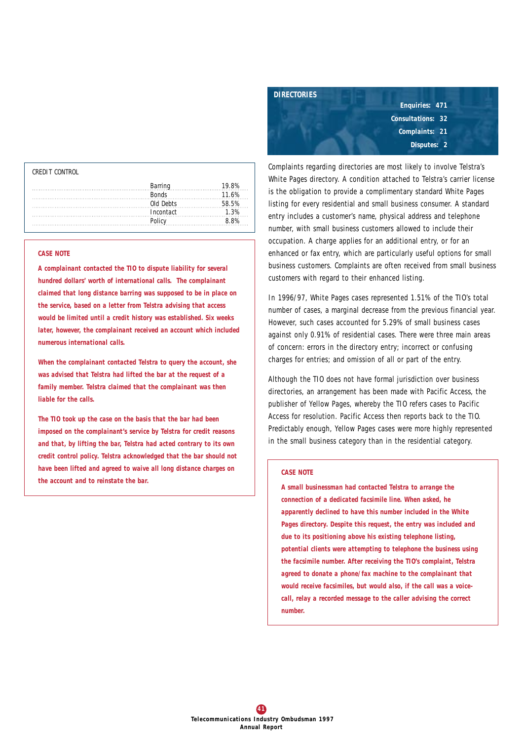CREDIT CONTROL

| | |
|---|---|
| Barring | 19.8% |
| Bonds | 11.6% |
| Old Debts | 58.5% |
| Incontact | 1.3% |
| Policy | 8.8% |

**CASE NOTE**

**A complainant contacted the TIO to dispute liability for several hundred dollars' worth of international calls. The complainant claimed that long distance barring was supposed to be in place on the service, based on a letter from Telstra advising that access would be limited until a credit history was established. Six weeks later, however, the complainant received an account which included numerous international calls.**

**When the complainant contacted Telstra to query the account, she was advised that Telstra had lifted the bar at the request of a family member. Telstra claimed that the complainant was then liable for the calls.**

**The TIO took up the case on the basis that the bar had been imposed on the complainant's service by Telstra for credit reasons and that, by lifting the bar, Telstra had acted contrary to its own credit control policy. Telstra acknowledged that the bar should not have been lifted and agreed to waive all long distance charges on the account and to reinstate the bar.**

## DIRECTORIES

**Enquiries: 471**
**Consultations: 32**
**Complaints: 21**
**Disputes: 2**

Complaints regarding directories are most likely to involve Telstra's White Pages directory. A condition attached to Telstra's carrier license is the obligation to provide a complimentary standard White Pages listing for every residential and small business consumer. A standard entry includes a customer's name, physical address and telephone number, with small business customers allowed to include their occupation. A charge applies for an additional entry, or for an enhanced or fax entry, which are particularly useful options for small business customers. Complaints are often received from small business customers with regard to their enhanced listing.

In 1996/97, White Pages cases represented 1.51% of the TIO's total number of cases, a marginal decrease from the previous financial year. However, such cases accounted for 5.29% of small business cases against only 0.91% of residential cases. There were three main areas of concern: errors in the directory entry; incorrect or confusing charges for entries; and omission of all or part of the entry.

Although the TIO does not have formal jurisdiction over business directories, an arrangement has been made with Pacific Access, the publisher of Yellow Pages, whereby the TIO refers cases to Pacific Access for resolution. Pacific Access then reports back to the TIO. Predictably enough, Yellow Pages cases were more highly represented in the small business category than in the residential category.

**CASE NOTE**

**A small businessman had contacted Telstra to arrange the connection of a dedicated facsimile line. When asked, he apparently declined to have this number included in the White Pages directory. Despite this request, the entry was included and due to its positioning above his existing telephone listing, potential clients were attempting to telephone the business using the facsimile number. After receiving the TIO's complaint, Telstra agreed to donate a phone/fax machine to the complainant that would receive facsimiles, but would also, if the call was a voice-call, relay a recorded message to the caller advising the correct number.**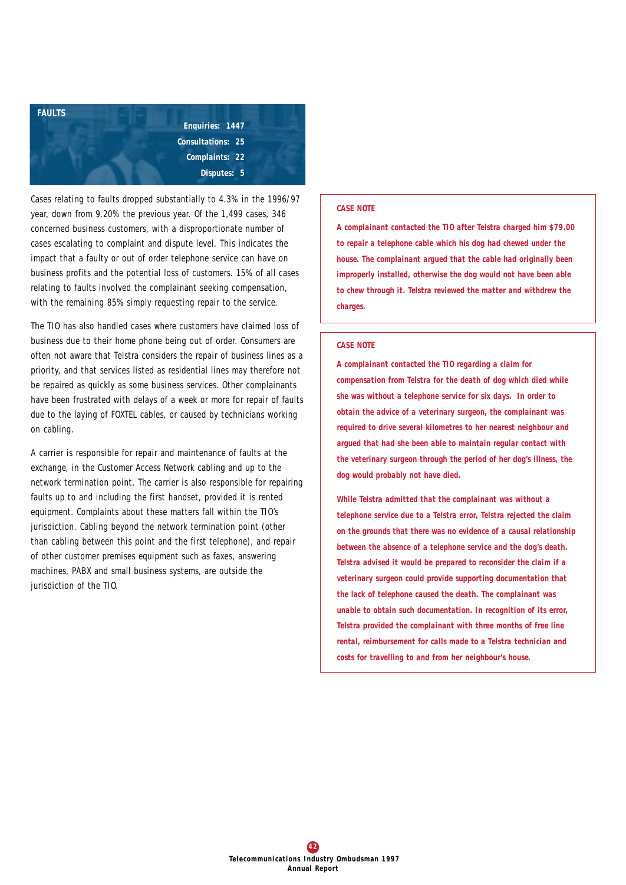## FAULTS

Enquiries: 1447
Consultations: 25
Complaints: 22
Disputes: 5

Cases relating to faults dropped substantially to 4.3% in the 1996/97 year, down from 9.20% the previous year. Of the 1,499 cases, 346 concerned business customers, with a disproportionate number of cases escalating to complaint and dispute level. This indicates the impact that a faulty or out of order telephone service can have on business profits and the potential loss of customers. 15% of all cases relating to faults involved the complainant seeking compensation, with the remaining 85% simply requesting repair to the service.

The TIO has also handled cases where customers have claimed loss of business due to their home phone being out of order. Consumers are often not aware that Telstra considers the repair of business lines as a priority, and that services listed as residential lines may therefore not be repaired as quickly as some business services. Other complainants have been frustrated with delays of a week or more for repair of faults due to the laying of FOXTEL cables, or caused by technicians working on cabling.

A carrier is responsible for repair and maintenance of faults at the exchange, in the Customer Access Network cabling and up to the network termination point. The carrier is also responsible for repairing faults up to and including the first handset, provided it is rented equipment. Complaints about these matters fall within the TIO's jurisdiction. Cabling beyond the network termination point (other than cabling between this point and the first telephone), and repair of other customer premises equipment such as faxes, answering machines, PABX and small business systems, are outside the jurisdiction of the TIO.

**CASE NOTE**

**A complainant contacted the TIO after Telstra charged him $79.00 to repair a telephone cable which his dog had chewed under the house. The complainant argued that the cable had originally been improperly installed, otherwise the dog would not have been able to chew through it. Telstra reviewed the matter and withdrew the charges.**

**CASE NOTE**

**A complainant contacted the TIO regarding a claim for compensation from Telstra for the death of dog which died while she was without a telephone service for six days. In order to obtain the advice of a veterinary surgeon, the complainant was required to drive several kilometres to her nearest neighbour and argued that had she been able to maintain regular contact with the veterinary surgeon through the period of her dog's illness, the dog would probably not have died.**

**While Telstra admitted that the complainant was without a telephone service due to a Telstra error, Telstra rejected the claim on the grounds that there was no evidence of a causal relationship between the absence of a telephone service and the dog's death. Telstra advised it would be prepared to reconsider the claim if a veterinary surgeon could provide supporting documentation that the lack of telephone caused the death. The complainant was unable to obtain such documentation. In recognition of its error, Telstra provided the complainant with three months of free line rental, reimbursement for calls made to a Telstra technician and costs for travelling to and from her neighbour's house.**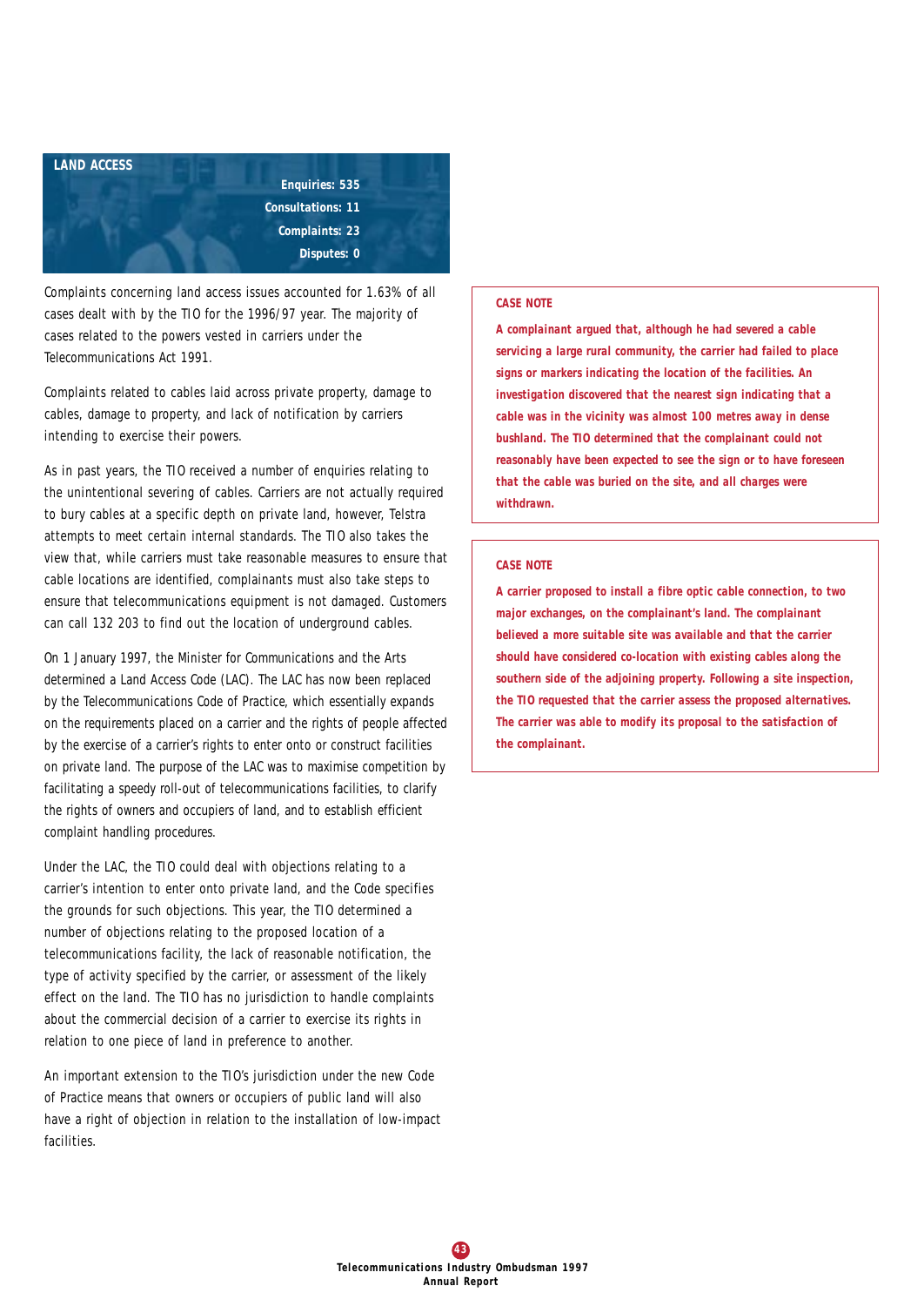## LAND ACCESS

**Enquiries: 535**
**Consultations: 11**
**Complaints: 23**
**Disputes: 0**

Complaints concerning land access issues accounted for 1.63% of all cases dealt with by the TIO for the 1996/97 year. The majority of cases related to the powers vested in carriers under the Telecommunications Act 1991.

Complaints related to cables laid across private property, damage to cables, damage to property, and lack of notification by carriers intending to exercise their powers.

As in past years, the TIO received a number of enquiries relating to the unintentional severing of cables. Carriers are not actually required to bury cables at a specific depth on private land, however, Telstra attempts to meet certain internal standards. The TIO also takes the view that, while carriers must take reasonable measures to ensure that cable locations are identified, complainants must also take steps to ensure that telecommunications equipment is not damaged. Customers can call 132 203 to find out the location of underground cables.

On 1 January 1997, the Minister for Communications and the Arts determined a Land Access Code (LAC). The LAC has now been replaced by the Telecommunications Code of Practice, which essentially expands on the requirements placed on a carrier and the rights of people affected by the exercise of a carrier's rights to enter onto or construct facilities on private land. The purpose of the LAC was to maximise competition by facilitating a speedy roll-out of telecommunications facilities, to clarify the rights of owners and occupiers of land, and to establish efficient complaint handling procedures.

Under the LAC, the TIO could deal with objections relating to a carrier's intention to enter onto private land, and the Code specifies the grounds for such objections. This year, the TIO determined a number of objections relating to the proposed location of a telecommunications facility, the lack of reasonable notification, the type of activity specified by the carrier, or assessment of the likely effect on the land. The TIO has no jurisdiction to handle complaints about the commercial decision of a carrier to exercise its rights in relation to one piece of land in preference to another.

An important extension to the TIO's jurisdiction under the new Code of Practice means that owners or occupiers of public land will also have a right of objection in relation to the installation of low-impact facilities.

**CASE NOTE**

**A complainant argued that, although he had severed a cable servicing a large rural community, the carrier had failed to place signs or markers indicating the location of the facilities. An investigation discovered that the nearest sign indicating that a cable was in the vicinity was almost 100 metres away in dense bushland. The TIO determined that the complainant could not reasonably have been expected to see the sign or to have foreseen that the cable was buried on the site, and all charges were withdrawn.**

**CASE NOTE**

**A carrier proposed to install a fibre optic cable connection, to two major exchanges, on the complainant's land. The complainant believed a more suitable site was available and that the carrier should have considered co-location with existing cables along the southern side of the adjoining property. Following a site inspection, the TIO requested that the carrier assess the proposed alternatives. The carrier was able to modify its proposal to the satisfaction of the complainant.**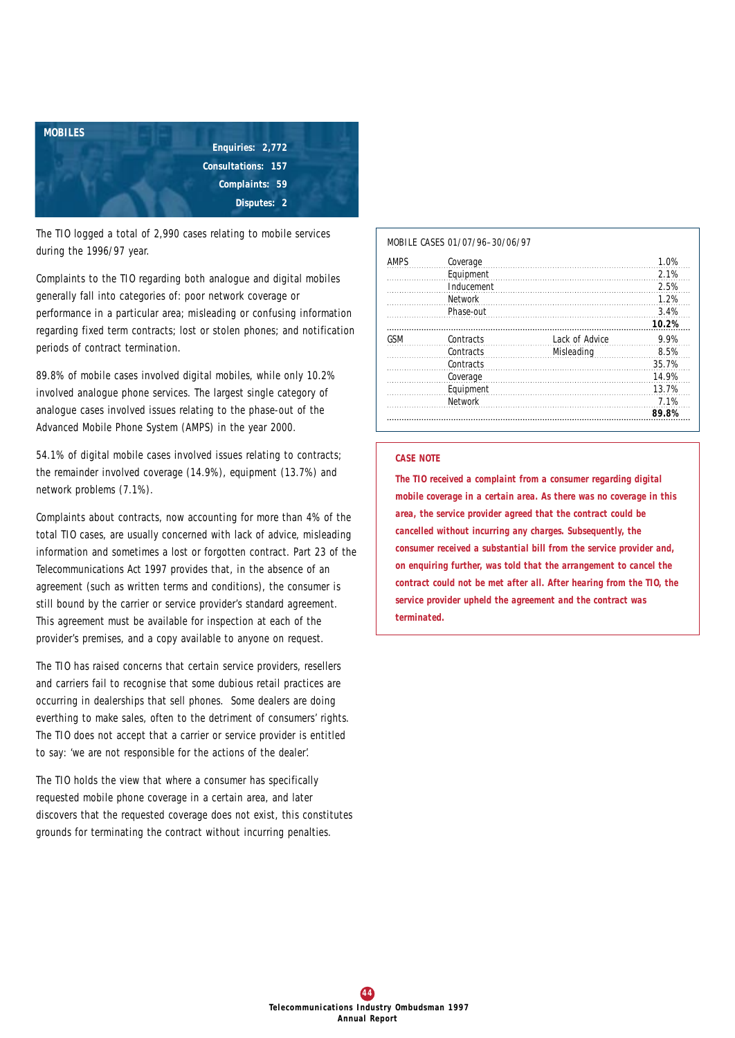## MOBILES

**Enquiries: 2,772**
**Consultations: 157**
**Complaints: 59**
**Disputes: 2**

The TIO logged a total of 2,990 cases relating to mobile services during the 1996/97 year.

Complaints to the TIO regarding both analogue and digital mobiles generally fall into categories of: poor network coverage or performance in a particular area; misleading or confusing information regarding fixed term contracts; lost or stolen phones; and notification periods of contract termination.

89.8% of mobile cases involved digital mobiles, while only 10.2% involved analogue phone services. The largest single category of analogue cases involved issues relating to the phase-out of the Advanced Mobile Phone System (AMPS) in the year 2000.

54.1% of digital mobile cases involved issues relating to contracts; the remainder involved coverage (14.9%), equipment (13.7%) and network problems (7.1%).

Complaints about contracts, now accounting for more than 4% of the total TIO cases, are usually concerned with lack of advice, misleading information and sometimes a lost or forgotten contract. Part 23 of the Telecommunications Act 1997 provides that, in the absence of an agreement (such as written terms and conditions), the consumer is still bound by the carrier or service provider's standard agreement. This agreement must be available for inspection at each of the provider's premises, and a copy available to anyone on request.

The TIO has raised concerns that certain service providers, resellers and carriers fail to recognise that some dubious retail practices are occurring in dealerships that sell phones. Some dealers are doing everthing to make sales, often to the detriment of consumers' rights. The TIO does not accept that a carrier or service provider is entitled to say: 'we are not responsible for the actions of the dealer'.

The TIO holds the view that where a consumer has specifically requested mobile phone coverage in a certain area, and later discovers that the requested coverage does not exist, this constitutes grounds for terminating the contract without incurring penalties.

MOBILE CASES 01/07/96–30/06/97

| | | | |
|---|---|---|---|
| AMPS | Coverage | | 1.0% |
| | Equipment | | 2.1% |
| | Inducement | | 2.5% |
| | Network | | 1.2% |
| | Phase-out | | 3.4% |
| | | | **10.2%** |
| GSM | Contracts | Lack of Advice | 9.9% |
| | Contracts | Misleading | 8.5% |
| | Contracts | | 35.7% |
| | Coverage | | 14.9% |
| | Equipment | | 13.7% |
| | Network | | 7.1% |
| | | | **89.8%** |

**CASE NOTE**

**The TIO received a complaint from a consumer regarding digital mobile coverage in a certain area. As there was no coverage in this area, the service provider agreed that the contract could be cancelled without incurring any charges. Subsequently, the consumer received a substantial bill from the service provider and, on enquiring further, was told that the arrangement to cancel the contract could not be met after all. After hearing from the TIO, the service provider upheld the agreement and the contract was terminated.**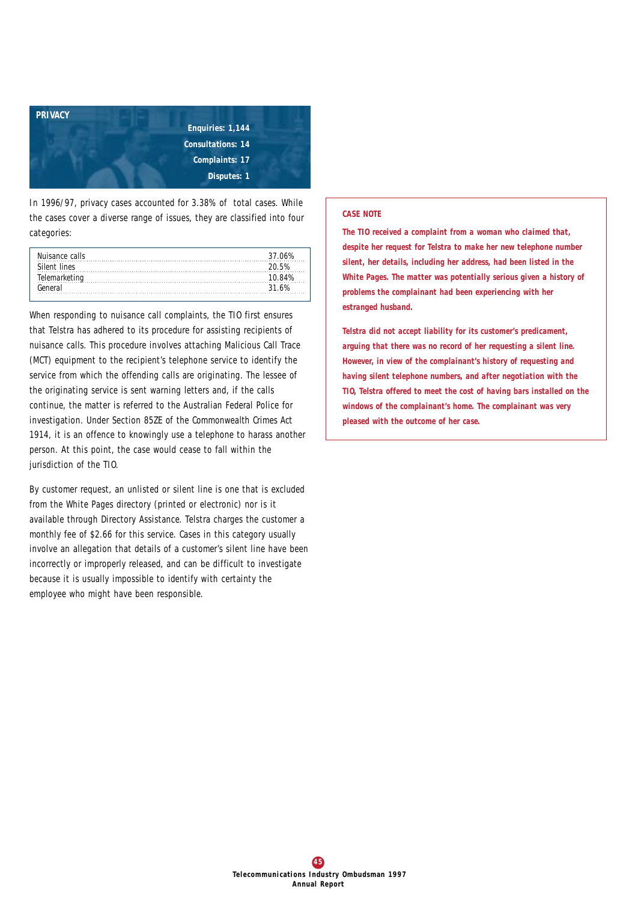## PRIVACY

**Enquiries: 1,144**

**Consultations: 14**

**Complaints: 17**

**Disputes: 1**

In 1996/97, privacy cases accounted for 3.38% of total cases. While the cases cover a diverse range of issues, they are classified into four categories:

| Category | Percentage |
| --- | --- |
| Nuisance calls | 37.06% |
| Silent lines | 20.5% |
| Telemarketing | 10.84% |
| General | 31.6% |

When responding to nuisance call complaints, the TIO first ensures that Telstra has adhered to its procedure for assisting recipients of nuisance calls. This procedure involves attaching Malicious Call Trace (MCT) equipment to the recipient's telephone service to identify the service from which the offending calls are originating. The lessee of the originating service is sent warning letters and, if the calls continue, the matter is referred to the Australian Federal Police for investigation. Under Section 85ZE of the Commonwealth Crimes Act 1914, it is an offence to knowingly use a telephone to harass another person. At this point, the case would cease to fall within the jurisdiction of the TIO.

By customer request, an unlisted or silent line is one that is excluded from the White Pages directory (printed or electronic) nor is it available through Directory Assistance. Telstra charges the customer a monthly fee of $2.66 for this service. Cases in this category usually involve an allegation that details of a customer's silent line have been incorrectly or improperly released, and can be difficult to investigate because it is usually impossible to identify with certainty the employee who might have been responsible.

**CASE NOTE**

**The TIO received a complaint from a woman who claimed that, despite her request for Telstra to make her new telephone number silent, her details, including her address, had been listed in the White Pages. The matter was potentially serious given a history of problems the complainant had been experiencing with her estranged husband.**

**Telstra did not accept liability for its customer's predicament, arguing that there was no record of her requesting a silent line. However, in view of the complainant's history of requesting and having silent telephone numbers, and after negotiation with the TIO, Telstra offered to meet the cost of having bars installed on the windows of the complainant's home. The complainant was very pleased with the outcome of her case.**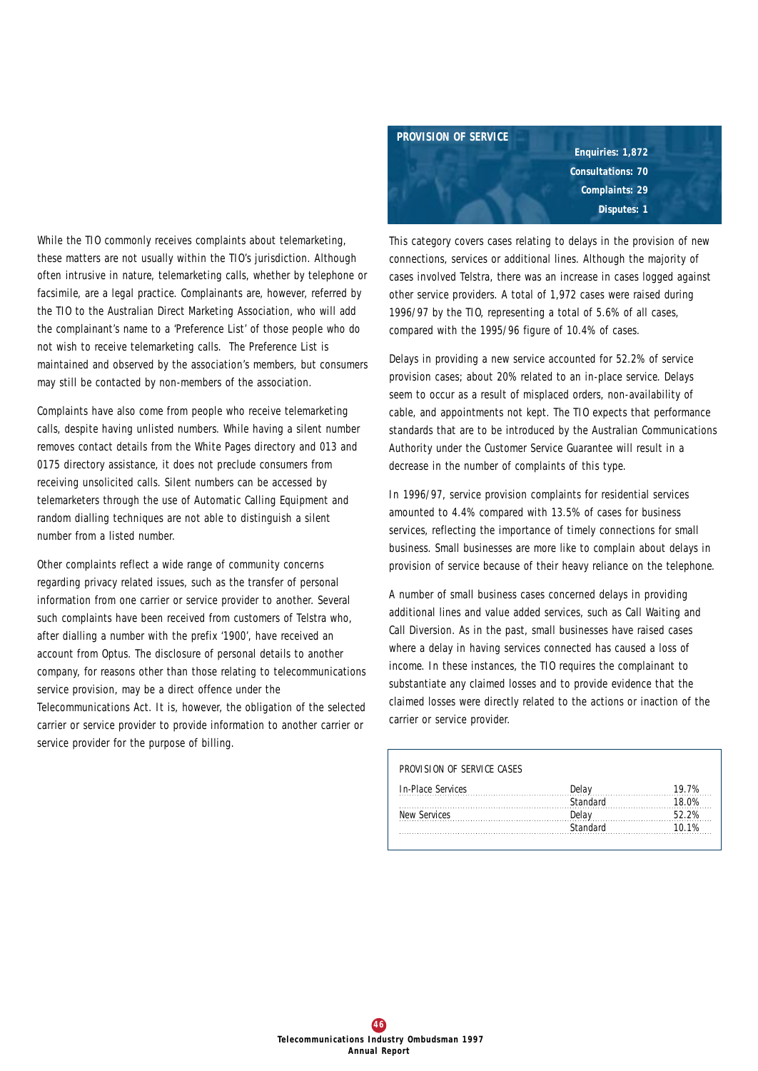While the TIO commonly receives complaints about telemarketing, these matters are not usually within the TIO's jurisdiction. Although often intrusive in nature, telemarketing calls, whether by telephone or facsimile, are a legal practice. Complainants are, however, referred by the TIO to the Australian Direct Marketing Association, who will add the complainant's name to a 'Preference List' of those people who do not wish to receive telemarketing calls. The Preference List is maintained and observed by the association's members, but consumers may still be contacted by non-members of the association.

Complaints have also come from people who receive telemarketing calls, despite having unlisted numbers. While having a silent number removes contact details from the White Pages directory and 013 and 0175 directory assistance, it does not preclude consumers from receiving unsolicited calls. Silent numbers can be accessed by telemarketers through the use of Automatic Calling Equipment and random dialling techniques are not able to distinguish a silent number from a listed number.

Other complaints reflect a wide range of community concerns regarding privacy related issues, such as the transfer of personal information from one carrier or service provider to another. Several such complaints have been received from customers of Telstra who, after dialling a number with the prefix '1900', have received an account from Optus. The disclosure of personal details to another company, for reasons other than those relating to telecommunications service provision, may be a direct offence under the Telecommunications Act. It is, however, the obligation of the selected carrier or service provider to provide information to another carrier or service provider for the purpose of billing.

## PROVISION OF SERVICE

**Enquiries: 1,872**
**Consultations: 70**
**Complaints: 29**
**Disputes: 1**

This category covers cases relating to delays in the provision of new connections, services or additional lines. Although the majority of cases involved Telstra, there was an increase in cases logged against other service providers. A total of 1,972 cases were raised during 1996/97 by the TIO, representing a total of 5.6% of all cases, compared with the 1995/96 figure of 10.4% of cases.

Delays in providing a new service accounted for 52.2% of service provision cases; about 20% related to an in-place service. Delays seem to occur as a result of misplaced orders, non-availability of cable, and appointments not kept. The TIO expects that performance standards that are to be introduced by the Australian Communications Authority under the Customer Service Guarantee will result in a decrease in the number of complaints of this type.

In 1996/97, service provision complaints for residential services amounted to 4.4% compared with 13.5% of cases for business services, reflecting the importance of timely connections for small business. Small businesses are more like to complain about delays in provision of service because of their heavy reliance on the telephone.

A number of small business cases concerned delays in providing additional lines and value added services, such as Call Waiting and Call Diversion. As in the past, small businesses have raised cases where a delay in having services connected has caused a loss of income. In these instances, the TIO requires the complainant to substantiate any claimed losses and to provide evidence that the claimed losses were directly related to the actions or inaction of the carrier or service provider.

PROVISION OF SERVICE CASES

| | | |
|---|---|---|
| In-Place Services | Delay | 19.7% |
| | Standard | 18.0% |
| New Services | Delay | 52.2% |
| | Standard | 10.1% |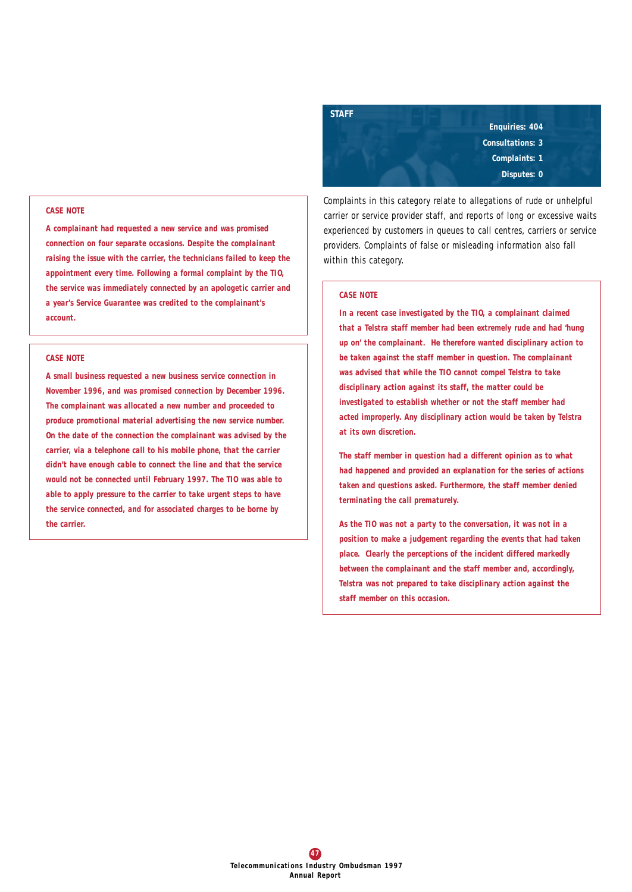## STAFF

**Enquiries: 404**
**Consultations: 3**
**Complaints: 1**
**Disputes: 0**

Complaints in this category relate to allegations of rude or unhelpful carrier or service provider staff, and reports of long or excessive waits experienced by customers in queues to call centres, carriers or service providers. Complaints of false or misleading information also fall within this category.

### CASE NOTE

**In a recent case investigated by the TIO, a complainant claimed that a Telstra staff member had been extremely rude and had 'hung up on' the complainant. He therefore wanted disciplinary action to be taken against the staff member in question. The complainant was advised that while the TIO cannot compel Telstra to take disciplinary action against its staff, the matter could be investigated to establish whether or not the staff member had acted improperly. Any disciplinary action would be taken by Telstra at its own discretion.**

**The staff member in question had a different opinion as to what had happened and provided an explanation for the series of actions taken and questions asked. Furthermore, the staff member denied terminating the call prematurely.**

**As the TIO was not a party to the conversation, it was not in a position to make a judgement regarding the events that had taken place. Clearly the perceptions of the incident differed markedly between the complainant and the staff member and, accordingly, Telstra was not prepared to take disciplinary action against the staff member on this occasion.**

### CASE NOTE

**A complainant had requested a new service and was promised connection on four separate occasions. Despite the complainant raising the issue with the carrier, the technicians failed to keep the appointment every time. Following a formal complaint by the TIO, the service was immediately connected by an apologetic carrier and a year's Service Guarantee was credited to the complainant's account.**

### CASE NOTE

**A small business requested a new business service connection in November 1996, and was promised connection by December 1996. The complainant was allocated a new number and proceeded to produce promotional material advertising the new service number. On the date of the connection the complainant was advised by the carrier, via a telephone call to his mobile phone, that the carrier didn't have enough cable to connect the line and that the service would not be connected until February 1997. The TIO was able to able to apply pressure to the carrier to take urgent steps to have the service connected, and for associated charges to be borne by the carrier.**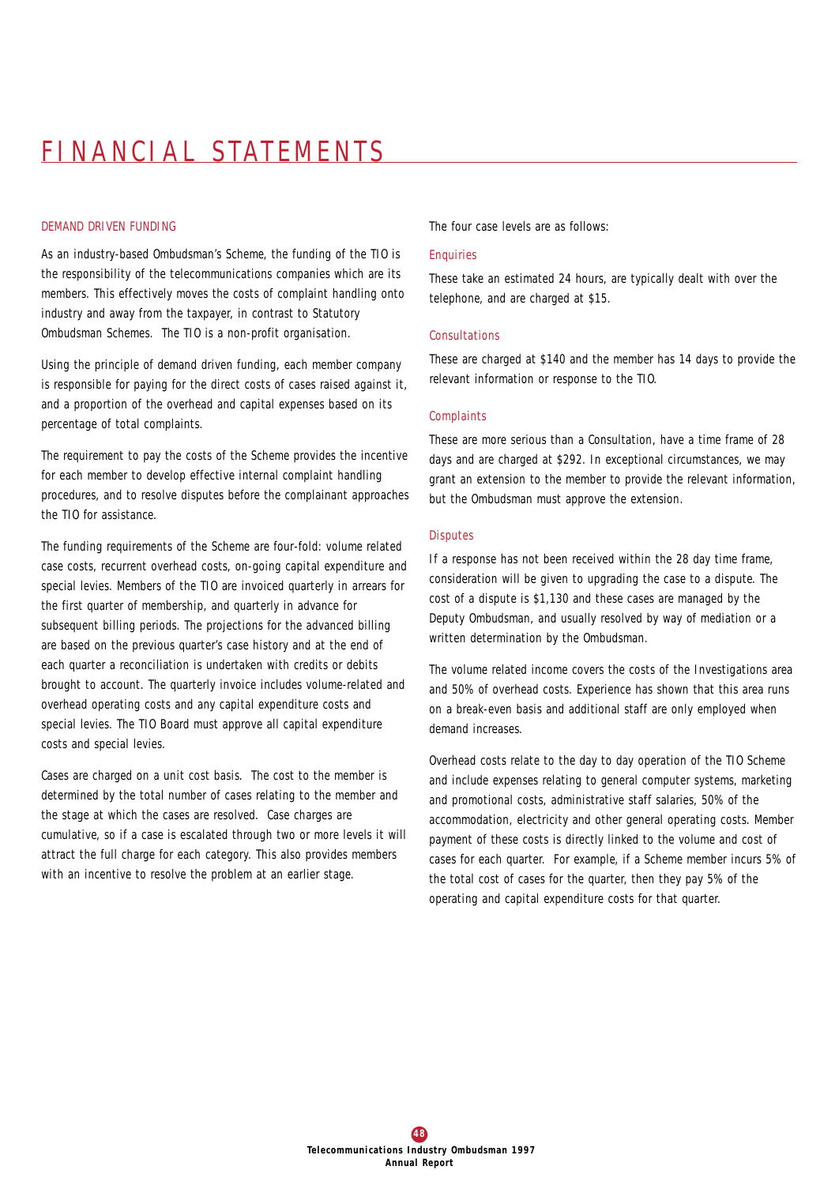# FINANCIAL STATEMENTS

## DEMAND DRIVEN FUNDING

As an industry-based Ombudsman's Scheme, the funding of the TIO is the responsibility of the telecommunications companies which are its members. This effectively moves the costs of complaint handling onto industry and away from the taxpayer, in contrast to Statutory Ombudsman Schemes. The TIO is a non-profit organisation.

Using the principle of demand driven funding, each member company is responsible for paying for the direct costs of cases raised against it, and a proportion of the overhead and capital expenses based on its percentage of total complaints.

The requirement to pay the costs of the Scheme provides the incentive for each member to develop effective internal complaint handling procedures, and to resolve disputes before the complainant approaches the TIO for assistance.

The funding requirements of the Scheme are four-fold: volume related case costs, recurrent overhead costs, on-going capital expenditure and special levies. Members of the TIO are invoiced quarterly in arrears for the first quarter of membership, and quarterly in advance for subsequent billing periods. The projections for the advanced billing are based on the previous quarter's case history and at the end of each quarter a reconciliation is undertaken with credits or debits brought to account. The quarterly invoice includes volume-related and overhead operating costs and any capital expenditure costs and special levies. The TIO Board must approve all capital expenditure costs and special levies.

Cases are charged on a unit cost basis. The cost to the member is determined by the total number of cases relating to the member and the stage at which the cases are resolved. Case charges are cumulative, so if a case is escalated through two or more levels it will attract the full charge for each category. This also provides members with an incentive to resolve the problem at an earlier stage.

The four case levels are as follows:

### Enquiries

These take an estimated 24 hours, are typically dealt with over the telephone, and are charged at $15.

### Consultations

These are charged at $140 and the member has 14 days to provide the relevant information or response to the TIO.

### Complaints

These are more serious than a Consultation, have a time frame of 28 days and are charged at $292. In exceptional circumstances, we may grant an extension to the member to provide the relevant information, but the Ombudsman must approve the extension.

### Disputes

If a response has not been received within the 28 day time frame, consideration will be given to upgrading the case to a dispute. The cost of a dispute is $1,130 and these cases are managed by the Deputy Ombudsman, and usually resolved by way of mediation or a written determination by the Ombudsman.

The volume related income covers the costs of the Investigations area and 50% of overhead costs. Experience has shown that this area runs on a break-even basis and additional staff are only employed when demand increases.

Overhead costs relate to the day to day operation of the TIO Scheme and include expenses relating to general computer systems, marketing and promotional costs, administrative staff salaries, 50% of the accommodation, electricity and other general operating costs. Member payment of these costs is directly linked to the volume and cost of cases for each quarter. For example, if a Scheme member incurs 5% of the total cost of cases for the quarter, then they pay 5% of the operating and capital expenditure costs for that quarter.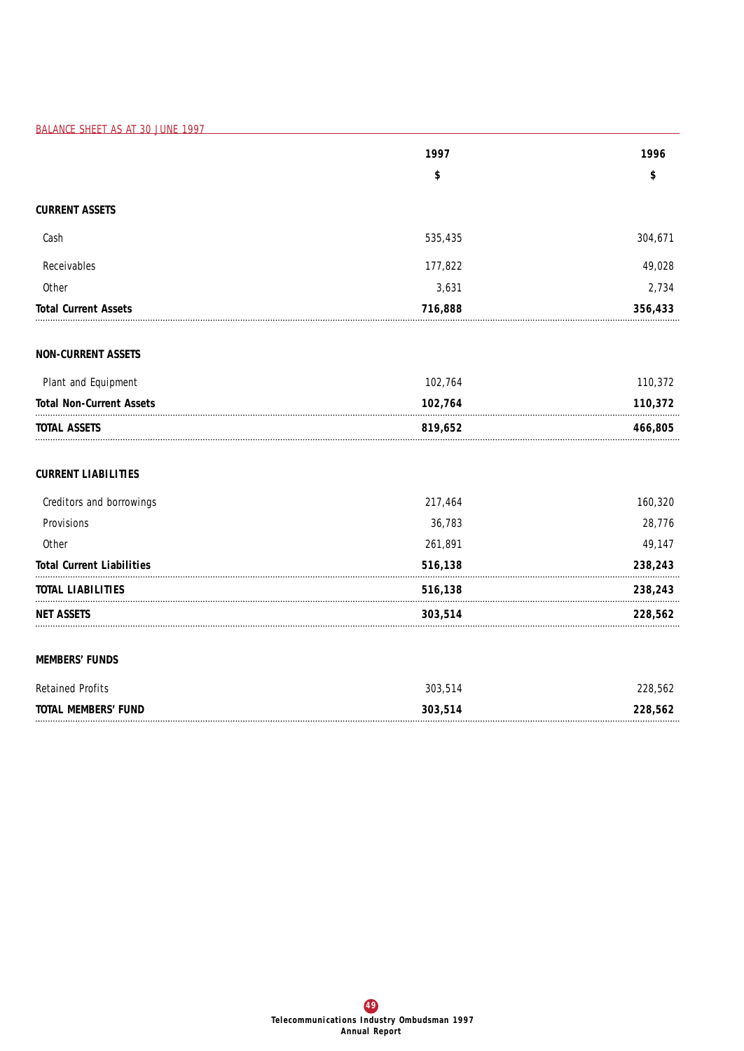## BALANCE SHEET AS AT 30 JUNE 1997

| | 1997 | 1996 |
|---|---|---|
| | $ | $ |
| **CURRENT ASSETS** | | |
| Cash | 535,435 | 304,671 |
| Receivables | 177,822 | 49,028 |
| Other | 3,631 | 2,734 |
| **Total Current Assets** | **716,888** | **356,433** |
| **NON-CURRENT ASSETS** | | |
| Plant and Equipment | 102,764 | 110,372 |
| **Total Non-Current Assets** | **102,764** | **110,372** |
| **TOTAL ASSETS** | **819,652** | **466,805** |
| **CURRENT LIABILITIES** | | |
| Creditors and borrowings | 217,464 | 160,320 |
| Provisions | 36,783 | 28,776 |
| Other | 261,891 | 49,147 |
| **Total Current Liabilities** | **516,138** | **238,243** |
| **TOTAL LIABILITIES** | **516,138** | **238,243** |
| **NET ASSETS** | **303,514** | **228,562** |
| **MEMBERS' FUNDS** | | |
| Retained Profits | 303,514 | 228,562 |
| **TOTAL MEMBERS' FUND** | **303,514** | **228,562** |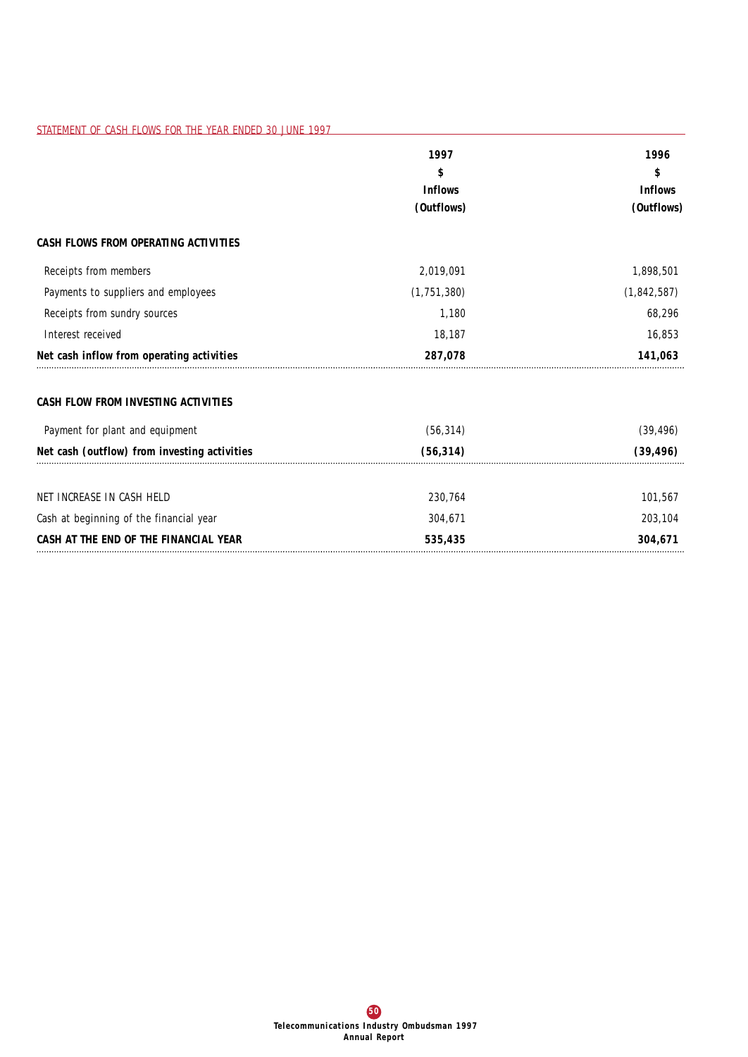## STATEMENT OF CASH FLOWS FOR THE YEAR ENDED 30 JUNE 1997

| | 1997<br>$<br>Inflows<br>(Outflows) | 1996<br>$<br>Inflows<br>(Outflows) |
|---|---|---|
| **CASH FLOWS FROM OPERATING ACTIVITIES** | | |
| Receipts from members | 2,019,091 | 1,898,501 |
| Payments to suppliers and employees | (1,751,380) | (1,842,587) |
| Receipts from sundry sources | 1,180 | 68,296 |
| Interest received | 18,187 | 16,853 |
| **Net cash inflow from operating activities** | **287,078** | **141,063** |
| **CASH FLOW FROM INVESTING ACTIVITIES** | | |
| Payment for plant and equipment | (56,314) | (39,496) |
| **Net cash (outflow) from investing activities** | **(56,314)** | **(39,496)** |
| NET INCREASE IN CASH HELD | 230,764 | 101,567 |
| Cash at beginning of the financial year | 304,671 | 203,104 |
| **CASH AT THE END OF THE FINANCIAL YEAR** | **535,435** | **304,671** |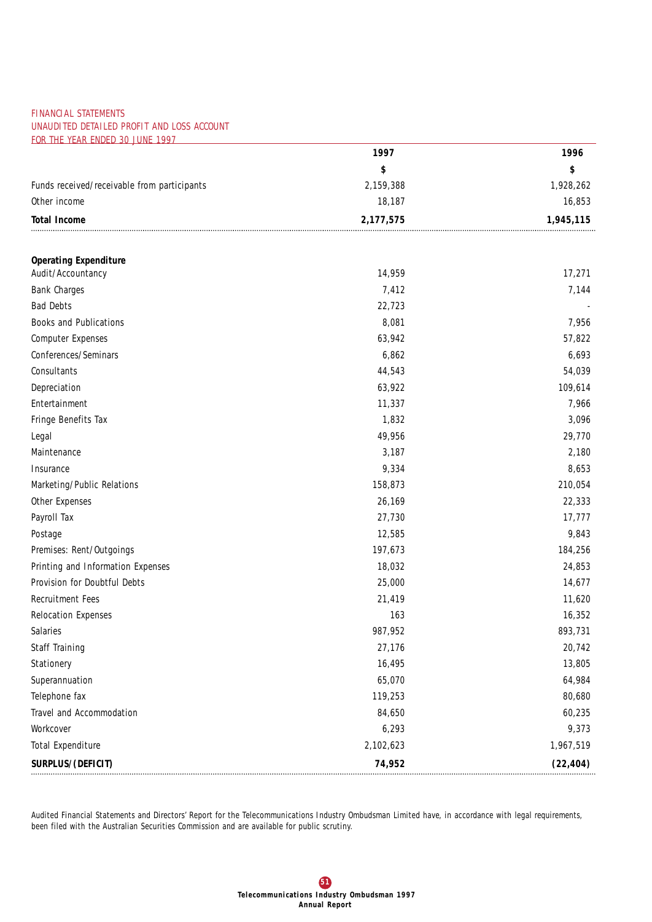FINANCIAL STATEMENTS
UNAUDITED DETAILED PROFIT AND LOSS ACCOUNT
FOR THE YEAR ENDED 30 JUNE 1997

| | 1997 | 1996 |
|---|---|---|
| | $ | $ |
| Funds received/receivable from participants | 2,159,388 | 1,928,262 |
| Other income | 18,187 | 16,853 |
| **Total Income** | **2,177,575** | **1,945,115** |
| | | |
| **Operating Expenditure** | | |
| Audit/Accountancy | 14,959 | 17,271 |
| Bank Charges | 7,412 | 7,144 |
| Bad Debts | 22,723 | - |
| Books and Publications | 8,081 | 7,956 |
| Computer Expenses | 63,942 | 57,822 |
| Conferences/Seminars | 6,862 | 6,693 |
| Consultants | 44,543 | 54,039 |
| Depreciation | 63,922 | 109,614 |
| Entertainment | 11,337 | 7,966 |
| Fringe Benefits Tax | 1,832 | 3,096 |
| Legal | 49,956 | 29,770 |
| Maintenance | 3,187 | 2,180 |
| Insurance | 9,334 | 8,653 |
| Marketing/Public Relations | 158,873 | 210,054 |
| Other Expenses | 26,169 | 22,333 |
| Payroll Tax | 27,730 | 17,777 |
| Postage | 12,585 | 9,843 |
| Premises: Rent/Outgoings | 197,673 | 184,256 |
| Printing and Information Expenses | 18,032 | 24,853 |
| Provision for Doubtful Debts | 25,000 | 14,677 |
| Recruitment Fees | 21,419 | 11,620 |
| Relocation Expenses | 163 | 16,352 |
| Salaries | 987,952 | 893,731 |
| Staff Training | 27,176 | 20,742 |
| Stationery | 16,495 | 13,805 |
| Superannuation | 65,070 | 64,984 |
| Telephone fax | 119,253 | 80,680 |
| Travel and Accommodation | 84,650 | 60,235 |
| Workcover | 6,293 | 9,373 |
| Total Expenditure | 2,102,623 | 1,967,519 |
| **SURPLUS/(DEFICIT)** | **74,952** | **(22,404)** |

Audited Financial Statements and Directors' Report for the Telecommunications Industry Ombudsman Limited have, in accordance with legal requirements, been filed with the Australian Securities Commission and are available for public scrutiny.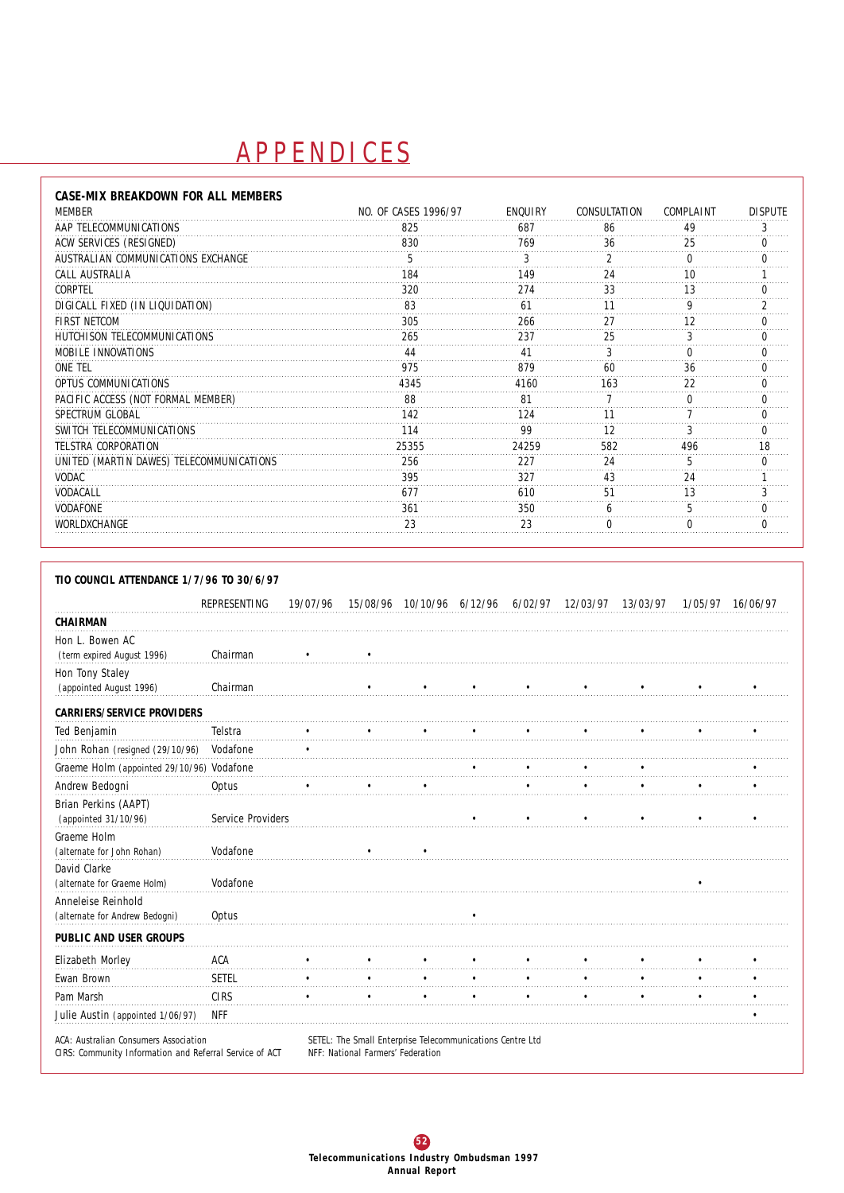# APPENDICES

**CASE-MIX BREAKDOWN FOR ALL MEMBERS**

| MEMBER | NO. OF CASES 1996/97 | ENQUIRY | CONSULTATION | COMPLAINT | DISPUTE |
|---|---|---|---|---|---|
| AAP TELECOMMUNICATIONS | 825 | 687 | 86 | 49 | 3 |
| ACW SERVICES (RESIGNED) | 830 | 769 | 36 | 25 | 0 |
| AUSTRALIAN COMMUNICATIONS EXCHANGE | 5 | 3 | 2 | 0 | 0 |
| CALL AUSTRALIA | 184 | 149 | 24 | 10 | 1 |
| CORPTEL | 320 | 274 | 33 | 13 | 0 |
| DIGICALL FIXED (IN LIQUIDATION) | 83 | 61 | 11 | 9 | 2 |
| FIRST NETCOM | 305 | 266 | 27 | 12 | 0 |
| HUTCHISON TELECOMMUNICATIONS | 265 | 237 | 25 | 3 | 0 |
| MOBILE INNOVATIONS | 44 | 41 | 3 | 0 | 0 |
| ONE TEL | 975 | 879 | 60 | 36 | 0 |
| OPTUS COMMUNICATIONS | 4345 | 4160 | 163 | 22 | 0 |
| PACIFIC ACCESS (NOT FORMAL MEMBER) | 88 | 81 | 7 | 0 | 0 |
| SPECTRUM GLOBAL | 142 | 124 | 11 | 7 | 0 |
| SWITCH TELECOMMUNICATIONS | 114 | 99 | 12 | 3 | 0 |
| TELSTRA CORPORATION | 25355 | 24259 | 582 | 496 | 18 |
| UNITED (MARTIN DAWES) TELECOMMUNICATIONS | 256 | 227 | 24 | 5 | 0 |
| VODAC | 395 | 327 | 43 | 24 | 1 |
| VODACALL | 677 | 610 | 51 | 13 | 3 |
| VODAFONE | 361 | 350 | 6 | 5 | 0 |
| WORLDXCHANGE | 23 | 23 | 0 | 0 | 0 |

**TIO COUNCIL ATTENDANCE 1/7/96 TO 30/6/97**

| | REPRESENTING | 19/07/96 | 15/08/96 | 10/10/96 | 6/12/96 | 6/02/97 | 12/03/97 | 13/03/97 | 1/05/97 | 16/06/97 |
|---|---|---|---|---|---|---|---|---|---|---|
| **CHAIRMAN** | | | | | | | | | | |
| Hon L. Bowen AC (term expired August 1996) | Chairman | • | • | | | | | | | |
| Hon Tony Staley (appointed August 1996) | Chairman | | • | • | • | • | • | • | • | • |
| **CARRIERS/SERVICE PROVIDERS** | | | | | | | | | | |
| Ted Benjamin | Telstra | • | • | • | • | • | • | • | • | • |
| John Rohan (resigned (29/10/96) | Vodafone | • | | | | | | | | |
| Graeme Holm (appointed 29/10/96) | Vodafone | | | | • | • | • | • | | • |
| Andrew Bedogni | Optus | • | • | • | | • | • | • | • | • |
| Brian Perkins (AAPT) (appointed 31/10/96) | Service Providers | | | | • | • | • | • | • | • |
| Graeme Holm (alternate for John Rohan) | Vodafone | | • | • | | | | | | |
| David Clarke (alternate for Graeme Holm) | Vodafone | | | | | | | | • | |
| Anneleise Reinhold (alternate for Andrew Bedogni) | Optus | | | | • | | | | | |
| **PUBLIC AND USER GROUPS** | | | | | | | | | | |
| Elizabeth Morley | ACA | • | • | • | • | • | • | • | • | • |
| Ewan Brown | SETEL | • | • | • | • | • | • | • | • | • |
| Pam Marsh | CIRS | • | • | • | • | • | • | • | • | • |
| Julie Austin (appointed 1/06/97) | NFF | | | | | | | | | • |

ACA: Australian Consumers Association
CIRS: Community Information and Referral Service of ACT
SETEL: The Small Enterprise Telecommunications Centre Ltd
NFF: National Farmers' Federation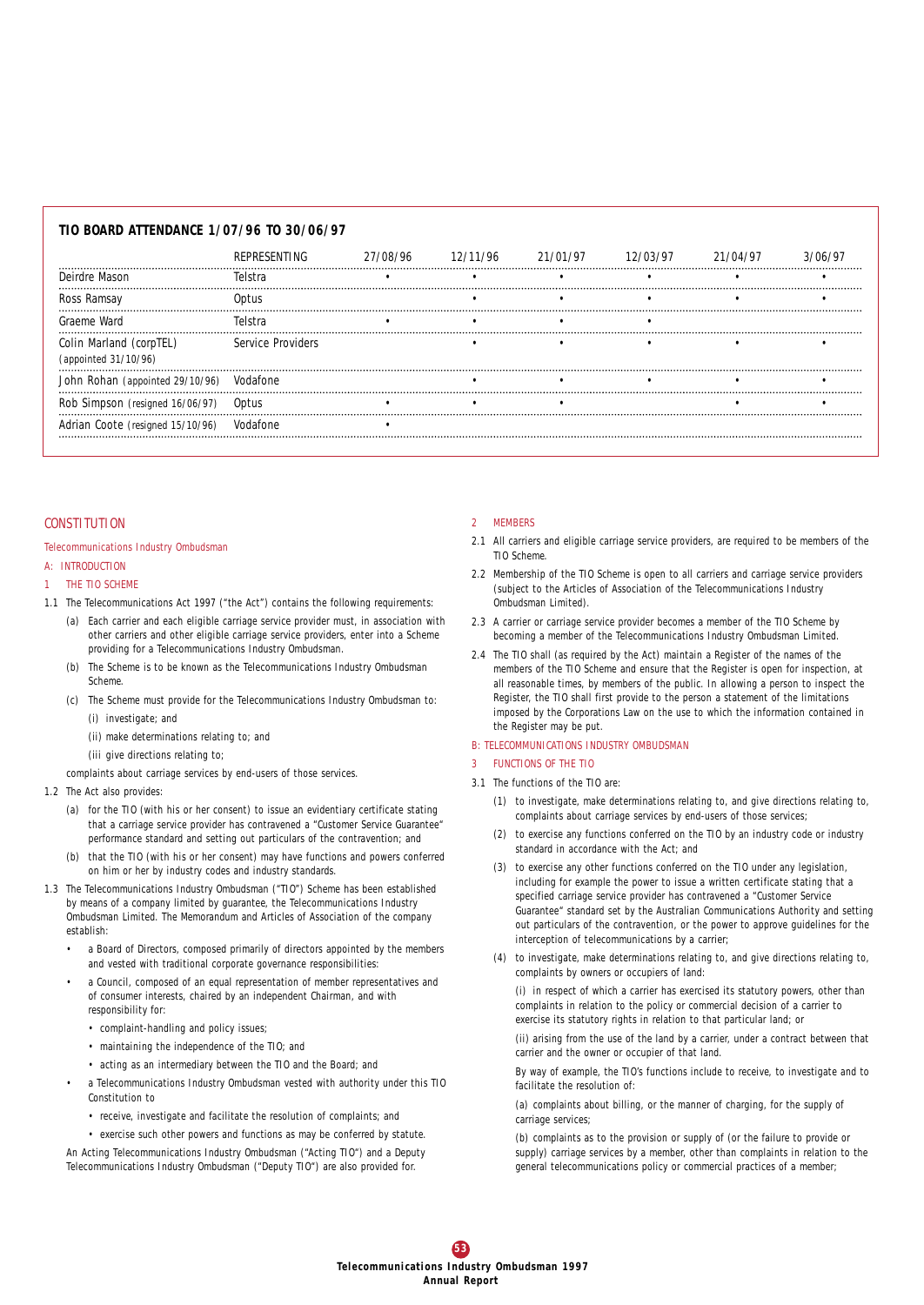## TIO BOARD ATTENDANCE 1/07/96 TO 30/06/97

| | REPRESENTING | 27/08/96 | 12/11/96 | 21/01/97 | 12/03/97 | 21/04/97 | 3/06/97 |
|---|---|---|---|---|---|---|---|
| Deirdre Mason | Telstra | • | • | • | • | • | • |
| Ross Ramsay | Optus | | • | • | • | • | • |
| Graeme Ward | Telstra | • | • | • | • | | |
| Colin Marland (corpTEL) (appointed 31/10/96) | Service Providers | | • | • | • | • | • |
| John Rohan (appointed 29/10/96) | Vodafone | | • | • | • | • | • |
| Rob Simpson (resigned 16/06/97) | Optus | • | • | • | | • | • |
| Adrian Coote (resigned 15/10/96) | Vodafone | • | | | | | |

# CONSTITUTION

Telecommunications Industry Ombudsman

## A: INTRODUCTION

### 1 THE TIO SCHEME

1.1 The Telecommunications Act 1997 ("the Act") contains the following requirements:

- (a) Each carrier and each eligible carriage service provider must, in association with other carriers and other eligible carriage service providers, enter into a Scheme providing for a Telecommunications Industry Ombudsman.
- (b) The Scheme is to be known as the Telecommunications Industry Ombudsman Scheme.
- (c) The Scheme must provide for the Telecommunications Industry Ombudsman to:
  - (i) investigate; and
  - (ii) make determinations relating to; and
  - (iii give directions relating to;

complaints about carriage services by end-users of those services.

1.2 The Act also provides:

- (a) for the TIO (with his or her consent) to issue an evidentiary certificate stating that a carriage service provider has contravened a "Customer Service Guarantee" performance standard and setting out particulars of the contravention; and
- (b) that the TIO (with his or her consent) may have functions and powers conferred on him or her by industry codes and industry standards.

1.3 The Telecommunications Industry Ombudsman ("TIO") Scheme has been established by means of a company limited by guarantee, the Telecommunications Industry Ombudsman Limited. The Memorandum and Articles of Association of the company establish:

- a Board of Directors, composed primarily of directors appointed by the members and vested with traditional corporate governance responsibilities:
- a Council, composed of an equal representation of member representatives and of consumer interests, chaired by an independent Chairman, and with responsibility for:
  - complaint-handling and policy issues;
  - maintaining the independence of the TIO; and
  - acting as an intermediary between the TIO and the Board; and
- a Telecommunications Industry Ombudsman vested with authority under this TIO Constitution to
  - receive, investigate and facilitate the resolution of complaints; and
  - exercise such other powers and functions as may be conferred by statute.

An Acting Telecommunications Industry Ombudsman ("Acting TIO") and a Deputy Telecommunications Industry Ombudsman ("Deputy TIO") are also provided for.

### 2 MEMBERS

2.1 All carriers and eligible carriage service providers, are required to be members of the TIO Scheme.

2.2 Membership of the TIO Scheme is open to all carriers and carriage service providers (subject to the Articles of Association of the Telecommunications Industry Ombudsman Limited).

2.3 A carrier or carriage service provider becomes a member of the TIO Scheme by becoming a member of the Telecommunications Industry Ombudsman Limited.

2.4 The TIO shall (as required by the Act) maintain a Register of the names of the members of the TIO Scheme and ensure that the Register is open for inspection, at all reasonable times, by members of the public. In allowing a person to inspect the Register, the TIO shall first provide to the person a statement of the limitations imposed by the Corporations Law on the use to which the information contained in the Register may be put.

## B: TELECOMMUNICATIONS INDUSTRY OMBUDSMAN

### 3 FUNCTIONS OF THE TIO

3.1 The functions of the TIO are:

- (1) to investigate, make determinations relating to, and give directions relating to, complaints about carriage services by end-users of those services;
- (2) to exercise any functions conferred on the TIO by an industry code or industry standard in accordance with the Act; and
- (3) to exercise any other functions conferred on the TIO under any legislation, including for example the power to issue a written certificate stating that a specified carriage service provider has contravened a "Customer Service Guarantee" standard set by the Australian Communications Authority and setting out particulars of the contravention, or the power to approve guidelines for the interception of telecommunications by a carrier;
- (4) to investigate, make determinations relating to, and give directions relating to, complaints by owners or occupiers of land:

  (i) in respect of which a carrier has exercised its statutory powers, other than complaints in relation to the policy or commercial decision of a carrier to exercise its statutory rights in relation to that particular land; or

  (ii) arising from the use of the land by a carrier, under a contract between that carrier and the owner or occupier of that land.

  By way of example, the TIO's functions include to receive, to investigate and to facilitate the resolution of:

  (a) complaints about billing, or the manner of charging, for the supply of carriage services;

  (b) complaints as to the provision or supply of (or the failure to provide or supply) carriage services by a member, other than complaints in relation to the general telecommunications policy or commercial practices of a member;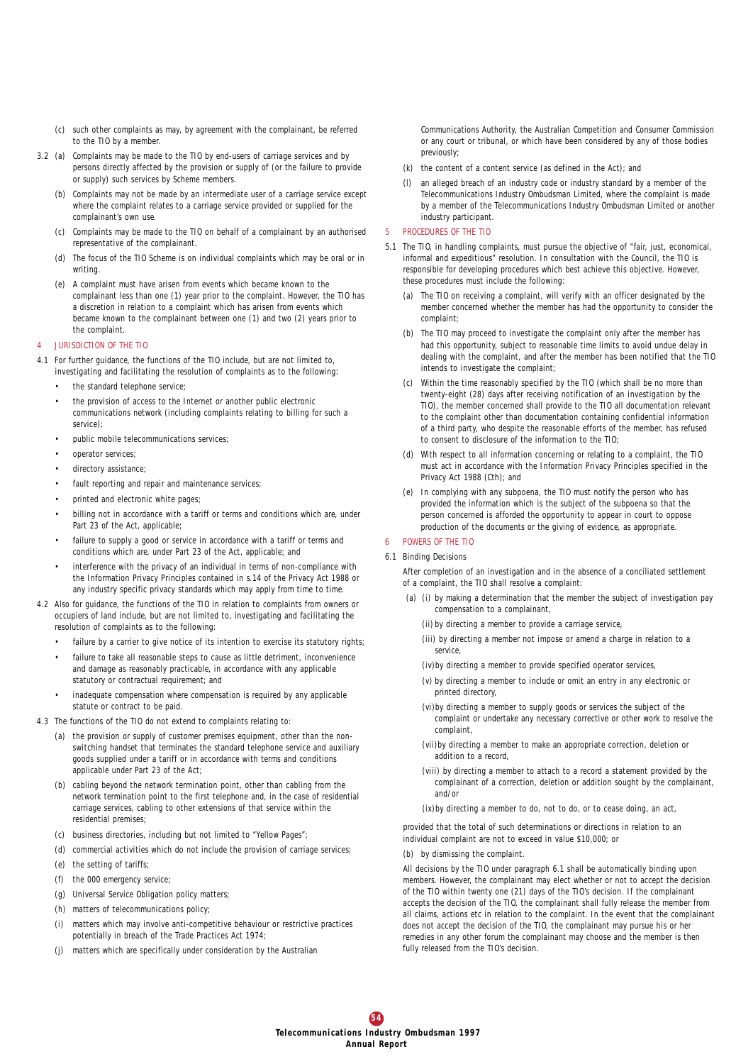(c) such other complaints as may, by agreement with the complainant, be referred to the TIO by a member.

3.2 (a) Complaints may be made to the TIO by end-users of carriage services and by persons directly affected by the provision or supply of (or the failure to provide or supply) such services by Scheme members.

(b) Complaints may not be made by an intermediate user of a carriage service except where the complaint relates to a carriage service provided or supplied for the complainant's own use.

(c) Complaints may be made to the TIO on behalf of a complainant by an authorised representative of the complainant.

(d) The focus of the TIO Scheme is on individual complaints which may be oral or in writing.

(e) A complaint must have arisen from events which became known to the complainant less than one (1) year prior to the complaint. However, the TIO has a discretion in relation to a complaint which has arisen from events which became known to the complainant between one (1) and two (2) years prior to the complaint.

## 4 JURISDICTION OF THE TIO

4.1 For further guidance, the functions of the TIO include, but are not limited to, investigating and facilitating the resolution of complaints as to the following:

- the standard telephone service;
- the provision of access to the Internet or another public electronic communications network (including complaints relating to billing for such a service);
- public mobile telecommunications services;
- operator services;
- directory assistance;
- fault reporting and repair and maintenance services;
- printed and electronic white pages;
- billing not in accordance with a tariff or terms and conditions which are, under Part 23 of the Act, applicable;
- failure to supply a good or service in accordance with a tariff or terms and conditions which are, under Part 23 of the Act, applicable; and
- interference with the privacy of an individual in terms of non-compliance with the Information Privacy Principles contained in s.14 of the Privacy Act 1988 or any industry specific privacy standards which may apply from time to time.

4.2 Also for guidance, the functions of the TIO in relation to complaints from owners or occupiers of land include, but are not limited to, investigating and facilitating the resolution of complaints as to the following:

- failure by a carrier to give notice of its intention to exercise its statutory rights;
- failure to take all reasonable steps to cause as little detriment, inconvenience and damage as reasonably practicable, in accordance with any applicable statutory or contractual requirement; and
- inadequate compensation where compensation is required by any applicable statute or contract to be paid.

4.3 The functions of the TIO do not extend to complaints relating to:

(a) the provision or supply of customer premises equipment, other than the non-switching handset that terminates the standard telephone service and auxiliary goods supplied under a tariff or in accordance with terms and conditions applicable under Part 23 of the Act;

(b) cabling beyond the network termination point, other than cabling from the network termination point to the first telephone and, in the case of residential carriage services, cabling to other extensions of that service within the residential premises;

(c) business directories, including but not limited to "Yellow Pages";

(d) commercial activities which do not include the provision of carriage services;

(e) the setting of tariffs;

(f) the 000 emergency service;

(g) Universal Service Obligation policy matters;

(h) matters of telecommunications policy;

(i) matters which may involve anti-competitive behaviour or restrictive practices potentially in breach of the Trade Practices Act 1974;

(j) matters which are specifically under consideration by the Australian Communications Authority, the Australian Competition and Consumer Commission or any court or tribunal, or which have been considered by any of those bodies previously;

(k) the content of a content service (as defined in the Act); and

(l) an alleged breach of an industry code or industry standard by a member of the Telecommunications Industry Ombudsman Limited, where the complaint is made by a member of the Telecommunications Industry Ombudsman Limited or another industry participant.

## 5 PROCEDURES OF THE TIO

5.1 The TIO, in handling complaints, must pursue the objective of "fair, just, economical, informal and expeditious" resolution. In consultation with the Council, the TIO is responsible for developing procedures which best achieve this objective. However, these procedures must include the following:

(a) The TIO on receiving a complaint, will verify with an officer designated by the member concerned whether the member has had the opportunity to consider the complaint;

(b) The TIO may proceed to investigate the complaint only after the member has had this opportunity, subject to reasonable time limits to avoid undue delay in dealing with the complaint, and after the member has been notified that the TIO intends to investigate the complaint;

(c) Within the time reasonably specified by the TIO (which shall be no more than twenty-eight (28) days after receiving notification of an investigation by the TIO), the member concerned shall provide to the TIO all documentation relevant to the complaint other than documentation containing confidential information of a third party, who despite the reasonable efforts of the member, has refused to consent to disclosure of the information to the TIO;

(d) With respect to all information concerning or relating to a complaint, the TIO must act in accordance with the Information Privacy Principles specified in the Privacy Act 1988 (Cth); and

(e) In complying with any subpoena, the TIO must notify the person who has provided the information which is the subject of the subpoena so that the person concerned is afforded the opportunity to appear in court to oppose production of the documents or the giving of evidence, as appropriate.

## 6 POWERS OF THE TIO

6.1 Binding Decisions

After completion of an investigation and in the absence of a conciliated settlement of a complaint, the TIO shall resolve a complaint:

(a) (i) by making a determination that the member the subject of investigation pay compensation to a complainant,

(ii) by directing a member to provide a carriage service,

(iii) by directing a member not impose or amend a charge in relation to a service,

(iv) by directing a member to provide specified operator services,

(v) by directing a member to include or omit an entry in any electronic or printed directory,

(vi) by directing a member to supply goods or services the subject of the complaint or undertake any necessary corrective or other work to resolve the complaint,

(vii) by directing a member to make an appropriate correction, deletion or addition to a record,

(viii) by directing a member to attach to a record a statement provided by the complainant of a correction, deletion or addition sought by the complainant, and/or

(ix) by directing a member to do, not to do, or to cease doing, an act,

provided that the total of such determinations or directions in relation to an individual complaint are not to exceed in value $10,000; or

(b) by dismissing the complaint.

All decisions by the TIO under paragraph 6.1 shall be automatically binding upon members. However, the complainant may elect whether or not to accept the decision of the TIO within twenty one (21) days of the TIO's decision. If the complainant accepts the decision of the TIO, the complainant shall fully release the member from all claims, actions etc in relation to the complaint. In the event that the complainant does not accept the decision of the TIO, the complainant may pursue his or her remedies in any other forum the complainant may choose and the member is then fully released from the TIO's decision.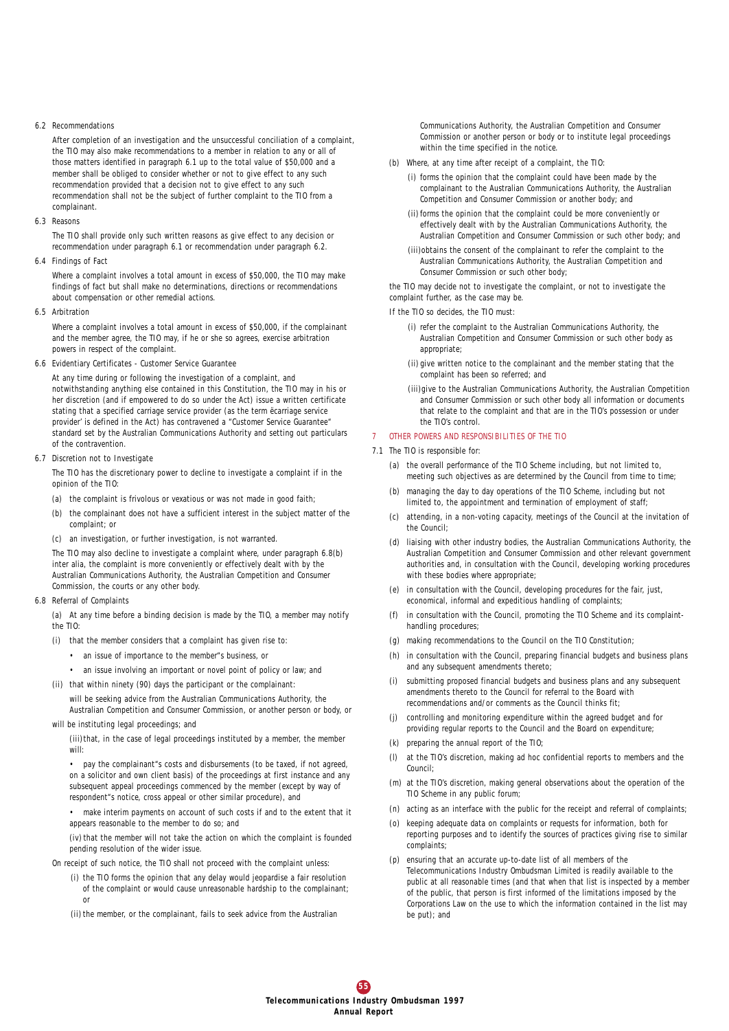6.2 Recommendations

After completion of an investigation and the unsuccessful conciliation of a complaint, the TIO may also make recommendations to a member in relation to any or all of those matters identified in paragraph 6.1 up to the total value of $50,000 and a member shall be obliged to consider whether or not to give effect to any such recommendation provided that a decision not to give effect to any such recommendation shall not be the subject of further complaint to the TIO from a complainant.

6.3 Reasons

The TIO shall provide only such written reasons as give effect to any decision or recommendation under paragraph 6.1 or recommendation under paragraph 6.2.

6.4 Findings of Fact

Where a complaint involves a total amount in excess of $50,000, the TIO may make findings of fact but shall make no determinations, directions or recommendations about compensation or other remedial actions.

6.5 Arbitration

Where a complaint involves a total amount in excess of $50,000, if the complainant and the member agree, the TIO may, if he or she so agrees, exercise arbitration powers in respect of the complaint.

6.6 Evidentiary Certificates - Customer Service Guarantee

At any time during or following the investigation of a complaint, and notwithstanding anything else contained in this Constitution, the TIO may in his or her discretion (and if empowered to do so under the Act) issue a written certificate stating that a specified carriage service provider (as the term ëcarriage service provider' is defined in the Act) has contravened a "Customer Service Guarantee" standard set by the Australian Communications Authority and setting out particulars of the contravention.

6.7 Discretion not to Investigate

The TIO has the discretionary power to decline to investigate a complaint if in the opinion of the TIO:

(a) the complaint is frivolous or vexatious or was not made in good faith;

(b) the complainant does not have a sufficient interest in the subject matter of the complaint; or

(c) an investigation, or further investigation, is not warranted.

The TIO may also decline to investigate a complaint where, under paragraph 6.8(b) inter alia, the complaint is more conveniently or effectively dealt with by the Australian Communications Authority, the Australian Competition and Consumer Commission, the courts or any other body.

6.8 Referral of Complaints

(a) At any time before a binding decision is made by the TIO, a member may notify the TIO:

(i) that the member considers that a complaint has given rise to:

- an issue of importance to the member"s business, or
- an issue involving an important or novel point of policy or law; and

(ii) that within ninety (90) days the participant or the complainant:

will be seeking advice from the Australian Communications Authority, the Australian Competition and Consumer Commission, or another person or body, or

will be instituting legal proceedings; and

(iii) that, in the case of legal proceedings instituted by a member, the member will:

- pay the complainant"s costs and disbursements (to be taxed, if not agreed, on a solicitor and own client basis) of the proceedings at first instance and any subsequent appeal proceedings commenced by the member (except by way of respondent"s notice, cross appeal or other similar procedure), and
- make interim payments on account of such costs if and to the extent that it appears reasonable to the member to do so; and

(iv) that the member will not take the action on which the complaint is founded pending resolution of the wider issue.

On receipt of such notice, the TIO shall not proceed with the complaint unless:

(i) the TIO forms the opinion that any delay would jeopardise a fair resolution of the complaint or would cause unreasonable hardship to the complainant; or

(ii) the member, or the complainant, fails to seek advice from the Australian Communications Authority, the Australian Competition and Consumer Commission or another person or body or to institute legal proceedings within the time specified in the notice.

(b) Where, at any time after receipt of a complaint, the TIO:

(i) forms the opinion that the complaint could have been made by the complainant to the Australian Communications Authority, the Australian Competition and Consumer Commission or another body; and

(ii) forms the opinion that the complaint could be more conveniently or effectively dealt with by the Australian Communications Authority, the Australian Competition and Consumer Commission or such other body; and

(iii) obtains the consent of the complainant to refer the complaint to the Australian Communications Authority, the Australian Competition and Consumer Commission or such other body;

the TIO may decide not to investigate the complaint, or not to investigate the complaint further, as the case may be.

If the TIO so decides, the TIO must:

(i) refer the complaint to the Australian Communications Authority, the Australian Competition and Consumer Commission or such other body as appropriate;

(ii) give written notice to the complainant and the member stating that the complaint has been so referred; and

(iii) give to the Australian Communications Authority, the Australian Competition and Consumer Commission or such other body all information or documents that relate to the complaint and that are in the TIO's possession or under the TIO's control.

## 7 OTHER POWERS AND RESPONSIBILITIES OF THE TIO

7.1 The TIO is responsible for:

(a) the overall performance of the TIO Scheme including, but not limited to, meeting such objectives as are determined by the Council from time to time;

(b) managing the day to day operations of the TIO Scheme, including but not limited to, the appointment and termination of employment of staff;

(c) attending, in a non-voting capacity, meetings of the Council at the invitation of the Council;

(d) liaising with other industry bodies, the Australian Communications Authority, the Australian Competition and Consumer Commission and other relevant government authorities and, in consultation with the Council, developing working procedures with these bodies where appropriate;

(e) in consultation with the Council, developing procedures for the fair, just, economical, informal and expeditious handling of complaints;

(f) in consultation with the Council, promoting the TIO Scheme and its complaint-handling procedures;

(g) making recommendations to the Council on the TIO Constitution;

(h) in consultation with the Council, preparing financial budgets and business plans and any subsequent amendments thereto;

(i) submitting proposed financial budgets and business plans and any subsequent amendments thereto to the Council for referral to the Board with recommendations and/or comments as the Council thinks fit;

(j) controlling and monitoring expenditure within the agreed budget and for providing regular reports to the Council and the Board on expenditure;

(k) preparing the annual report of the TIO;

(l) at the TIO's discretion, making ad hoc confidential reports to members and the Council;

(m) at the TIO's discretion, making general observations about the operation of the TIO Scheme in any public forum;

(n) acting as an interface with the public for the receipt and referral of complaints;

(o) keeping adequate data on complaints or requests for information, both for reporting purposes and to identify the sources of practices giving rise to similar complaints;

(p) ensuring that an accurate up-to-date list of all members of the Telecommunications Industry Ombudsman Limited is readily available to the public at all reasonable times (and that when that list is inspected by a member of the public, that person is first informed of the limitations imposed by the Corporations Law on the use to which the information contained in the list may be put); and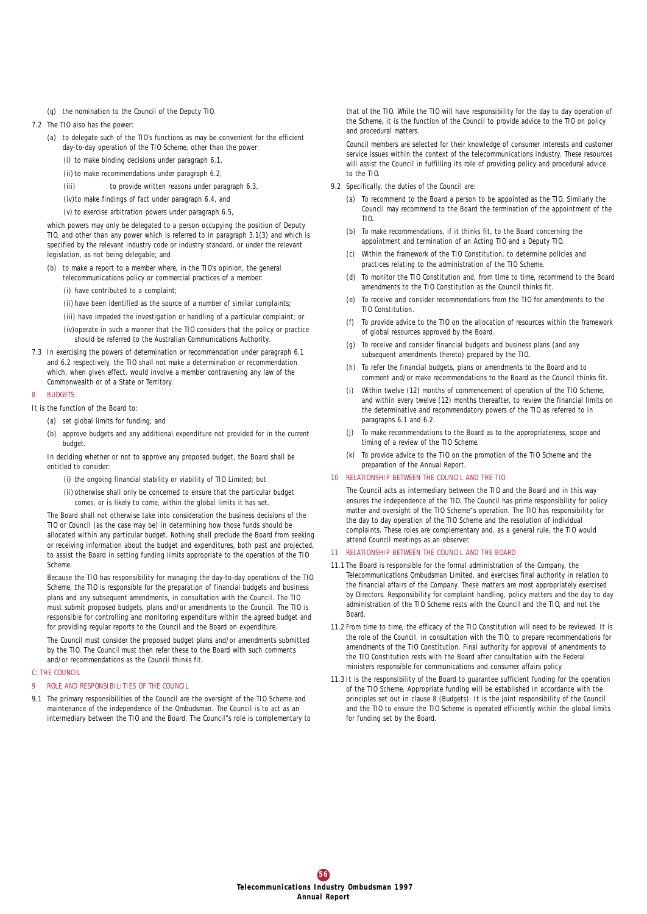(q) the nomination to the Council of the Deputy TIO.

7.2 The TIO also has the power:

(a) to delegate such of the TIO's functions as may be convenient for the efficient day-to-day operation of the TIO Scheme, other than the power:

(i) to make binding decisions under paragraph 6.1,

(ii) to make recommendations under paragraph 6.2,

(iii) to provide written reasons under paragraph 6.3,

(iv) to make findings of fact under paragraph 6.4, and

(v) to exercise arbitration powers under paragraph 6.5,

which powers may only be delegated to a person occupying the position of Deputy TIO, and other than any power which is referred to in paragraph 3.1(3) and which is specified by the relevant industry code or industry standard, or under the relevant legislation, as not being delegable; and

(b) to make a report to a member where, in the TIO's opinion, the general telecommunications policy or commercial practices of a member:

(i) have contributed to a complaint;

(ii) have been identified as the source of a number of similar complaints;

(iii) have impeded the investigation or handling of a particular complaint; or

(iv) operate in such a manner that the TIO considers that the policy or practice should be referred to the Australian Communications Authority.

7.3 In exercising the powers of determination or recommendation under paragraph 6.1 and 6.2 respectively, the TIO shall not make a determination or recommendation which, when given effect, would involve a member contravening any law of the Commonwealth or of a State or Territory.

## 8 BUDGETS

It is the function of the Board to:

(a) set global limits for funding; and

(b) approve budgets and any additional expenditure not provided for in the current budget.

In deciding whether or not to approve any proposed budget, the Board shall be entitled to consider:

(i) the ongoing financial stability or viability of TIO Limited; but

(ii) otherwise shall only be concerned to ensure that the particular budget comes, or is likely to come, within the global limits it has set.

The Board shall not otherwise take into consideration the business decisions of the TIO or Council (as the case may be) in determining how those funds should be allocated within any particular budget. Nothing shall preclude the Board from seeking or receiving information about the budget and expenditures, both past and projected, to assist the Board in setting funding limits appropriate to the operation of the TIO Scheme.

Because the TIO has responsibility for managing the day-to-day operations of the TIO Scheme, the TIO is responsible for the preparation of financial budgets and business plans and any subsequent amendments, in consultation with the Council. The TIO must submit proposed budgets, plans and/or amendments to the Council. The TIO is responsible for controlling and monitoring expenditure within the agreed budget and for providing regular reports to the Council and the Board on expenditure.

The Council must consider the proposed budget plans and/or amendments submitted by the TIO. The Council must then refer these to the Board with such comments and/or recommendations as the Council thinks fit.

## C: THE COUNCIL

## 9 ROLE AND RESPONSIBILITIES OF THE COUNCIL

9.1 The primary responsibilities of the Council are the oversight of the TIO Scheme and maintenance of the independence of the Ombudsman. The Council is to act as an intermediary between the TIO and the Board. The Council"s role is complementary to that of the TIO. While the TIO will have responsibility for the day to day operation of the Scheme, it is the function of the Council to provide advice to the TIO on policy and procedural matters.

Council members are selected for their knowledge of consumer interests and customer service issues within the context of the telecommunications industry. These resources will assist the Council in fulfilling its role of providing policy and procedural advice to the TIO.

9.2 Specifically, the duties of the Council are:

(a) To recommend to the Board a person to be appointed as the TIO. Similarly the Council may recommend to the Board the termination of the appointment of the TIO.

(b) To make recommendations, if it thinks fit, to the Board concerning the appointment and termination of an Acting TIO and a Deputy TIO.

(c) Within the framework of the TIO Constitution, to determine policies and practices relating to the administration of the TIO Scheme.

(d) To monitor the TIO Constitution and, from time to time, recommend to the Board amendments to the TIO Constitution as the Council thinks fit.

(e) To receive and consider recommendations from the TIO for amendments to the TIO Constitution.

(f) To provide advice to the TIO on the allocation of resources within the framework of global resources approved by the Board.

(g) To receive and consider financial budgets and business plans (and any subsequent amendments thereto) prepared by the TIO.

(h) To refer the financial budgets, plans or amendments to the Board and to comment and/or make recommendations to the Board as the Council thinks fit.

(i) Within twelve (12) months of commencement of operation of the TIO Scheme, and within every twelve (12) months thereafter, to review the financial limits on the determinative and recommendatory powers of the TIO as referred to in paragraphs 6.1 and 6.2.

(j) To make recommendations to the Board as to the appropriateness, scope and timing of a review of the TIO Scheme.

(k) To provide advice to the TIO on the promotion of the TIO Scheme and the preparation of the Annual Report.

## 10 RELATIONSHIP BETWEEN THE COUNCIL AND THE TIO

The Council acts as intermediary between the TIO and the Board and in this way ensures the independence of the TIO. The Council has prime responsibility for policy matter and oversight of the TIO Scheme"s operation. The TIO has responsibility for the day to day operation of the TIO Scheme and the resolution of individual complaints. These roles are complementary and, as a general rule, the TIO would attend Council meetings as an observer.

## 11 RELATIONSHIP BETWEEN THE COUNCIL AND THE BOARD

11.1 The Board is responsible for the formal administration of the Company, the Telecommunications Ombudsman Limited, and exercises final authority in relation to the financial affairs of the Company. These matters are most appropriately exercised by Directors. Responsibility for complaint handling, policy matters and the day to day administration of the TIO Scheme rests with the Council and the TIO, and not the Board.

11.2 From time to time, the efficacy of the TIO Constitution will need to be reviewed. It is the role of the Council, in consultation with the TIO, to prepare recommendations for amendments of the TIO Constitution. Final authority for approval of amendments to the TIO Constitution rests with the Board after consultation with the Federal ministers responsible for communications and consumer affairs policy.

11.3 It is the responsibility of the Board to guarantee sufficient funding for the operation of the TIO Scheme. Appropriate funding will be established in accordance with the principles set out in clause 8 (Budgets). It is the joint responsibility of the Council and the TIO to ensure the TIO Scheme is operated efficiently within the global limits for funding set by the Board.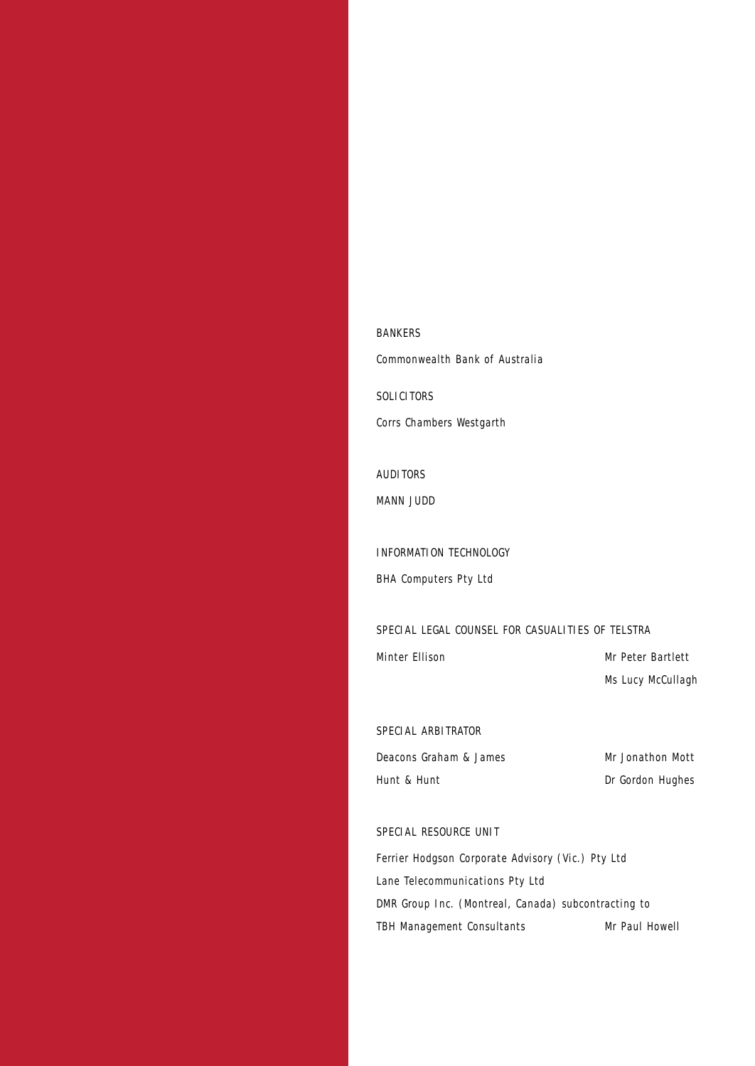BANKERS

Commonwealth Bank of Australia

SOLICITORS

Corrs Chambers Westgarth

AUDITORS

MANN JUDD

INFORMATION TECHNOLOGY

BHA Computers Pty Ltd

SPECIAL LEGAL COUNSEL FOR CASUALITIES OF TELSTRA

| | |
|---|---|
| Minter Ellison | Mr Peter Bartlett |
| | Ms Lucy McCullagh |

SPECIAL ARBITRATOR

| | |
|---|---|
| Deacons Graham & James | Mr Jonathon Mott |
| Hunt & Hunt | Dr Gordon Hughes |

SPECIAL RESOURCE UNIT

Ferrier Hodgson Corporate Advisory (Vic.) Pty Ltd

Lane Telecommunications Pty Ltd

DMR Group Inc. (Montreal, Canada) subcontracting to

| | |
|---|---|
| TBH Management Consultants | Mr Paul Howell |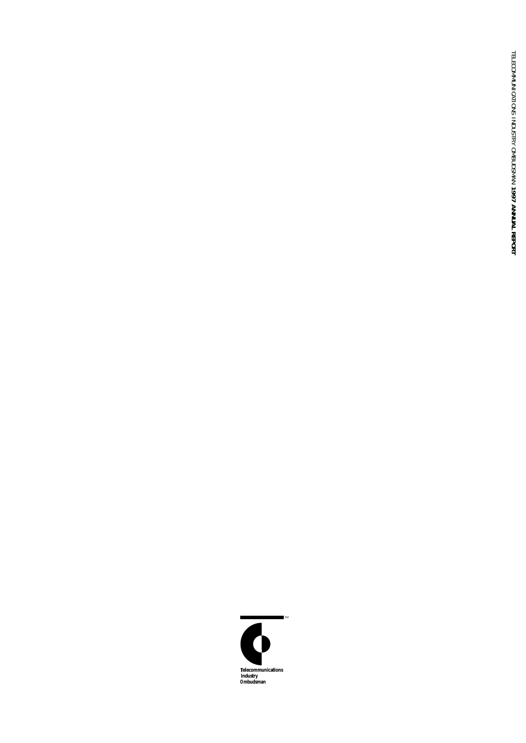TELECOMMUNICATIONS INDUSTRY OMBUDSMAN **1997 ANNUAL REPORT**

Telecommunications Industry Ombudsman ™